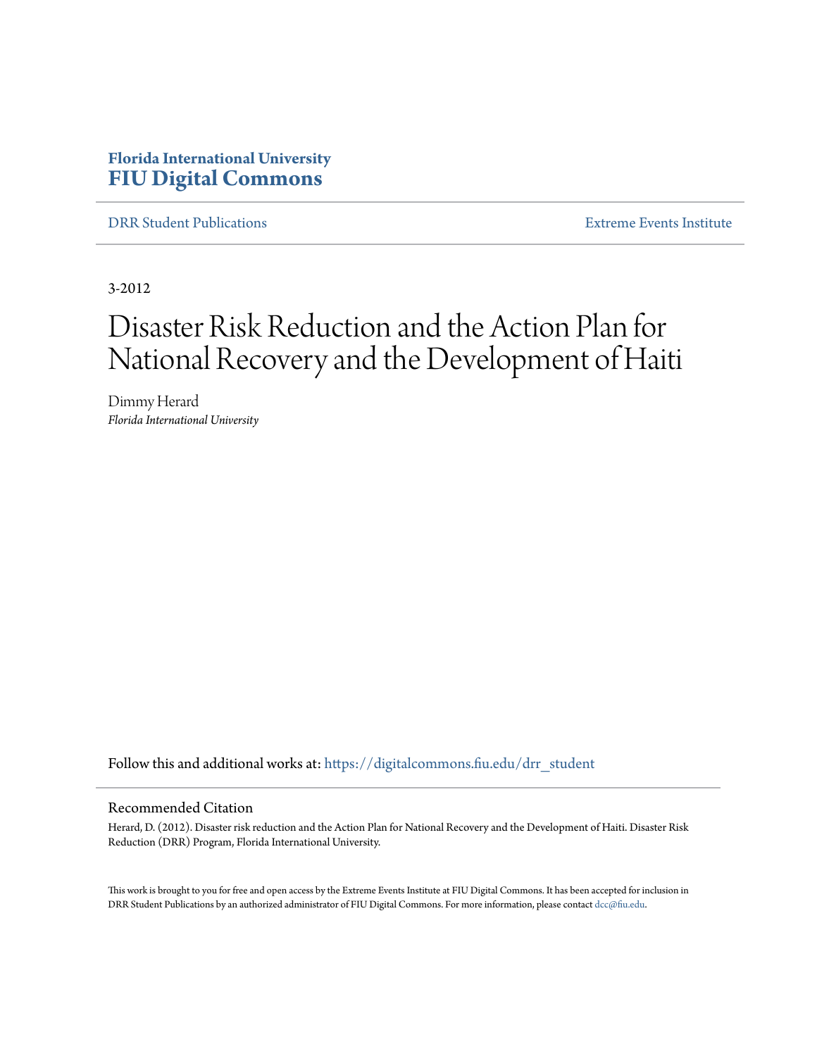**Florida International University**
**FIU Digital Commons**

DRR Student Publications | Extreme Events Institute

3-2012

# Disaster Risk Reduction and the Action Plan for National Recovery and the Development of Haiti

Dimmy Herard
*Florida International University*

Follow this and additional works at: https://digitalcommons.fiu.edu/drr_student

## Recommended Citation

Herard, D. (2012). Disaster risk reduction and the Action Plan for National Recovery and the Development of Haiti. Disaster Risk Reduction (DRR) Program, Florida International University.

This work is brought to you for free and open access by the Extreme Events Institute at FIU Digital Commons. It has been accepted for inclusion in DRR Student Publications by an authorized administrator of FIU Digital Commons. For more information, please contact dcc@fiu.edu.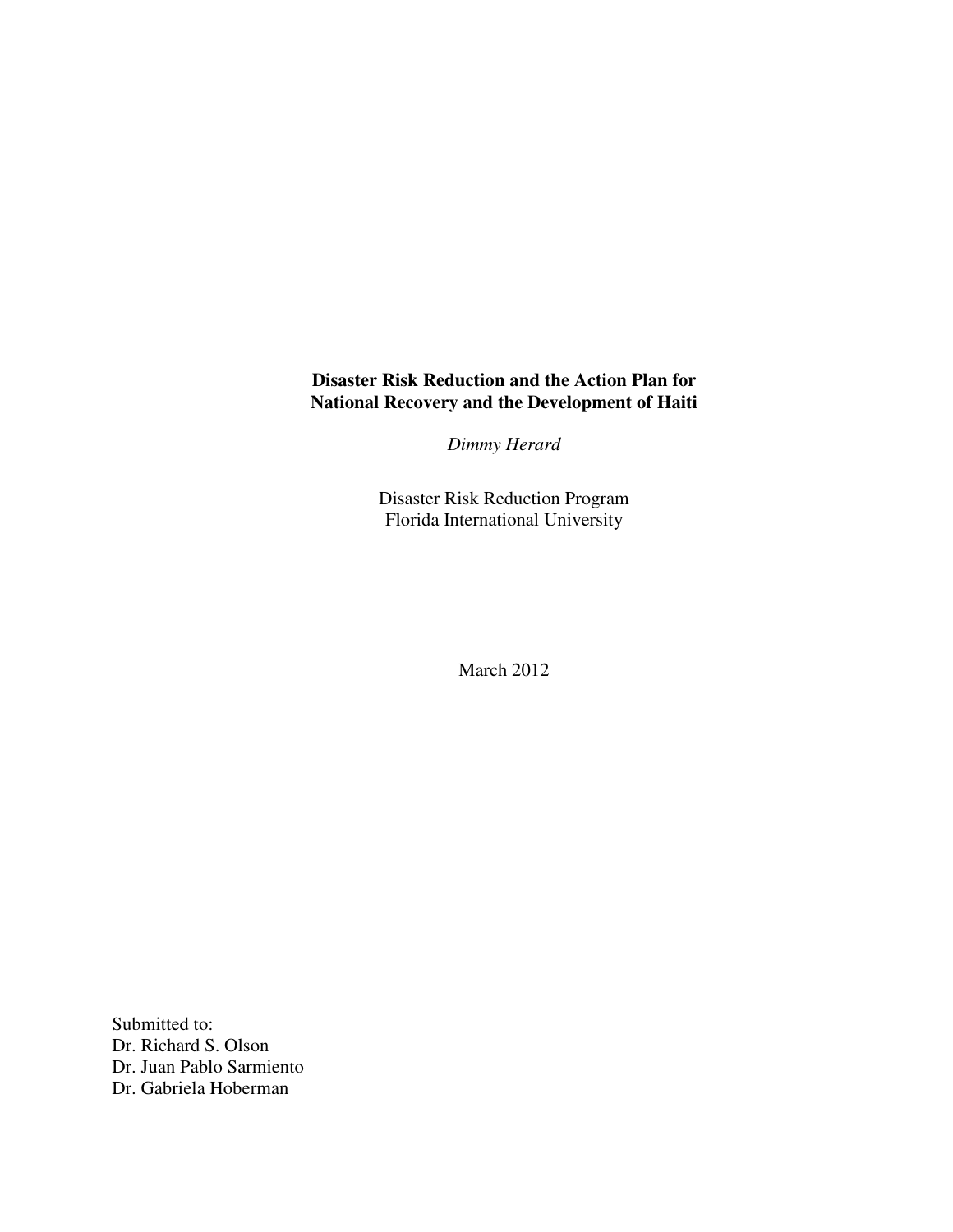**Disaster Risk Reduction and the Action Plan for National Recovery and the Development of Haiti**

*Dimmy Herard*

Disaster Risk Reduction Program
Florida International University

March 2012

Submitted to:
Dr. Richard S. Olson
Dr. Juan Pablo Sarmiento
Dr. Gabriela Hoberman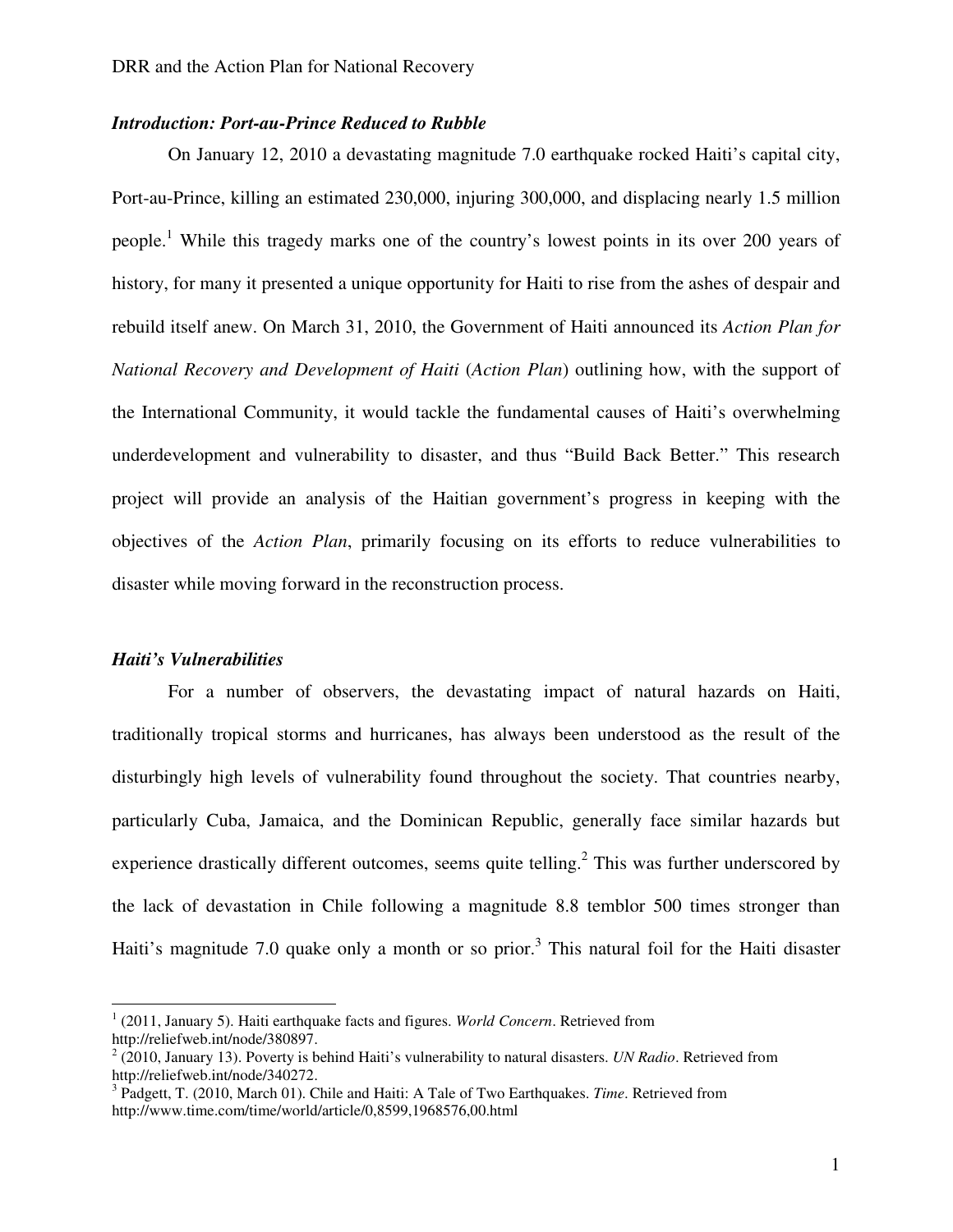### *Introduction: Port-au-Prince Reduced to Rubble*

On January 12, 2010 a devastating magnitude 7.0 earthquake rocked Haiti's capital city, Port-au-Prince, killing an estimated 230,000, injuring 300,000, and displacing nearly 1.5 million people.[1] While this tragedy marks one of the country's lowest points in its over 200 years of history, for many it presented a unique opportunity for Haiti to rise from the ashes of despair and rebuild itself anew. On March 31, 2010, the Government of Haiti announced its *Action Plan for National Recovery and Development of Haiti* (*Action Plan*) outlining how, with the support of the International Community, it would tackle the fundamental causes of Haiti's overwhelming underdevelopment and vulnerability to disaster, and thus "Build Back Better." This research project will provide an analysis of the Haitian government's progress in keeping with the objectives of the *Action Plan*, primarily focusing on its efforts to reduce vulnerabilities to disaster while moving forward in the reconstruction process.

### *Haiti's Vulnerabilities*

For a number of observers, the devastating impact of natural hazards on Haiti, traditionally tropical storms and hurricanes, has always been understood as the result of the disturbingly high levels of vulnerability found throughout the society. That countries nearby, particularly Cuba, Jamaica, and the Dominican Republic, generally face similar hazards but experience drastically different outcomes, seems quite telling.[2] This was further underscored by the lack of devastation in Chile following a magnitude 8.8 temblor 500 times stronger than Haiti's magnitude 7.0 quake only a month or so prior.[3] This natural foil for the Haiti disaster

---

[1] (2011, January 5). Haiti earthquake facts and figures. *World Concern*. Retrieved from http://reliefweb.int/node/380897.

[2] (2010, January 13). Poverty is behind Haiti's vulnerability to natural disasters. *UN Radio*. Retrieved from http://reliefweb.int/node/340272.

[3] Padgett, T. (2010, March 01). Chile and Haiti: A Tale of Two Earthquakes. *Time*. Retrieved from http://www.time.com/time/world/article/0,8599,1968576,00.html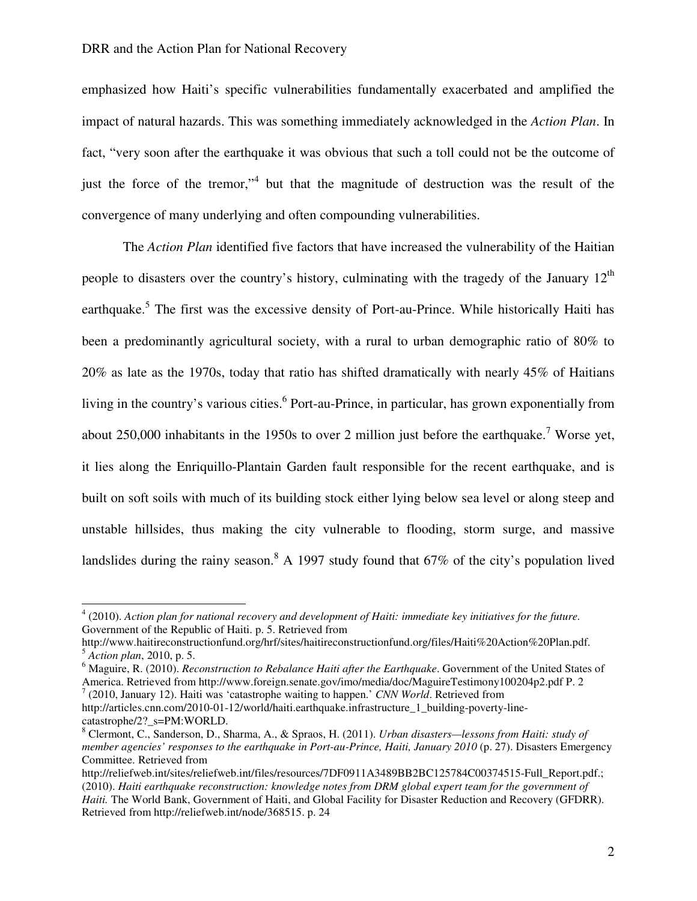emphasized how Haiti's specific vulnerabilities fundamentally exacerbated and amplified the impact of natural hazards. This was something immediately acknowledged in the *Action Plan*. In fact, "very soon after the earthquake it was obvious that such a toll could not be the outcome of just the force of the tremor,"[4] but that the magnitude of destruction was the result of the convergence of many underlying and often compounding vulnerabilities.

The *Action Plan* identified five factors that have increased the vulnerability of the Haitian people to disasters over the country's history, culminating with the tragedy of the January 12th earthquake.[5] The first was the excessive density of Port-au-Prince. While historically Haiti has been a predominantly agricultural society, with a rural to urban demographic ratio of 80% to 20% as late as the 1970s, today that ratio has shifted dramatically with nearly 45% of Haitians living in the country's various cities.[6] Port-au-Prince, in particular, has grown exponentially from about 250,000 inhabitants in the 1950s to over 2 million just before the earthquake.[7] Worse yet, it lies along the Enriquillo-Plantain Garden fault responsible for the recent earthquake, and is built on soft soils with much of its building stock either lying below sea level or along steep and unstable hillsides, thus making the city vulnerable to flooding, storm surge, and massive landslides during the rainy season.[8] A 1997 study found that 67% of the city's population lived

---

[4] (2010). *Action plan for national recovery and development of Haiti: immediate key initiatives for the future.* Government of the Republic of Haiti. p. 5. Retrieved from http://www.haitireconstructionfund.org/hrf/sites/haitireconstructionfund.org/files/Haiti%20Action%20Plan.pdf.

[5] *Action plan*, 2010, p. 5.

[6] Maguire, R. (2010). *Reconstruction to Rebalance Haiti after the Earthquake*. Government of the United States of America. Retrieved from http://www.foreign.senate.gov/imo/media/doc/MaguireTestimony100204p2.pdf P. 2

[7] (2010, January 12). Haiti was 'catastrophe waiting to happen.' *CNN World*. Retrieved from http://articles.cnn.com/2010-01-12/world/haiti.earthquake.infrastructure_1_building-poverty-line-catastrophe/2?_s=PM:WORLD.

[8] Clermont, C., Sanderson, D., Sharma, A., & Spraos, H. (2011). *Urban disasters—lessons from Haiti: study of member agencies' responses to the earthquake in Port-au-Prince, Haiti, January 2010* (p. 27). Disasters Emergency Committee. Retrieved from http://reliefweb.int/sites/reliefweb.int/files/resources/7DF0911A3489BB2BC125784C00374515-Full_Report.pdf.; (2010). *Haiti earthquake reconstruction: knowledge notes from DRM global expert team for the government of Haiti.* The World Bank, Government of Haiti, and Global Facility for Disaster Reduction and Recovery (GFDRR). Retrieved from http://reliefweb.int/node/368515. p. 24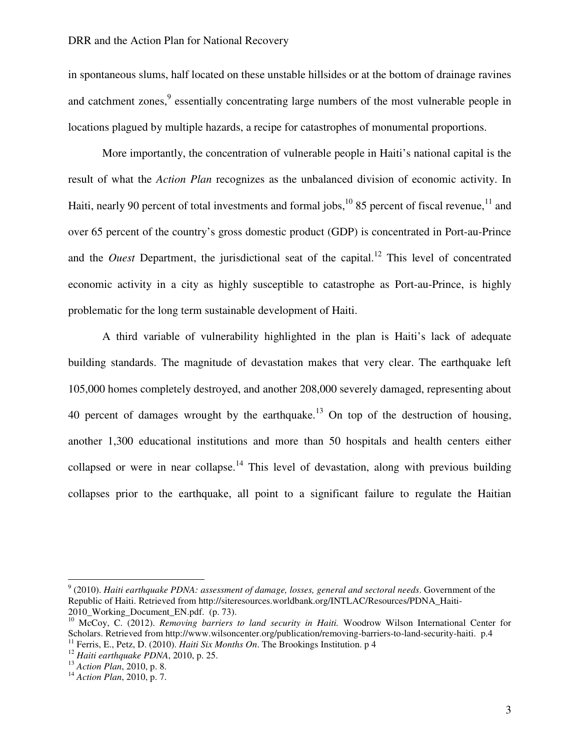in spontaneous slums, half located on these unstable hillsides or at the bottom of drainage ravines and catchment zones,[9] essentially concentrating large numbers of the most vulnerable people in locations plagued by multiple hazards, a recipe for catastrophes of monumental proportions.

More importantly, the concentration of vulnerable people in Haiti's national capital is the result of what the *Action Plan* recognizes as the unbalanced division of economic activity. In Haiti, nearly 90 percent of total investments and formal jobs,[10] 85 percent of fiscal revenue,[11] and over 65 percent of the country's gross domestic product (GDP) is concentrated in Port-au-Prince and the *Ouest* Department, the jurisdictional seat of the capital.[12] This level of concentrated economic activity in a city as highly susceptible to catastrophe as Port-au-Prince, is highly problematic for the long term sustainable development of Haiti.

A third variable of vulnerability highlighted in the plan is Haiti's lack of adequate building standards. The magnitude of devastation makes that very clear. The earthquake left 105,000 homes completely destroyed, and another 208,000 severely damaged, representing about 40 percent of damages wrought by the earthquake.[13] On top of the destruction of housing, another 1,300 educational institutions and more than 50 hospitals and health centers either collapsed or were in near collapse.[14] This level of devastation, along with previous building collapses prior to the earthquake, all point to a significant failure to regulate the Haitian

---

[9] (2010). *Haiti earthquake PDNA: assessment of damage, losses, general and sectoral needs*. Government of the Republic of Haiti. Retrieved from http://siteresources.worldbank.org/INTLAC/Resources/PDNA_Haiti-2010_Working_Document_EN.pdf. (p. 73).

[10] McCoy, C. (2012). *Removing barriers to land security in Haiti.* Woodrow Wilson International Center for Scholars. Retrieved from http://www.wilsoncenter.org/publication/removing-barriers-to-land-security-haiti. p.4

[11] Ferris, E., Petz, D. (2010). *Haiti Six Months On*. The Brookings Institution. p 4

[12] *Haiti earthquake PDNA*, 2010, p. 25.

[13] *Action Plan*, 2010, p. 8.

[14] *Action Plan*, 2010, p. 7.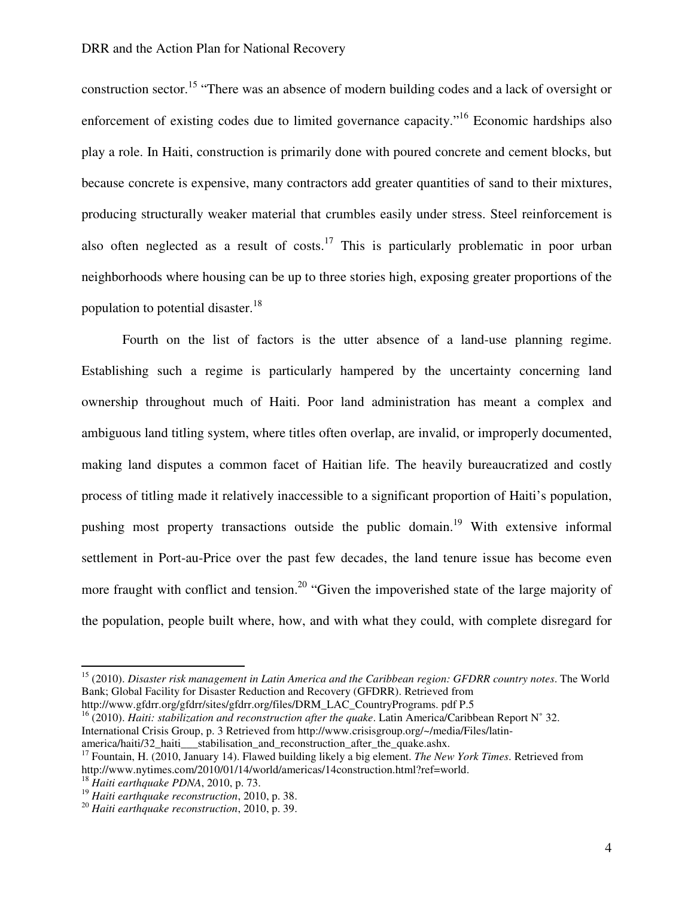construction sector.[15] "There was an absence of modern building codes and a lack of oversight or enforcement of existing codes due to limited governance capacity."[16] Economic hardships also play a role. In Haiti, construction is primarily done with poured concrete and cement blocks, but because concrete is expensive, many contractors add greater quantities of sand to their mixtures, producing structurally weaker material that crumbles easily under stress. Steel reinforcement is also often neglected as a result of costs.[17] This is particularly problematic in poor urban neighborhoods where housing can be up to three stories high, exposing greater proportions of the population to potential disaster.[18]

Fourth on the list of factors is the utter absence of a land-use planning regime. Establishing such a regime is particularly hampered by the uncertainty concerning land ownership throughout much of Haiti. Poor land administration has meant a complex and ambiguous land titling system, where titles often overlap, are invalid, or improperly documented, making land disputes a common facet of Haitian life. The heavily bureaucratized and costly process of titling made it relatively inaccessible to a significant proportion of Haiti's population, pushing most property transactions outside the public domain.[19] With extensive informal settlement in Port-au-Price over the past few decades, the land tenure issue has become even more fraught with conflict and tension.[20] "Given the impoverished state of the large majority of the population, people built where, how, and with what they could, with complete disregard for

---

[15] (2010). *Disaster risk management in Latin America and the Caribbean region: GFDRR country notes*. The World Bank; Global Facility for Disaster Reduction and Recovery (GFDRR). Retrieved from http://www.gfdrr.org/gfdrr/sites/gfdrr.org/files/DRM_LAC_CountryPrograms. pdf P.5

[16] (2010). *Haiti: stabilization and reconstruction after the quake*. Latin America/Caribbean Report N˚ 32. International Crisis Group, p. 3 Retrieved from http://www.crisisgroup.org/~/media/Files/latin-america/haiti/32_haiti___stabilisation_and_reconstruction_after_the_quake.ashx.

[17] Fountain, H. (2010, January 14). Flawed building likely a big element. *The New York Times*. Retrieved from http://www.nytimes.com/2010/01/14/world/americas/14construction.html?ref=world.

[18] *Haiti earthquake PDNA*, 2010, p. 73.

[19] *Haiti earthquake reconstruction*, 2010, p. 38.

[20] *Haiti earthquake reconstruction*, 2010, p. 39.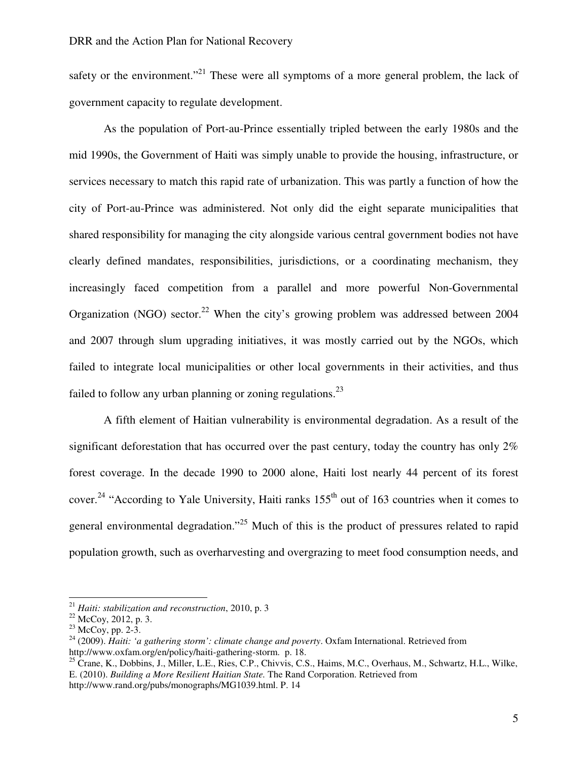safety or the environment."[21] These were all symptoms of a more general problem, the lack of government capacity to regulate development.

As the population of Port-au-Prince essentially tripled between the early 1980s and the mid 1990s, the Government of Haiti was simply unable to provide the housing, infrastructure, or services necessary to match this rapid rate of urbanization. This was partly a function of how the city of Port-au-Prince was administered. Not only did the eight separate municipalities that shared responsibility for managing the city alongside various central government bodies not have clearly defined mandates, responsibilities, jurisdictions, or a coordinating mechanism, they increasingly faced competition from a parallel and more powerful Non-Governmental Organization (NGO) sector.[22] When the city's growing problem was addressed between 2004 and 2007 through slum upgrading initiatives, it was mostly carried out by the NGOs, which failed to integrate local municipalities or other local governments in their activities, and thus failed to follow any urban planning or zoning regulations.[23]

A fifth element of Haitian vulnerability is environmental degradation. As a result of the significant deforestation that has occurred over the past century, today the country has only 2% forest coverage. In the decade 1990 to 2000 alone, Haiti lost nearly 44 percent of its forest cover.[24] "According to Yale University, Haiti ranks 155th out of 163 countries when it comes to general environmental degradation."[25] Much of this is the product of pressures related to rapid population growth, such as overharvesting and overgrazing to meet food consumption needs, and

---

[21] *Haiti: stabilization and reconstruction*, 2010, p. 3

[22] McCoy, 2012, p. 3.

[23] McCoy, pp. 2-3.

[24] (2009). *Haiti: 'a gathering storm': climate change and poverty*. Oxfam International. Retrieved from http://www.oxfam.org/en/policy/haiti-gathering-storm. p. 18.

[25] Crane, K., Dobbins, J., Miller, L.E., Ries, C.P., Chivvis, C.S., Haims, M.C., Overhaus, M., Schwartz, H.L., Wilke, E. (2010). *Building a More Resilient Haitian State.* The Rand Corporation. Retrieved from http://www.rand.org/pubs/monographs/MG1039.html. P. 14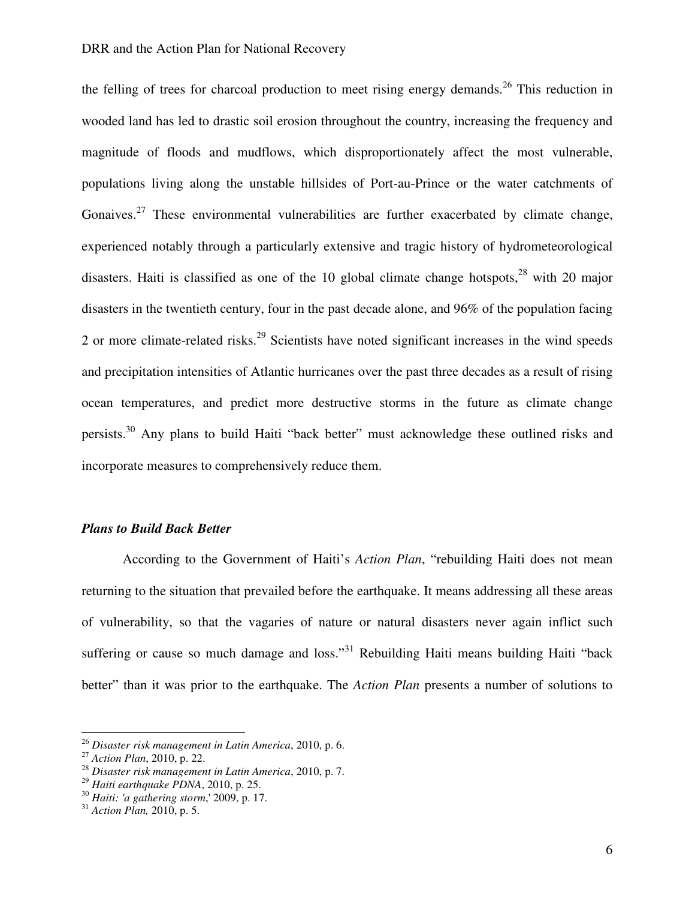the felling of trees for charcoal production to meet rising energy demands.[26] This reduction in wooded land has led to drastic soil erosion throughout the country, increasing the frequency and magnitude of floods and mudflows, which disproportionately affect the most vulnerable, populations living along the unstable hillsides of Port-au-Prince or the water catchments of Gonaives.[27] These environmental vulnerabilities are further exacerbated by climate change, experienced notably through a particularly extensive and tragic history of hydrometeorological disasters. Haiti is classified as one of the 10 global climate change hotspots,[28] with 20 major disasters in the twentieth century, four in the past decade alone, and 96% of the population facing 2 or more climate-related risks.[29] Scientists have noted significant increases in the wind speeds and precipitation intensities of Atlantic hurricanes over the past three decades as a result of rising ocean temperatures, and predict more destructive storms in the future as climate change persists.[30] Any plans to build Haiti "back better" must acknowledge these outlined risks and incorporate measures to comprehensively reduce them.

### *Plans to Build Back Better*

According to the Government of Haiti's *Action Plan*, "rebuilding Haiti does not mean returning to the situation that prevailed before the earthquake. It means addressing all these areas of vulnerability, so that the vagaries of nature or natural disasters never again inflict such suffering or cause so much damage and loss."[31] Rebuilding Haiti means building Haiti "back better" than it was prior to the earthquake. The *Action Plan* presents a number of solutions to

---

[26] *Disaster risk management in Latin America*, 2010, p. 6.
[27] *Action Plan*, 2010, p. 22.
[28] *Disaster risk management in Latin America*, 2010, p. 7.
[29] *Haiti earthquake PDNA*, 2010, p. 25.
[30] *Haiti: 'a gathering storm*,' 2009, p. 17.
[31] *Action Plan,* 2010, p. 5.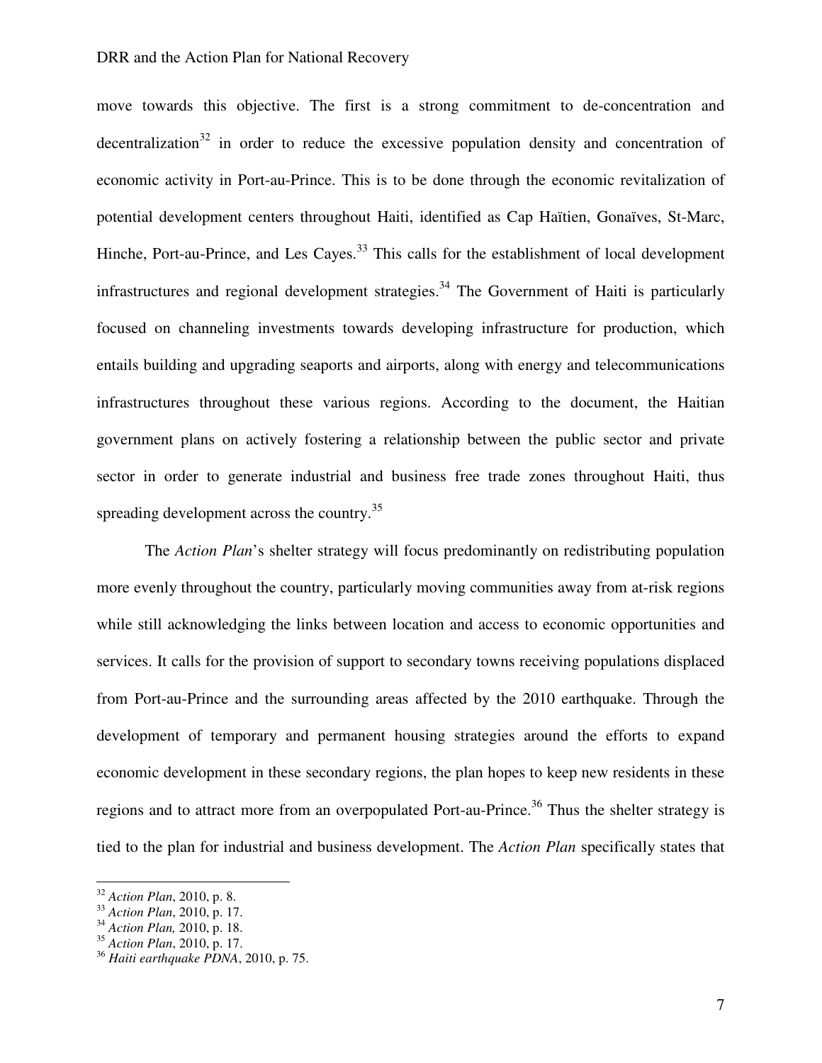move towards this objective. The first is a strong commitment to de-concentration and decentralization[32] in order to reduce the excessive population density and concentration of economic activity in Port-au-Prince. This is to be done through the economic revitalization of potential development centers throughout Haiti, identified as Cap Haïtien, Gonaïves, St-Marc, Hinche, Port-au-Prince, and Les Cayes.[33] This calls for the establishment of local development infrastructures and regional development strategies.[34] The Government of Haiti is particularly focused on channeling investments towards developing infrastructure for production, which entails building and upgrading seaports and airports, along with energy and telecommunications infrastructures throughout these various regions. According to the document, the Haitian government plans on actively fostering a relationship between the public sector and private sector in order to generate industrial and business free trade zones throughout Haiti, thus spreading development across the country.[35]

The *Action Plan*'s shelter strategy will focus predominantly on redistributing population more evenly throughout the country, particularly moving communities away from at-risk regions while still acknowledging the links between location and access to economic opportunities and services. It calls for the provision of support to secondary towns receiving populations displaced from Port-au-Prince and the surrounding areas affected by the 2010 earthquake. Through the development of temporary and permanent housing strategies around the efforts to expand economic development in these secondary regions, the plan hopes to keep new residents in these regions and to attract more from an overpopulated Port-au-Prince.[36] Thus the shelter strategy is tied to the plan for industrial and business development. The *Action Plan* specifically states that

---

[32] *Action Plan*, 2010, p. 8.
[33] *Action Plan*, 2010, p. 17.
[34] *Action Plan,* 2010, p. 18.
[35] *Action Plan*, 2010, p. 17.
[36] *Haiti earthquake PDNA*, 2010, p. 75.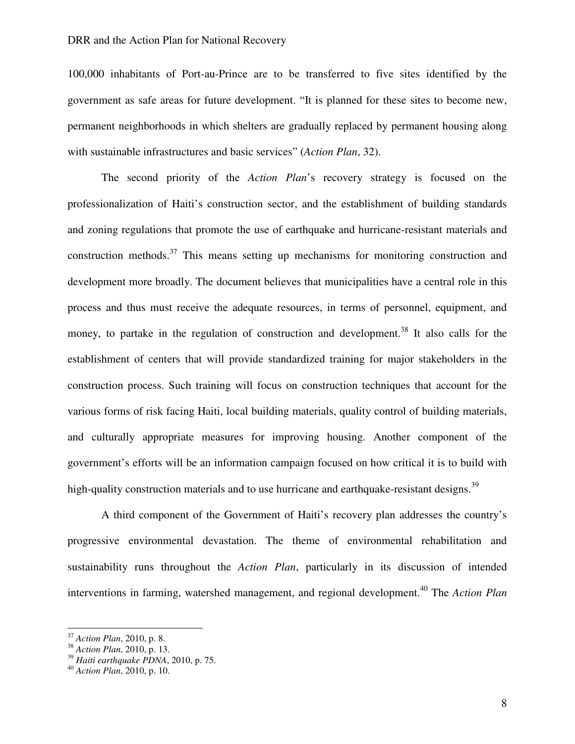100,000 inhabitants of Port-au-Prince are to be transferred to five sites identified by the government as safe areas for future development. "It is planned for these sites to become new, permanent neighborhoods in which shelters are gradually replaced by permanent housing along with sustainable infrastructures and basic services" (*Action Plan*, 32).

The second priority of the *Action Plan*'s recovery strategy is focused on the professionalization of Haiti's construction sector, and the establishment of building standards and zoning regulations that promote the use of earthquake and hurricane-resistant materials and construction methods.[37] This means setting up mechanisms for monitoring construction and development more broadly. The document believes that municipalities have a central role in this process and thus must receive the adequate resources, in terms of personnel, equipment, and money, to partake in the regulation of construction and development.[38] It also calls for the establishment of centers that will provide standardized training for major stakeholders in the construction process. Such training will focus on construction techniques that account for the various forms of risk facing Haiti, local building materials, quality control of building materials, and culturally appropriate measures for improving housing. Another component of the government's efforts will be an information campaign focused on how critical it is to build with high-quality construction materials and to use hurricane and earthquake-resistant designs.[39]

A third component of the Government of Haiti's recovery plan addresses the country's progressive environmental devastation. The theme of environmental rehabilitation and sustainability runs throughout the *Action Plan*, particularly in its discussion of intended interventions in farming, watershed management, and regional development.[40] The *Action Plan*

---

[37] *Action Plan*, 2010, p. 8.
[38] *Action Plan*, 2010, p. 13.
[39] *Haiti earthquake PDNA*, 2010, p. 75.
[40] *Action Plan*, 2010, p. 10.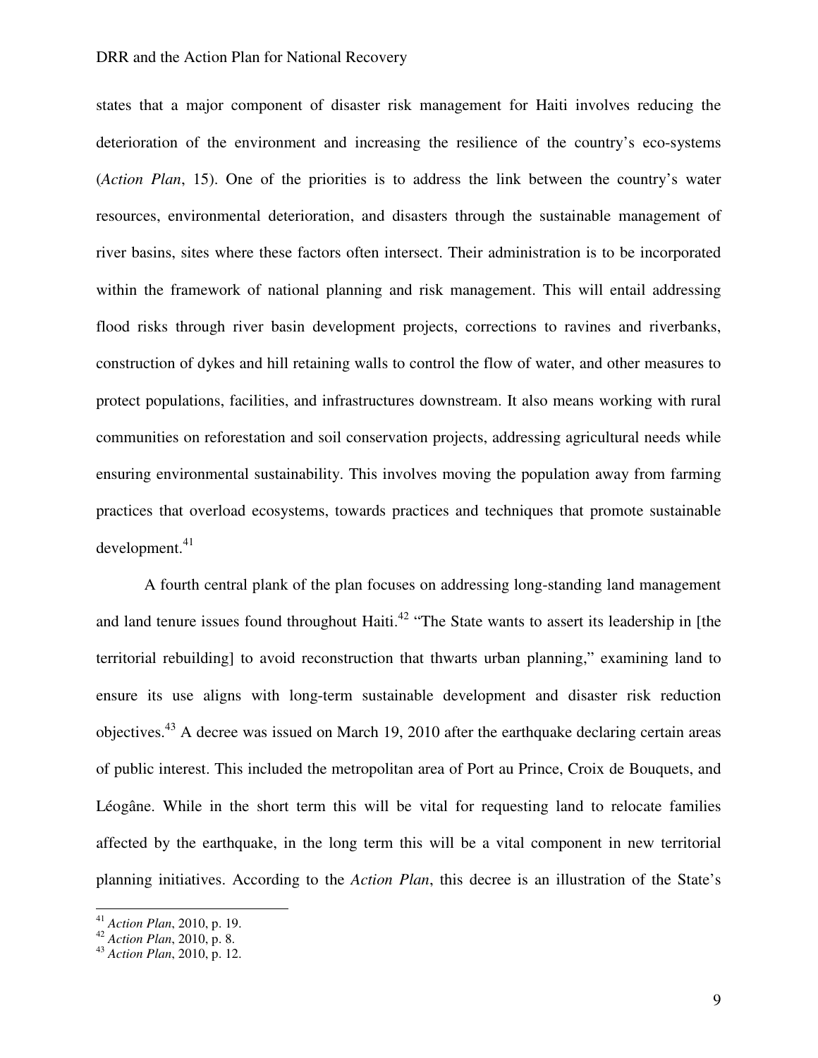states that a major component of disaster risk management for Haiti involves reducing the deterioration of the environment and increasing the resilience of the country's eco-systems (*Action Plan*, 15). One of the priorities is to address the link between the country's water resources, environmental deterioration, and disasters through the sustainable management of river basins, sites where these factors often intersect. Their administration is to be incorporated within the framework of national planning and risk management. This will entail addressing flood risks through river basin development projects, corrections to ravines and riverbanks, construction of dykes and hill retaining walls to control the flow of water, and other measures to protect populations, facilities, and infrastructures downstream. It also means working with rural communities on reforestation and soil conservation projects, addressing agricultural needs while ensuring environmental sustainability. This involves moving the population away from farming practices that overload ecosystems, towards practices and techniques that promote sustainable development.[41]

A fourth central plank of the plan focuses on addressing long-standing land management and land tenure issues found throughout Haiti.[42] "The State wants to assert its leadership in [the territorial rebuilding] to avoid reconstruction that thwarts urban planning," examining land to ensure its use aligns with long-term sustainable development and disaster risk reduction objectives.[43] A decree was issued on March 19, 2010 after the earthquake declaring certain areas of public interest. This included the metropolitan area of Port au Prince, Croix de Bouquets, and Léogâne. While in the short term this will be vital for requesting land to relocate families affected by the earthquake, in the long term this will be a vital component in new territorial planning initiatives. According to the *Action Plan*, this decree is an illustration of the State's

---

[41] *Action Plan*, 2010, p. 19.

[42] *Action Plan*, 2010, p. 8.

[43] *Action Plan*, 2010, p. 12.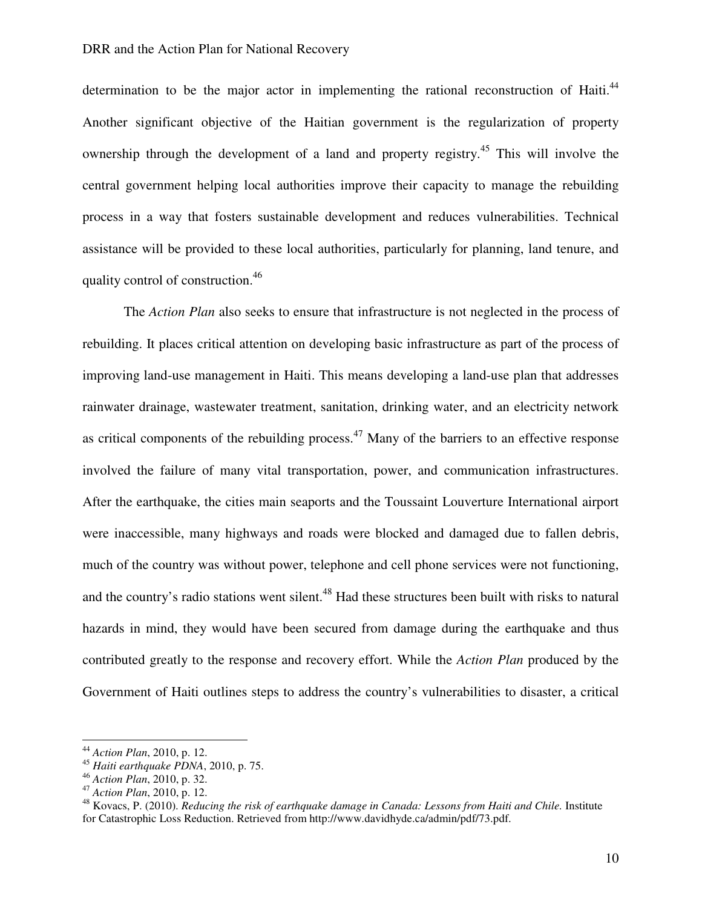determination to be the major actor in implementing the rational reconstruction of Haiti.[44] Another significant objective of the Haitian government is the regularization of property ownership through the development of a land and property registry.[45] This will involve the central government helping local authorities improve their capacity to manage the rebuilding process in a way that fosters sustainable development and reduces vulnerabilities. Technical assistance will be provided to these local authorities, particularly for planning, land tenure, and quality control of construction.[46]

The *Action Plan* also seeks to ensure that infrastructure is not neglected in the process of rebuilding. It places critical attention on developing basic infrastructure as part of the process of improving land-use management in Haiti. This means developing a land-use plan that addresses rainwater drainage, wastewater treatment, sanitation, drinking water, and an electricity network as critical components of the rebuilding process.[47] Many of the barriers to an effective response involved the failure of many vital transportation, power, and communication infrastructures. After the earthquake, the cities main seaports and the Toussaint Louverture International airport were inaccessible, many highways and roads were blocked and damaged due to fallen debris, much of the country was without power, telephone and cell phone services were not functioning, and the country's radio stations went silent.[48] Had these structures been built with risks to natural hazards in mind, they would have been secured from damage during the earthquake and thus contributed greatly to the response and recovery effort. While the *Action Plan* produced by the Government of Haiti outlines steps to address the country's vulnerabilities to disaster, a critical

---

[44] *Action Plan*, 2010, p. 12.

[45] *Haiti earthquake PDNA*, 2010, p. 75.

[46] *Action Plan*, 2010, p. 32.

[47] *Action Plan*, 2010, p. 12.

[48] Kovacs, P. (2010). *Reducing the risk of earthquake damage in Canada: Lessons from Haiti and Chile.* Institute for Catastrophic Loss Reduction. Retrieved from http://www.davidhyde.ca/admin/pdf/73.pdf.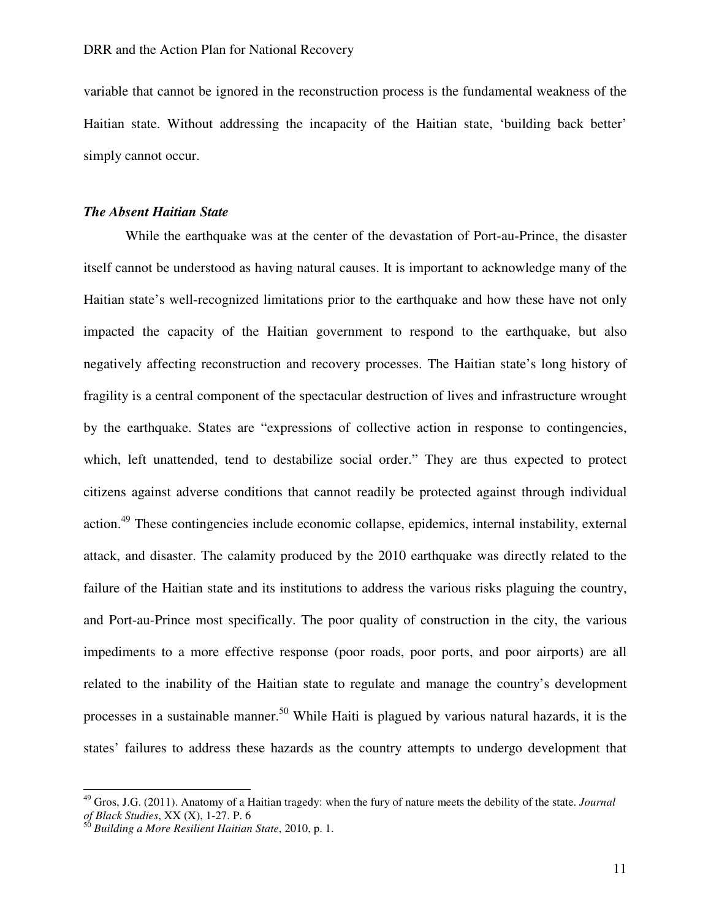variable that cannot be ignored in the reconstruction process is the fundamental weakness of the Haitian state. Without addressing the incapacity of the Haitian state, 'building back better' simply cannot occur.

### *The Absent Haitian State*

While the earthquake was at the center of the devastation of Port-au-Prince, the disaster itself cannot be understood as having natural causes. It is important to acknowledge many of the Haitian state's well-recognized limitations prior to the earthquake and how these have not only impacted the capacity of the Haitian government to respond to the earthquake, but also negatively affecting reconstruction and recovery processes. The Haitian state's long history of fragility is a central component of the spectacular destruction of lives and infrastructure wrought by the earthquake. States are "expressions of collective action in response to contingencies, which, left unattended, tend to destabilize social order." They are thus expected to protect citizens against adverse conditions that cannot readily be protected against through individual action.[49] These contingencies include economic collapse, epidemics, internal instability, external attack, and disaster. The calamity produced by the 2010 earthquake was directly related to the failure of the Haitian state and its institutions to address the various risks plaguing the country, and Port-au-Prince most specifically. The poor quality of construction in the city, the various impediments to a more effective response (poor roads, poor ports, and poor airports) are all related to the inability of the Haitian state to regulate and manage the country's development processes in a sustainable manner.[50] While Haiti is plagued by various natural hazards, it is the states' failures to address these hazards as the country attempts to undergo development that

---

[49] Gros, J.G. (2011). Anatomy of a Haitian tragedy: when the fury of nature meets the debility of the state. *Journal of Black Studies*, XX (X), 1-27. P. 6

[50] *Building a More Resilient Haitian State*, 2010, p. 1.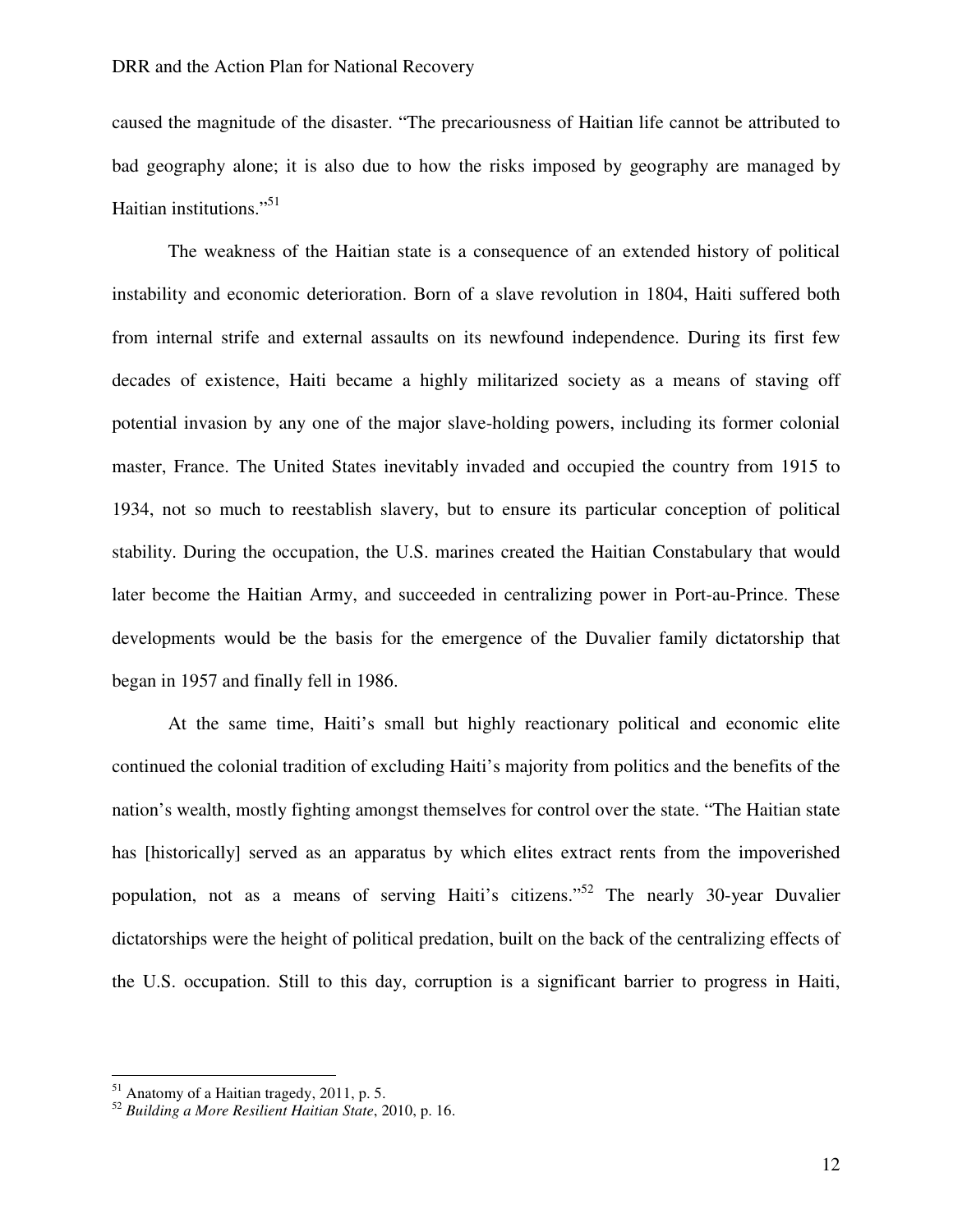caused the magnitude of the disaster. "The precariousness of Haitian life cannot be attributed to bad geography alone; it is also due to how the risks imposed by geography are managed by Haitian institutions."[51]

The weakness of the Haitian state is a consequence of an extended history of political instability and economic deterioration. Born of a slave revolution in 1804, Haiti suffered both from internal strife and external assaults on its newfound independence. During its first few decades of existence, Haiti became a highly militarized society as a means of staving off potential invasion by any one of the major slave-holding powers, including its former colonial master, France. The United States inevitably invaded and occupied the country from 1915 to 1934, not so much to reestablish slavery, but to ensure its particular conception of political stability. During the occupation, the U.S. marines created the Haitian Constabulary that would later become the Haitian Army, and succeeded in centralizing power in Port-au-Prince. These developments would be the basis for the emergence of the Duvalier family dictatorship that began in 1957 and finally fell in 1986.

At the same time, Haiti's small but highly reactionary political and economic elite continued the colonial tradition of excluding Haiti's majority from politics and the benefits of the nation's wealth, mostly fighting amongst themselves for control over the state. "The Haitian state has [historically] served as an apparatus by which elites extract rents from the impoverished population, not as a means of serving Haiti's citizens."[52] The nearly 30-year Duvalier dictatorships were the height of political predation, built on the back of the centralizing effects of the U.S. occupation. Still to this day, corruption is a significant barrier to progress in Haiti,

---

[51] Anatomy of a Haitian tragedy, 2011, p. 5.

[52] *Building a More Resilient Haitian State*, 2010, p. 16.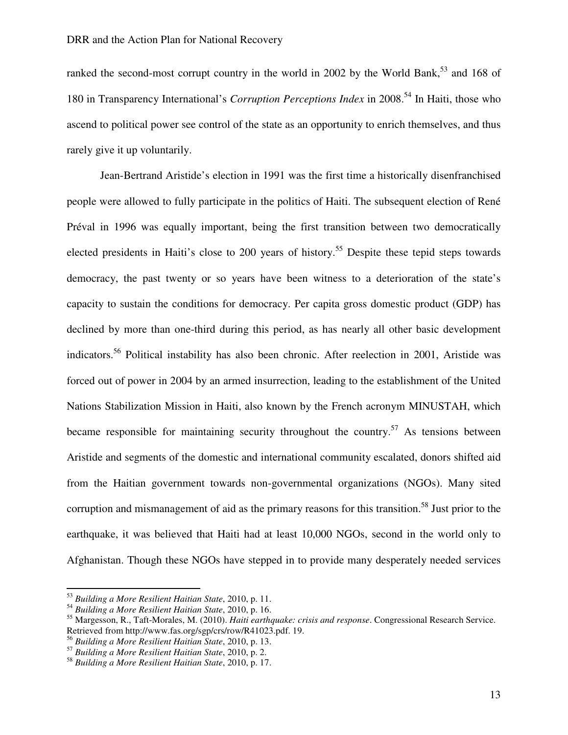ranked the second-most corrupt country in the world in 2002 by the World Bank,[53] and 168 of 180 in Transparency International's *Corruption Perceptions Index* in 2008.[54] In Haiti, those who ascend to political power see control of the state as an opportunity to enrich themselves, and thus rarely give it up voluntarily.

Jean-Bertrand Aristide's election in 1991 was the first time a historically disenfranchised people were allowed to fully participate in the politics of Haiti. The subsequent election of René Préval in 1996 was equally important, being the first transition between two democratically elected presidents in Haiti's close to 200 years of history.[55] Despite these tepid steps towards democracy, the past twenty or so years have been witness to a deterioration of the state's capacity to sustain the conditions for democracy. Per capita gross domestic product (GDP) has declined by more than one-third during this period, as has nearly all other basic development indicators.[56] Political instability has also been chronic. After reelection in 2001, Aristide was forced out of power in 2004 by an armed insurrection, leading to the establishment of the United Nations Stabilization Mission in Haiti, also known by the French acronym MINUSTAH, which became responsible for maintaining security throughout the country.[57] As tensions between Aristide and segments of the domestic and international community escalated, donors shifted aid from the Haitian government towards non-governmental organizations (NGOs). Many sited corruption and mismanagement of aid as the primary reasons for this transition.[58] Just prior to the earthquake, it was believed that Haiti had at least 10,000 NGOs, second in the world only to Afghanistan. Though these NGOs have stepped in to provide many desperately needed services

---

[53] *Building a More Resilient Haitian State*, 2010, p. 11.

[54] *Building a More Resilient Haitian State*, 2010, p. 16.

[55] Margesson, R., Taft-Morales, M. (2010). *Haiti earthquake: crisis and response*. Congressional Research Service. Retrieved from http://www.fas.org/sgp/crs/row/R41023.pdf. 19.

[56] *Building a More Resilient Haitian State*, 2010, p. 13.

[57] *Building a More Resilient Haitian State*, 2010, p. 2.

[58] *Building a More Resilient Haitian State*, 2010, p. 17.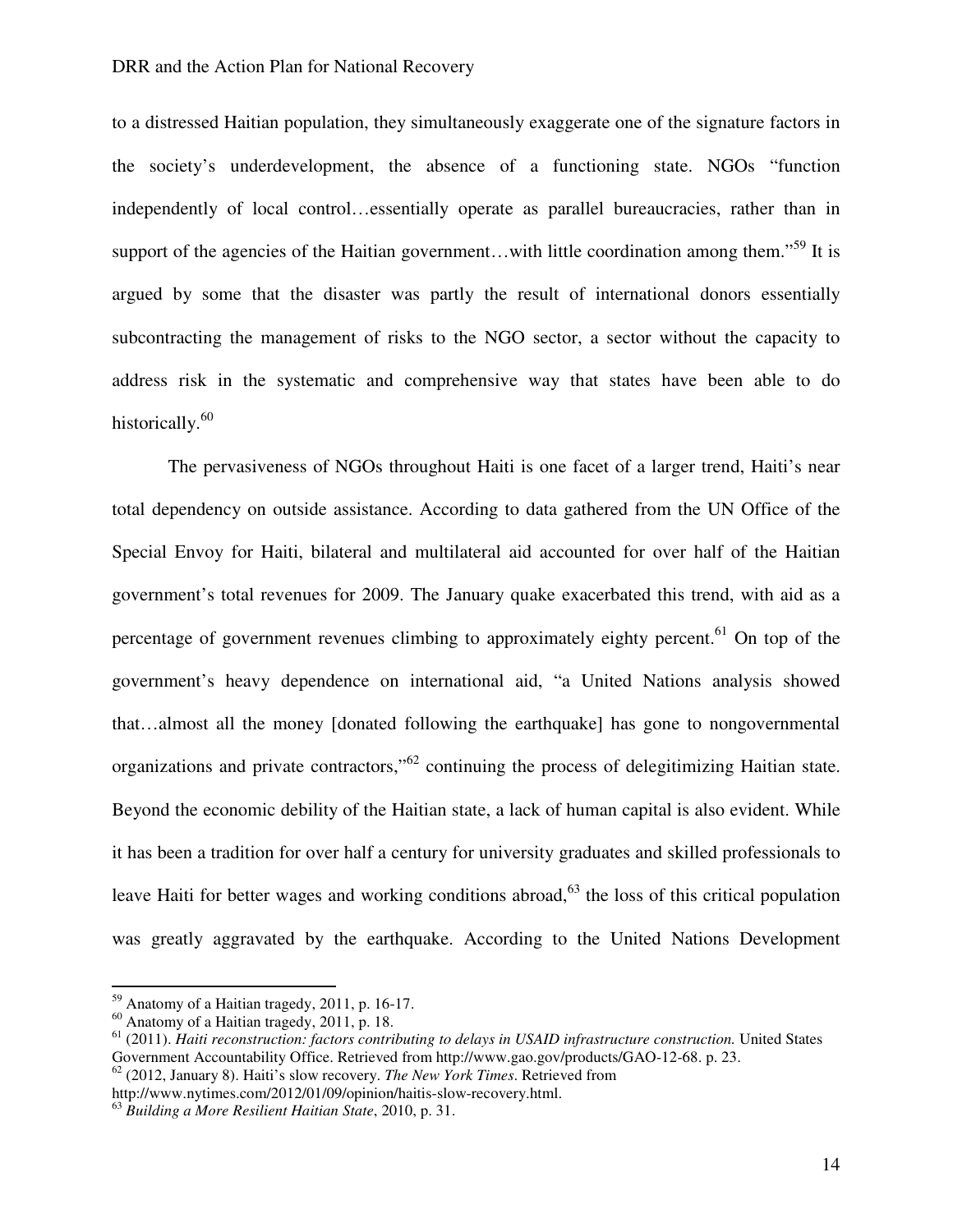to a distressed Haitian population, they simultaneously exaggerate one of the signature factors in the society's underdevelopment, the absence of a functioning state. NGOs "function independently of local control…essentially operate as parallel bureaucracies, rather than in support of the agencies of the Haitian government…with little coordination among them."[59] It is argued by some that the disaster was partly the result of international donors essentially subcontracting the management of risks to the NGO sector, a sector without the capacity to address risk in the systematic and comprehensive way that states have been able to do historically.[60]

The pervasiveness of NGOs throughout Haiti is one facet of a larger trend, Haiti's near total dependency on outside assistance. According to data gathered from the UN Office of the Special Envoy for Haiti, bilateral and multilateral aid accounted for over half of the Haitian government's total revenues for 2009. The January quake exacerbated this trend, with aid as a percentage of government revenues climbing to approximately eighty percent.[61] On top of the government's heavy dependence on international aid, "a United Nations analysis showed that…almost all the money [donated following the earthquake] has gone to nongovernmental organizations and private contractors,"[62] continuing the process of delegitimizing Haitian state. Beyond the economic debility of the Haitian state, a lack of human capital is also evident. While it has been a tradition for over half a century for university graduates and skilled professionals to leave Haiti for better wages and working conditions abroad,[63] the loss of this critical population was greatly aggravated by the earthquake. According to the United Nations Development

---

[59] Anatomy of a Haitian tragedy, 2011, p. 16-17.

[60] Anatomy of a Haitian tragedy, 2011, p. 18.

[61] (2011). *Haiti reconstruction: factors contributing to delays in USAID infrastructure construction.* United States Government Accountability Office. Retrieved from http://www.gao.gov/products/GAO-12-68. p. 23.

[62] (2012, January 8). Haiti's slow recovery. *The New York Times*. Retrieved from http://www.nytimes.com/2012/01/09/opinion/haitis-slow-recovery.html.

[63] *Building a More Resilient Haitian State*, 2010, p. 31.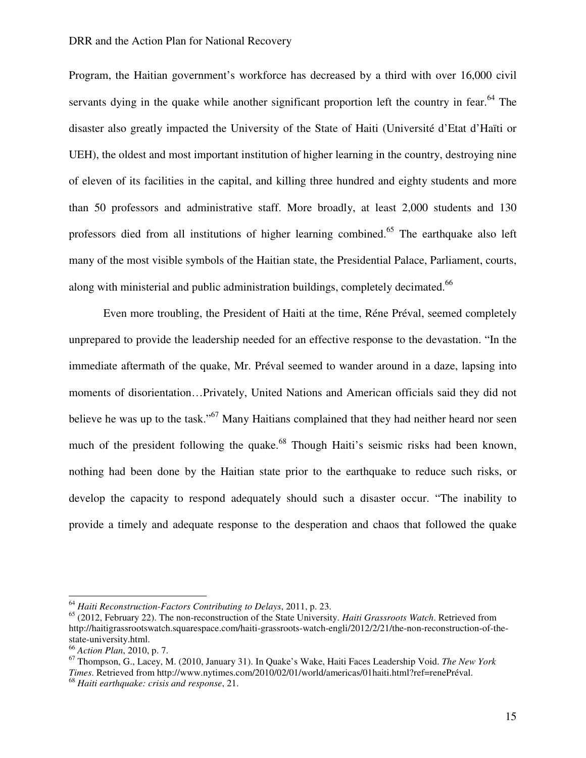Program, the Haitian government's workforce has decreased by a third with over 16,000 civil servants dying in the quake while another significant proportion left the country in fear.[64] The disaster also greatly impacted the University of the State of Haiti (Université d'Etat d'Haïti or UEH), the oldest and most important institution of higher learning in the country, destroying nine of eleven of its facilities in the capital, and killing three hundred and eighty students and more than 50 professors and administrative staff. More broadly, at least 2,000 students and 130 professors died from all institutions of higher learning combined.[65] The earthquake also left many of the most visible symbols of the Haitian state, the Presidential Palace, Parliament, courts, along with ministerial and public administration buildings, completely decimated.[66]

Even more troubling, the President of Haiti at the time, Réne Préval, seemed completely unprepared to provide the leadership needed for an effective response to the devastation. "In the immediate aftermath of the quake, Mr. Préval seemed to wander around in a daze, lapsing into moments of disorientation…Privately, United Nations and American officials said they did not believe he was up to the task."[67] Many Haitians complained that they had neither heard nor seen much of the president following the quake.[68] Though Haiti's seismic risks had been known, nothing had been done by the Haitian state prior to the earthquake to reduce such risks, or develop the capacity to respond adequately should such a disaster occur. "The inability to provide a timely and adequate response to the desperation and chaos that followed the quake

---

[64] *Haiti Reconstruction-Factors Contributing to Delays*, 2011, p. 23.

[65] (2012, February 22). The non-reconstruction of the State University. *Haiti Grassroots Watch*. Retrieved from http://haitigrassrootswatch.squarespace.com/haiti-grassroots-watch-engli/2012/2/21/the-non-reconstruction-of-the-state-university.html.

[66] *Action Plan*, 2010, p. 7.

[67] Thompson, G., Lacey, M. (2010, January 31). In Quake's Wake, Haiti Faces Leadership Void. *The New York Times*. Retrieved from http://www.nytimes.com/2010/02/01/world/americas/01haiti.html?ref=renePréval.

[68] *Haiti earthquake: crisis and response*, 21.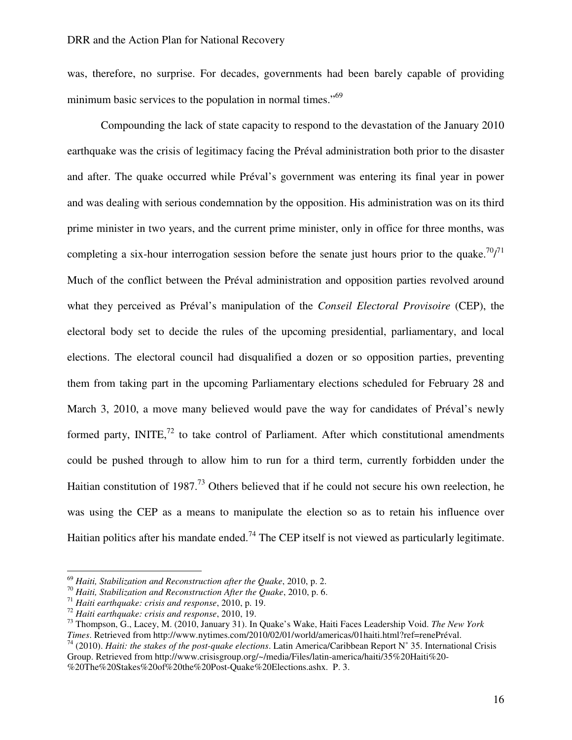was, therefore, no surprise. For decades, governments had been barely capable of providing minimum basic services to the population in normal times."[69]

Compounding the lack of state capacity to respond to the devastation of the January 2010 earthquake was the crisis of legitimacy facing the Préval administration both prior to the disaster and after. The quake occurred while Préval's government was entering its final year in power and was dealing with serious condemnation by the opposition. His administration was on its third prime minister in two years, and the current prime minister, only in office for three months, was completing a six-hour interrogation session before the senate just hours prior to the quake.[70]/[71] Much of the conflict between the Préval administration and opposition parties revolved around what they perceived as Préval's manipulation of the *Conseil Electoral Provisoire* (CEP), the electoral body set to decide the rules of the upcoming presidential, parliamentary, and local elections. The electoral council had disqualified a dozen or so opposition parties, preventing them from taking part in the upcoming Parliamentary elections scheduled for February 28 and March 3, 2010, a move many believed would pave the way for candidates of Préval's newly formed party, INITE,[72] to take control of Parliament. After which constitutional amendments could be pushed through to allow him to run for a third term, currently forbidden under the Haitian constitution of 1987.[73] Others believed that if he could not secure his own reelection, he was using the CEP as a means to manipulate the election so as to retain his influence over Haitian politics after his mandate ended.[74] The CEP itself is not viewed as particularly legitimate.

---

[69] *Haiti, Stabilization and Reconstruction after the Quake*, 2010, p. 2.

[70] *Haiti, Stabilization and Reconstruction After the Quake*, 2010, p. 6.

[71] *Haiti earthquake: crisis and response*, 2010, p. 19.

[72] *Haiti earthquake: crisis and response*, 2010, 19.

[73] Thompson, G., Lacey, M. (2010, January 31). In Quake's Wake, Haiti Faces Leadership Void. *The New York Times*. Retrieved from http://www.nytimes.com/2010/02/01/world/americas/01haiti.html?ref=renePréval.

[74] (2010). *Haiti: the stakes of the post-quake elections*. Latin America/Caribbean Report N° 35. International Crisis Group. Retrieved from http://www.crisisgroup.org/~/media/Files/latin-america/haiti/35%20Haiti%20-%20The%20Stakes%20of%20the%20Post-Quake%20Elections.ashx. P. 3.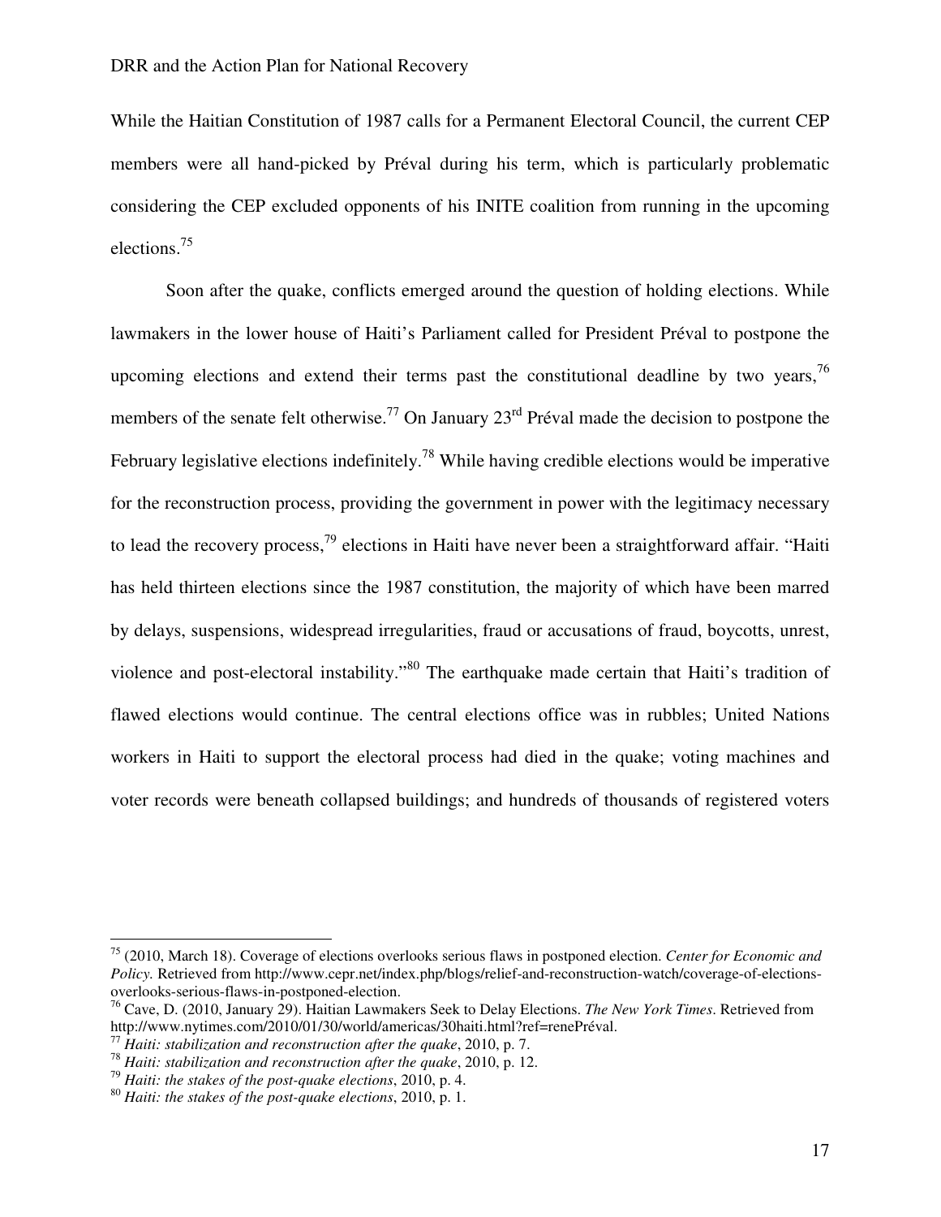While the Haitian Constitution of 1987 calls for a Permanent Electoral Council, the current CEP members were all hand-picked by Préval during his term, which is particularly problematic considering the CEP excluded opponents of his INITE coalition from running in the upcoming elections.[75]

Soon after the quake, conflicts emerged around the question of holding elections. While lawmakers in the lower house of Haiti's Parliament called for President Préval to postpone the upcoming elections and extend their terms past the constitutional deadline by two years,[76] members of the senate felt otherwise.[77] On January 23rd Préval made the decision to postpone the February legislative elections indefinitely.[78] While having credible elections would be imperative for the reconstruction process, providing the government in power with the legitimacy necessary to lead the recovery process,[79] elections in Haiti have never been a straightforward affair. "Haiti has held thirteen elections since the 1987 constitution, the majority of which have been marred by delays, suspensions, widespread irregularities, fraud or accusations of fraud, boycotts, unrest, violence and post-electoral instability."[80] The earthquake made certain that Haiti's tradition of flawed elections would continue. The central elections office was in rubbles; United Nations workers in Haiti to support the electoral process had died in the quake; voting machines and voter records were beneath collapsed buildings; and hundreds of thousands of registered voters

---

[75] (2010, March 18). Coverage of elections overlooks serious flaws in postponed election. *Center for Economic and Policy.* Retrieved from http://www.cepr.net/index.php/blogs/relief-and-reconstruction-watch/coverage-of-elections-overlooks-serious-flaws-in-postponed-election.

[76] Cave, D. (2010, January 29). Haitian Lawmakers Seek to Delay Elections. *The New York Times*. Retrieved from http://www.nytimes.com/2010/01/30/world/americas/30haiti.html?ref=renePréval.

[77] *Haiti: stabilization and reconstruction after the quake*, 2010, p. 7.

[78] *Haiti: stabilization and reconstruction after the quake*, 2010, p. 12.

[79] *Haiti: the stakes of the post-quake elections*, 2010, p. 4.

[80] *Haiti: the stakes of the post-quake elections*, 2010, p. 1.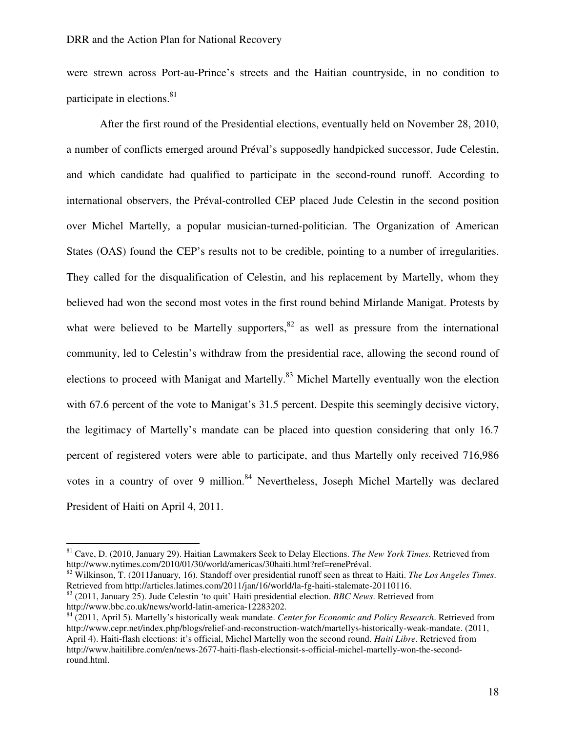were strewn across Port-au-Prince's streets and the Haitian countryside, in no condition to participate in elections.[81]

After the first round of the Presidential elections, eventually held on November 28, 2010, a number of conflicts emerged around Préval's supposedly handpicked successor, Jude Celestin, and which candidate had qualified to participate in the second-round runoff. According to international observers, the Préval-controlled CEP placed Jude Celestin in the second position over Michel Martelly, a popular musician-turned-politician. The Organization of American States (OAS) found the CEP's results not to be credible, pointing to a number of irregularities. They called for the disqualification of Celestin, and his replacement by Martelly, whom they believed had won the second most votes in the first round behind Mirlande Manigat. Protests by what were believed to be Martelly supporters,[82] as well as pressure from the international community, led to Celestin's withdraw from the presidential race, allowing the second round of elections to proceed with Manigat and Martelly.[83] Michel Martelly eventually won the election with 67.6 percent of the vote to Manigat's 31.5 percent. Despite this seemingly decisive victory, the legitimacy of Martelly's mandate can be placed into question considering that only 16.7 percent of registered voters were able to participate, and thus Martelly only received 716,986 votes in a country of over 9 million.[84] Nevertheless, Joseph Michel Martelly was declared President of Haiti on April 4, 2011.

---

[81] Cave, D. (2010, January 29). Haitian Lawmakers Seek to Delay Elections. *The New York Times*. Retrieved from http://www.nytimes.com/2010/01/30/world/americas/30haiti.html?ref=renePréval.

[82] Wilkinson, T. (2011January, 16). Standoff over presidential runoff seen as threat to Haiti. *The Los Angeles Times*. Retrieved from http://articles.latimes.com/2011/jan/16/world/la-fg-haiti-stalemate-20110116.

[83] (2011, January 25). Jude Celestin 'to quit' Haiti presidential election. *BBC News*. Retrieved from http://www.bbc.co.uk/news/world-latin-america-12283202.

[84] (2011, April 5). Martelly's historically weak mandate. *Center for Economic and Policy Research*. Retrieved from http://www.cepr.net/index.php/blogs/relief-and-reconstruction-watch/martellys-historically-weak-mandate. (2011, April 4). Haiti-flash elections: it's official, Michel Martelly won the second round. *Haiti Libre*. Retrieved from http://www.haitilibre.com/en/news-2677-haiti-flash-electionsit-s-official-michel-martelly-won-the-second-round.html.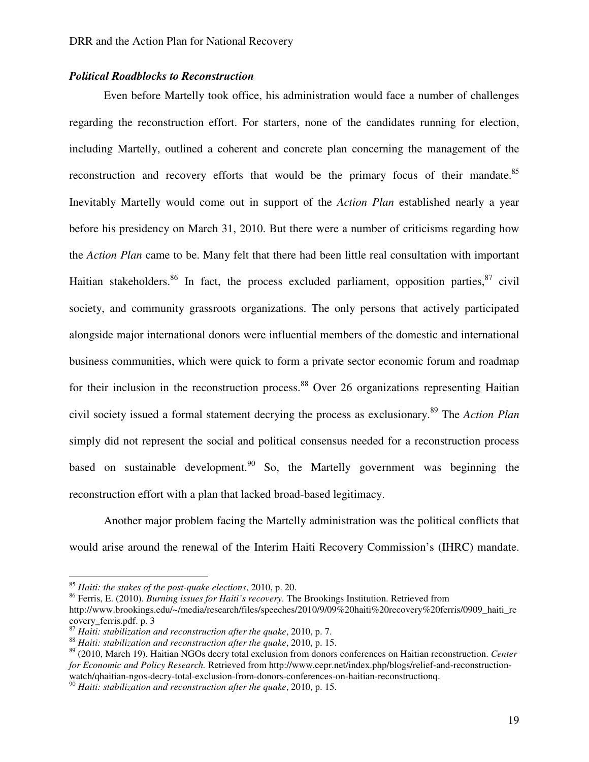***Political Roadblocks to Reconstruction***

Even before Martelly took office, his administration would face a number of challenges regarding the reconstruction effort. For starters, none of the candidates running for election, including Martelly, outlined a coherent and concrete plan concerning the management of the reconstruction and recovery efforts that would be the primary focus of their mandate.[85] Inevitably Martelly would come out in support of the *Action Plan* established nearly a year before his presidency on March 31, 2010. But there were a number of criticisms regarding how the *Action Plan* came to be. Many felt that there had been little real consultation with important Haitian stakeholders.[86] In fact, the process excluded parliament, opposition parties,[87] civil society, and community grassroots organizations. The only persons that actively participated alongside major international donors were influential members of the domestic and international business communities, which were quick to form a private sector economic forum and roadmap for their inclusion in the reconstruction process.[88] Over 26 organizations representing Haitian civil society issued a formal statement decrying the process as exclusionary.[89] The *Action Plan* simply did not represent the social and political consensus needed for a reconstruction process based on sustainable development.[90] So, the Martelly government was beginning the reconstruction effort with a plan that lacked broad-based legitimacy.

Another major problem facing the Martelly administration was the political conflicts that would arise around the renewal of the Interim Haiti Recovery Commission's (IHRC) mandate.

---

[85] *Haiti: the stakes of the post-quake elections*, 2010, p. 20.

[86] Ferris, E. (2010). *Burning issues for Haiti's recovery*. The Brookings Institution. Retrieved from http://www.brookings.edu/~/media/research/files/speeches/2010/9/09%20haiti%20recovery%20ferris/0909_haiti_recovery_ferris.pdf. p. 3

[87] *Haiti: stabilization and reconstruction after the quake*, 2010, p. 7.

[88] *Haiti: stabilization and reconstruction after the quake*, 2010, p. 15.

[89] (2010, March 19). Haitian NGOs decry total exclusion from donors conferences on Haitian reconstruction. *Center for Economic and Policy Research.* Retrieved from http://www.cepr.net/index.php/blogs/relief-and-reconstruction-watch/qhaitian-ngos-decry-total-exclusion-from-donors-conferences-on-haitian-reconstructionq.

[90] *Haiti: stabilization and reconstruction after the quake*, 2010, p. 15.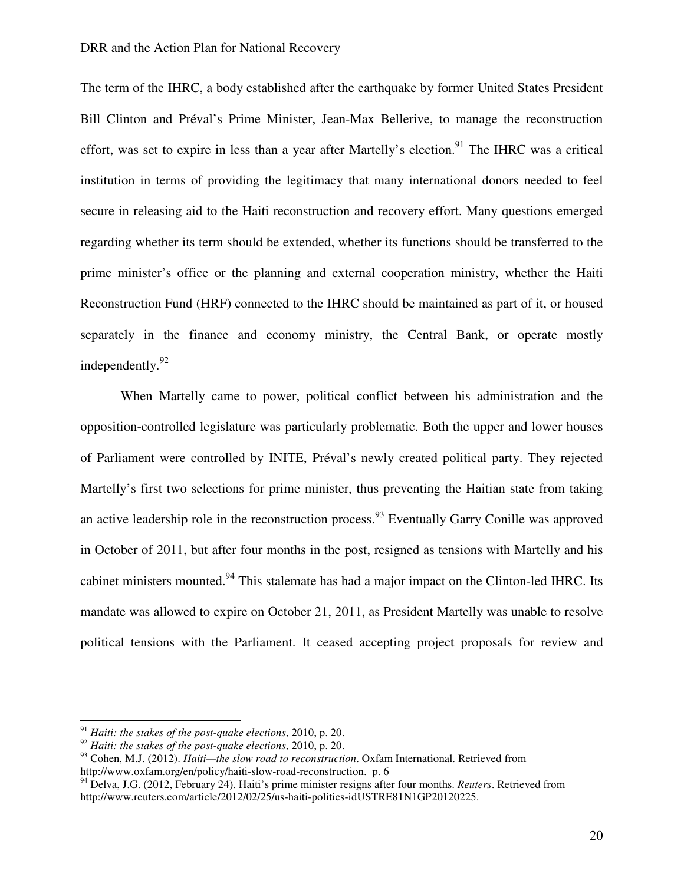The term of the IHRC, a body established after the earthquake by former United States President Bill Clinton and Préval's Prime Minister, Jean-Max Bellerive, to manage the reconstruction effort, was set to expire in less than a year after Martelly's election.[91] The IHRC was a critical institution in terms of providing the legitimacy that many international donors needed to feel secure in releasing aid to the Haiti reconstruction and recovery effort. Many questions emerged regarding whether its term should be extended, whether its functions should be transferred to the prime minister's office or the planning and external cooperation ministry, whether the Haiti Reconstruction Fund (HRF) connected to the IHRC should be maintained as part of it, or housed separately in the finance and economy ministry, the Central Bank, or operate mostly independently.[92]

When Martelly came to power, political conflict between his administration and the opposition-controlled legislature was particularly problematic. Both the upper and lower houses of Parliament were controlled by INITE, Préval's newly created political party. They rejected Martelly's first two selections for prime minister, thus preventing the Haitian state from taking an active leadership role in the reconstruction process.[93] Eventually Garry Conille was approved in October of 2011, but after four months in the post, resigned as tensions with Martelly and his cabinet ministers mounted.[94] This stalemate has had a major impact on the Clinton-led IHRC. Its mandate was allowed to expire on October 21, 2011, as President Martelly was unable to resolve political tensions with the Parliament. It ceased accepting project proposals for review and

---

[91] *Haiti: the stakes of the post-quake elections*, 2010, p. 20.

[92] *Haiti: the stakes of the post-quake elections*, 2010, p. 20.

[93] Cohen, M.J. (2012). *Haiti—the slow road to reconstruction*. Oxfam International. Retrieved from http://www.oxfam.org/en/policy/haiti-slow-road-reconstruction. p. 6

[94] Delva, J.G. (2012, February 24). Haiti's prime minister resigns after four months. *Reuters*. Retrieved from http://www.reuters.com/article/2012/02/25/us-haiti-politics-idUSTRE81N1GP20120225.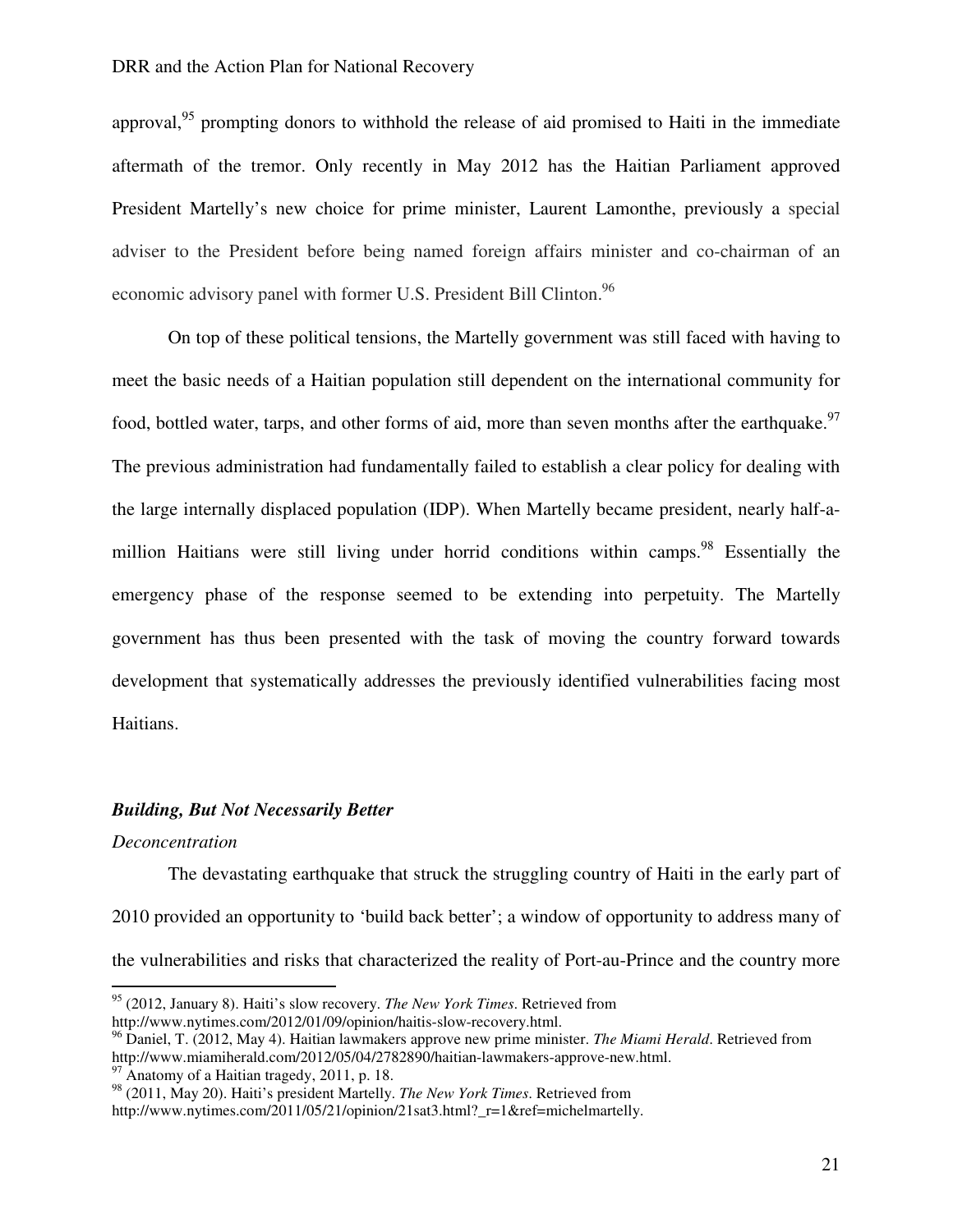approval,[95] prompting donors to withhold the release of aid promised to Haiti in the immediate aftermath of the tremor. Only recently in May 2012 has the Haitian Parliament approved President Martelly's new choice for prime minister, Laurent Lamonthe, previously a special adviser to the President before being named foreign affairs minister and co-chairman of an economic advisory panel with former U.S. President Bill Clinton.[96]

On top of these political tensions, the Martelly government was still faced with having to meet the basic needs of a Haitian population still dependent on the international community for food, bottled water, tarps, and other forms of aid, more than seven months after the earthquake.[97] The previous administration had fundamentally failed to establish a clear policy for dealing with the large internally displaced population (IDP). When Martelly became president, nearly half-a-million Haitians were still living under horrid conditions within camps.[98] Essentially the emergency phase of the response seemed to be extending into perpetuity. The Martelly government has thus been presented with the task of moving the country forward towards development that systematically addresses the previously identified vulnerabilities facing most Haitians.

### *Building, But Not Necessarily Better*

#### *Deconcentration*

The devastating earthquake that struck the struggling country of Haiti in the early part of 2010 provided an opportunity to 'build back better'; a window of opportunity to address many of the vulnerabilities and risks that characterized the reality of Port-au-Prince and the country more

---

[95] (2012, January 8). Haiti's slow recovery. *The New York Times*. Retrieved from http://www.nytimes.com/2012/01/09/opinion/haitis-slow-recovery.html.

[96] Daniel, T. (2012, May 4). Haitian lawmakers approve new prime minister. *The Miami Herald*. Retrieved from http://www.miamiherald.com/2012/05/04/2782890/haitian-lawmakers-approve-new.html.

[97] Anatomy of a Haitian tragedy, 2011, p. 18.

[98] (2011, May 20). Haiti's president Martelly. *The New York Times*. Retrieved from http://www.nytimes.com/2011/05/21/opinion/21sat3.html?_r=1&ref=michelmartelly.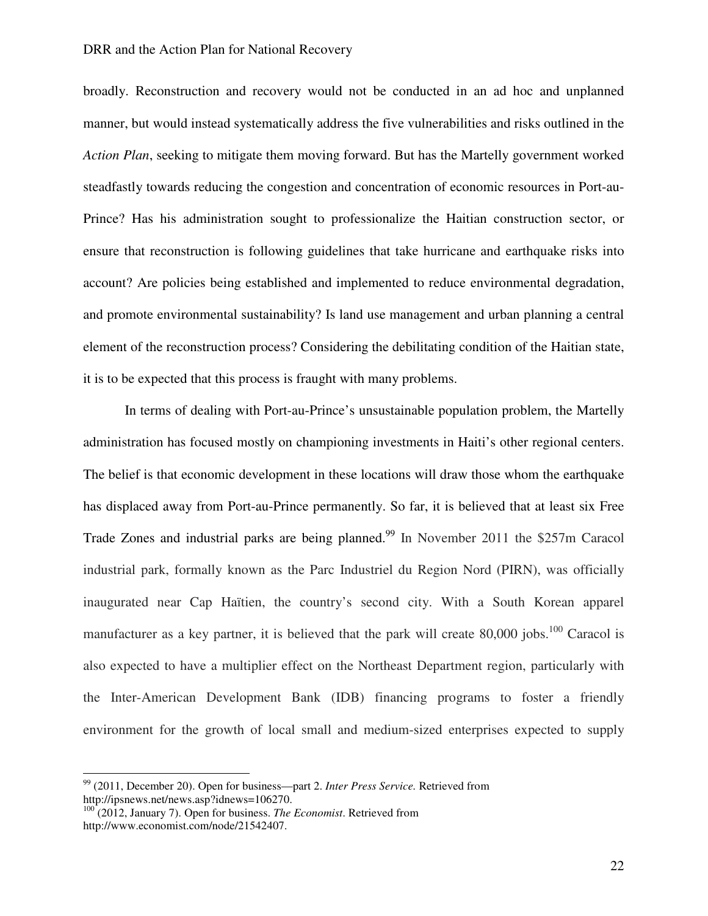broadly. Reconstruction and recovery would not be conducted in an ad hoc and unplanned manner, but would instead systematically address the five vulnerabilities and risks outlined in the *Action Plan*, seeking to mitigate them moving forward. But has the Martelly government worked steadfastly towards reducing the congestion and concentration of economic resources in Port-au-Prince? Has his administration sought to professionalize the Haitian construction sector, or ensure that reconstruction is following guidelines that take hurricane and earthquake risks into account? Are policies being established and implemented to reduce environmental degradation, and promote environmental sustainability? Is land use management and urban planning a central element of the reconstruction process? Considering the debilitating condition of the Haitian state, it is to be expected that this process is fraught with many problems.

In terms of dealing with Port-au-Prince's unsustainable population problem, the Martelly administration has focused mostly on championing investments in Haiti's other regional centers. The belief is that economic development in these locations will draw those whom the earthquake has displaced away from Port-au-Prince permanently. So far, it is believed that at least six Free Trade Zones and industrial parks are being planned.[99] In November 2011 the $257m Caracol industrial park, formally known as the Parc Industriel du Region Nord (PIRN), was officially inaugurated near Cap Haïtien, the country's second city. With a South Korean apparel manufacturer as a key partner, it is believed that the park will create 80,000 jobs.[100] Caracol is also expected to have a multiplier effect on the Northeast Department region, particularly with the Inter-American Development Bank (IDB) financing programs to foster a friendly environment for the growth of local small and medium-sized enterprises expected to supply

---

[99] (2011, December 20). Open for business—part 2. *Inter Press Service*. Retrieved from http://ipsnews.net/news.asp?idnews=106270.

[100] (2012, January 7). Open for business. *The Economist*. Retrieved from http://www.economist.com/node/21542407.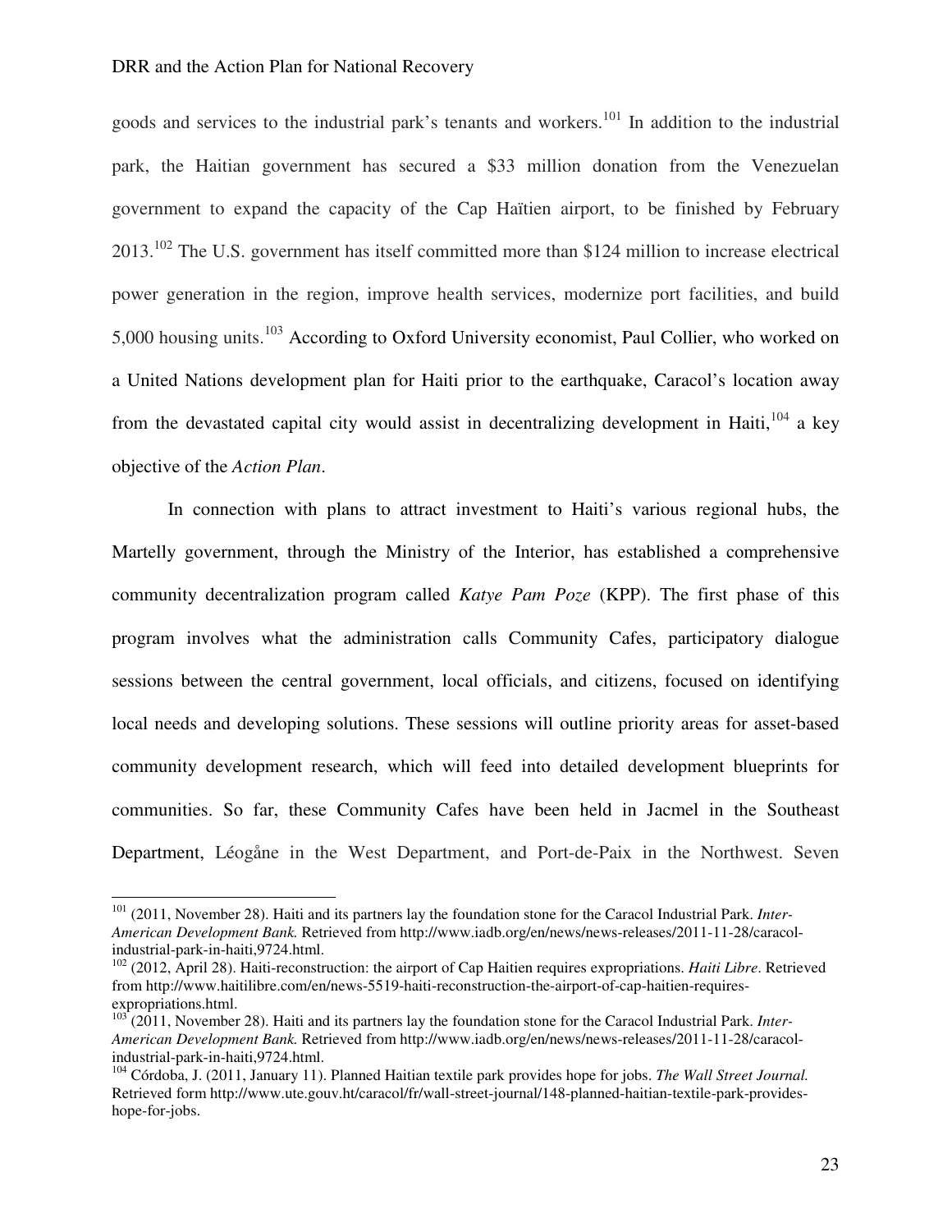goods and services to the industrial park's tenants and workers.[101] In addition to the industrial park, the Haitian government has secured a $33 million donation from the Venezuelan government to expand the capacity of the Cap Haïtien airport, to be finished by February 2013.[102] The U.S. government has itself committed more than $124 million to increase electrical power generation in the region, improve health services, modernize port facilities, and build 5,000 housing units.[103] According to Oxford University economist, Paul Collier, who worked on a United Nations development plan for Haiti prior to the earthquake, Caracol's location away from the devastated capital city would assist in decentralizing development in Haiti,[104] a key objective of the *Action Plan*.

In connection with plans to attract investment to Haiti's various regional hubs, the Martelly government, through the Ministry of the Interior, has established a comprehensive community decentralization program called *Katye Pam Poze* (KPP). The first phase of this program involves what the administration calls Community Cafes, participatory dialogue sessions between the central government, local officials, and citizens, focused on identifying local needs and developing solutions. These sessions will outline priority areas for asset-based community development research, which will feed into detailed development blueprints for communities. So far, these Community Cafes have been held in Jacmel in the Southeast Department, Léogåne in the West Department, and Port-de-Paix in the Northwest. Seven

---

[101] (2011, November 28). Haiti and its partners lay the foundation stone for the Caracol Industrial Park. *Inter-American Development Bank.* Retrieved from http://www.iadb.org/en/news/news-releases/2011-11-28/caracol-industrial-park-in-haiti,9724.html.

[102] (2012, April 28). Haiti-reconstruction: the airport of Cap Haitien requires expropriations. *Haiti Libre*. Retrieved from http://www.haitilibre.com/en/news-5519-haiti-reconstruction-the-airport-of-cap-haitien-requires-expropriations.html.

[103] (2011, November 28). Haiti and its partners lay the foundation stone for the Caracol Industrial Park. *Inter-American Development Bank.* Retrieved from http://www.iadb.org/en/news/news-releases/2011-11-28/caracol-industrial-park-in-haiti,9724.html.

[104] Córdoba, J. (2011, January 11). Planned Haitian textile park provides hope for jobs. *The Wall Street Journal.* Retrieved form http://www.ute.gouv.ht/caracol/fr/wall-street-journal/148-planned-haitian-textile-park-provides-hope-for-jobs.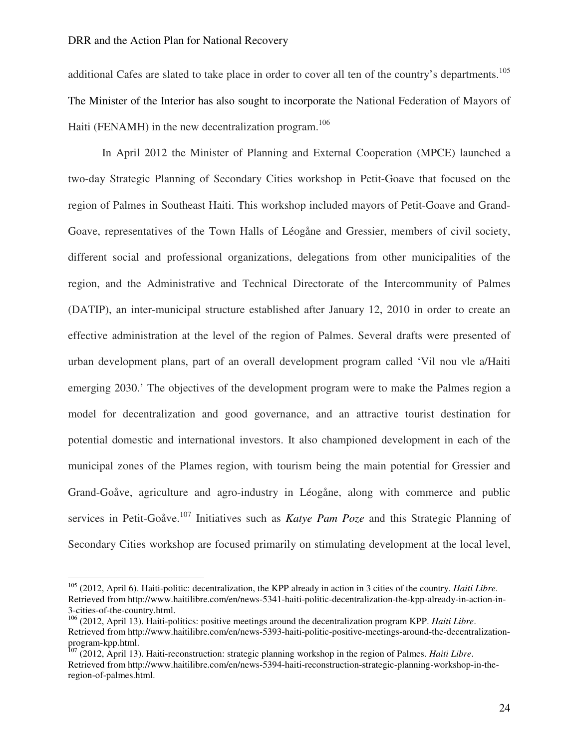additional Cafes are slated to take place in order to cover all ten of the country's departments.[105] The Minister of the Interior has also sought to incorporate the National Federation of Mayors of Haiti (FENAMH) in the new decentralization program.[106]

In April 2012 the Minister of Planning and External Cooperation (MPCE) launched a two-day Strategic Planning of Secondary Cities workshop in Petit-Goave that focused on the region of Palmes in Southeast Haiti. This workshop included mayors of Petit-Goave and Grand-Goave, representatives of the Town Halls of Léogåne and Gressier, members of civil society, different social and professional organizations, delegations from other municipalities of the region, and the Administrative and Technical Directorate of the Intercommunity of Palmes (DATIP), an inter-municipal structure established after January 12, 2010 in order to create an effective administration at the level of the region of Palmes. Several drafts were presented of urban development plans, part of an overall development program called 'Vil nou vle a/Haiti emerging 2030.' The objectives of the development program were to make the Palmes region a model for decentralization and good governance, and an attractive tourist destination for potential domestic and international investors. It also championed development in each of the municipal zones of the Plames region, with tourism being the main potential for Gressier and Grand-Goåve, agriculture and agro-industry in Léogåne, along with commerce and public services in Petit-Goåve.[107] Initiatives such as *Katye Pam Poze* and this Strategic Planning of Secondary Cities workshop are focused primarily on stimulating development at the local level,

---

[105] (2012, April 6). Haiti-politic: decentralization, the KPP already in action in 3 cities of the country. *Haiti Libre*. Retrieved from http://www.haitilibre.com/en/news-5341-haiti-politic-decentralization-the-kpp-already-in-action-in-3-cities-of-the-country.html.

[106] (2012, April 13). Haiti-politics: positive meetings around the decentralization program KPP. *Haiti Libre*. Retrieved from http://www.haitilibre.com/en/news-5393-haiti-politic-positive-meetings-around-the-decentralization-program-kpp.html.

[107] (2012, April 13). Haiti-reconstruction: strategic planning workshop in the region of Palmes. *Haiti Libre*. Retrieved from http://www.haitilibre.com/en/news-5394-haiti-reconstruction-strategic-planning-workshop-in-the-region-of-palmes.html.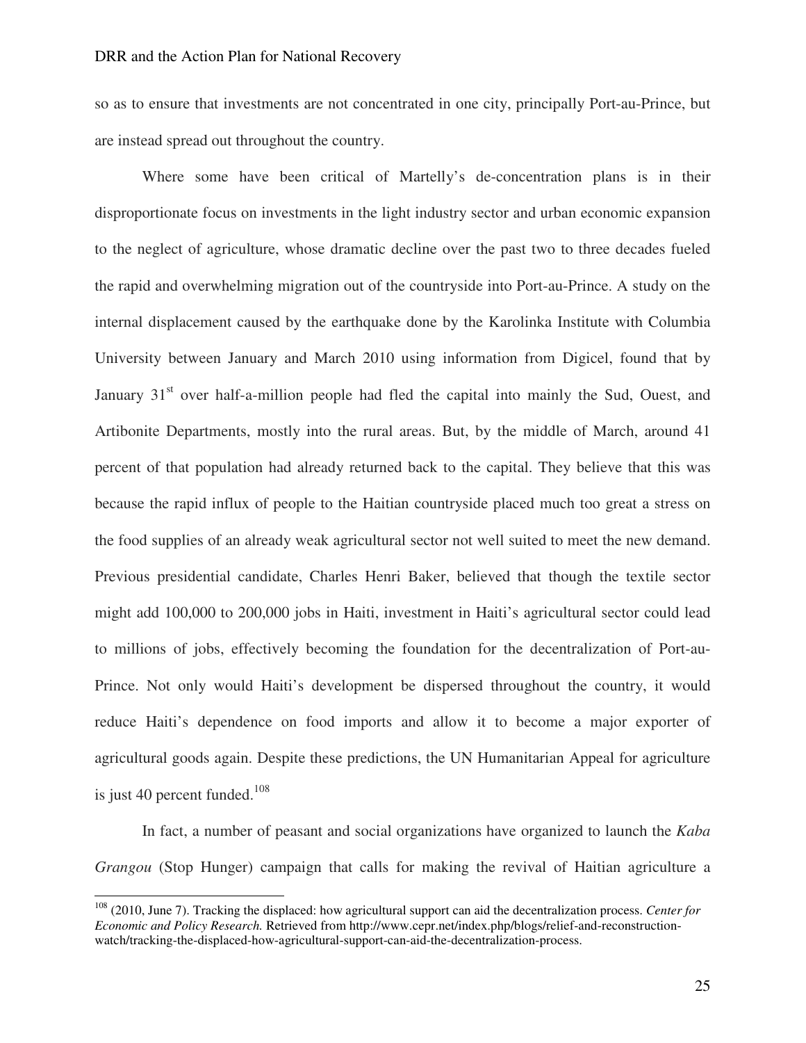so as to ensure that investments are not concentrated in one city, principally Port-au-Prince, but are instead spread out throughout the country.

Where some have been critical of Martelly's de-concentration plans is in their disproportionate focus on investments in the light industry sector and urban economic expansion to the neglect of agriculture, whose dramatic decline over the past two to three decades fueled the rapid and overwhelming migration out of the countryside into Port-au-Prince. A study on the internal displacement caused by the earthquake done by the Karolinka Institute with Columbia University between January and March 2010 using information from Digicel, found that by January 31st over half-a-million people had fled the capital into mainly the Sud, Ouest, and Artibonite Departments, mostly into the rural areas. But, by the middle of March, around 41 percent of that population had already returned back to the capital. They believe that this was because the rapid influx of people to the Haitian countryside placed much too great a stress on the food supplies of an already weak agricultural sector not well suited to meet the new demand. Previous presidential candidate, Charles Henri Baker, believed that though the textile sector might add 100,000 to 200,000 jobs in Haiti, investment in Haiti's agricultural sector could lead to millions of jobs, effectively becoming the foundation for the decentralization of Port-au-Prince. Not only would Haiti's development be dispersed throughout the country, it would reduce Haiti's dependence on food imports and allow it to become a major exporter of agricultural goods again. Despite these predictions, the UN Humanitarian Appeal for agriculture is just 40 percent funded.[108]

In fact, a number of peasant and social organizations have organized to launch the *Kaba Grangou* (Stop Hunger) campaign that calls for making the revival of Haitian agriculture a

---

[108] (2010, June 7). Tracking the displaced: how agricultural support can aid the decentralization process. *Center for Economic and Policy Research.* Retrieved from http://www.cepr.net/index.php/blogs/relief-and-reconstruction-watch/tracking-the-displaced-how-agricultural-support-can-aid-the-decentralization-process.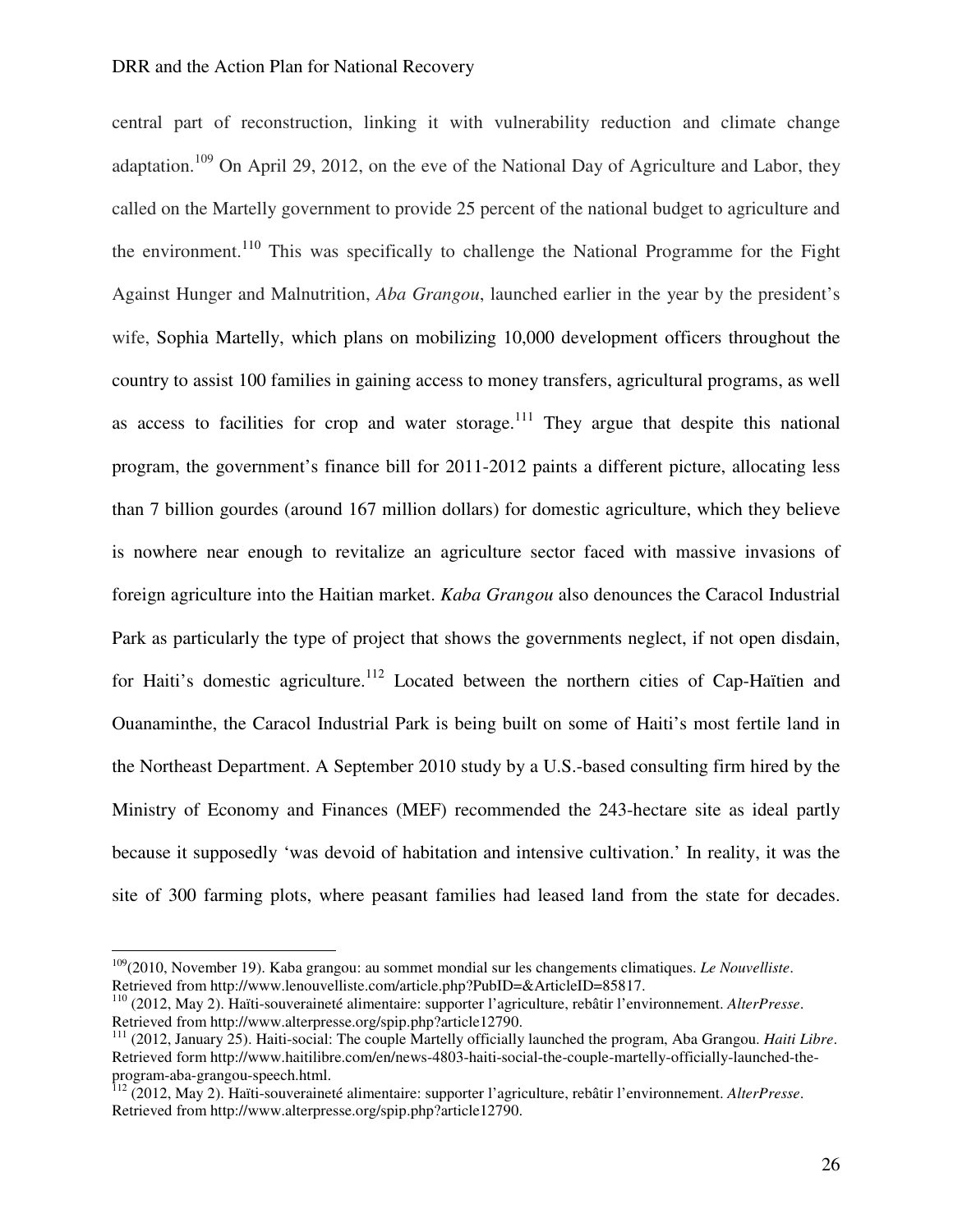central part of reconstruction, linking it with vulnerability reduction and climate change adaptation.[109] On April 29, 2012, on the eve of the National Day of Agriculture and Labor, they called on the Martelly government to provide 25 percent of the national budget to agriculture and the environment.[110] This was specifically to challenge the National Programme for the Fight Against Hunger and Malnutrition, *Aba Grangou*, launched earlier in the year by the president's wife, Sophia Martelly, which plans on mobilizing 10,000 development officers throughout the country to assist 100 families in gaining access to money transfers, agricultural programs, as well as access to facilities for crop and water storage.[111] They argue that despite this national program, the government's finance bill for 2011-2012 paints a different picture, allocating less than 7 billion gourdes (around 167 million dollars) for domestic agriculture, which they believe is nowhere near enough to revitalize an agriculture sector faced with massive invasions of foreign agriculture into the Haitian market. *Kaba Grangou* also denounces the Caracol Industrial Park as particularly the type of project that shows the governments neglect, if not open disdain, for Haiti's domestic agriculture.[112] Located between the northern cities of Cap-Haïtien and Ouanaminthe, the Caracol Industrial Park is being built on some of Haiti's most fertile land in the Northeast Department. A September 2010 study by a U.S.-based consulting firm hired by the Ministry of Economy and Finances (MEF) recommended the 243-hectare site as ideal partly because it supposedly 'was devoid of habitation and intensive cultivation.' In reality, it was the site of 300 farming plots, where peasant families had leased land from the state for decades.

---

[109](2010, November 19). Kaba grangou: au sommet mondial sur les changements climatiques. *Le Nouvelliste*. Retrieved from http://www.lenouvelliste.com/article.php?PubID=&ArticleID=85817.

[110] (2012, May 2). Haïti-souveraineté alimentaire: supporter l'agriculture, rebâtir l'environnement. *AlterPresse*. Retrieved from http://www.alterpresse.org/spip.php?article12790.

[111] (2012, January 25). Haiti-social: The couple Martelly officially launched the program, Aba Grangou. *Haiti Libre*. Retrieved form http://www.haitilibre.com/en/news-4803-haiti-social-the-couple-martelly-officially-launched-the-program-aba-grangou-speech.html.

[112] (2012, May 2). Haïti-souveraineté alimentaire: supporter l'agriculture, rebâtir l'environnement. *AlterPresse*. Retrieved from http://www.alterpresse.org/spip.php?article12790.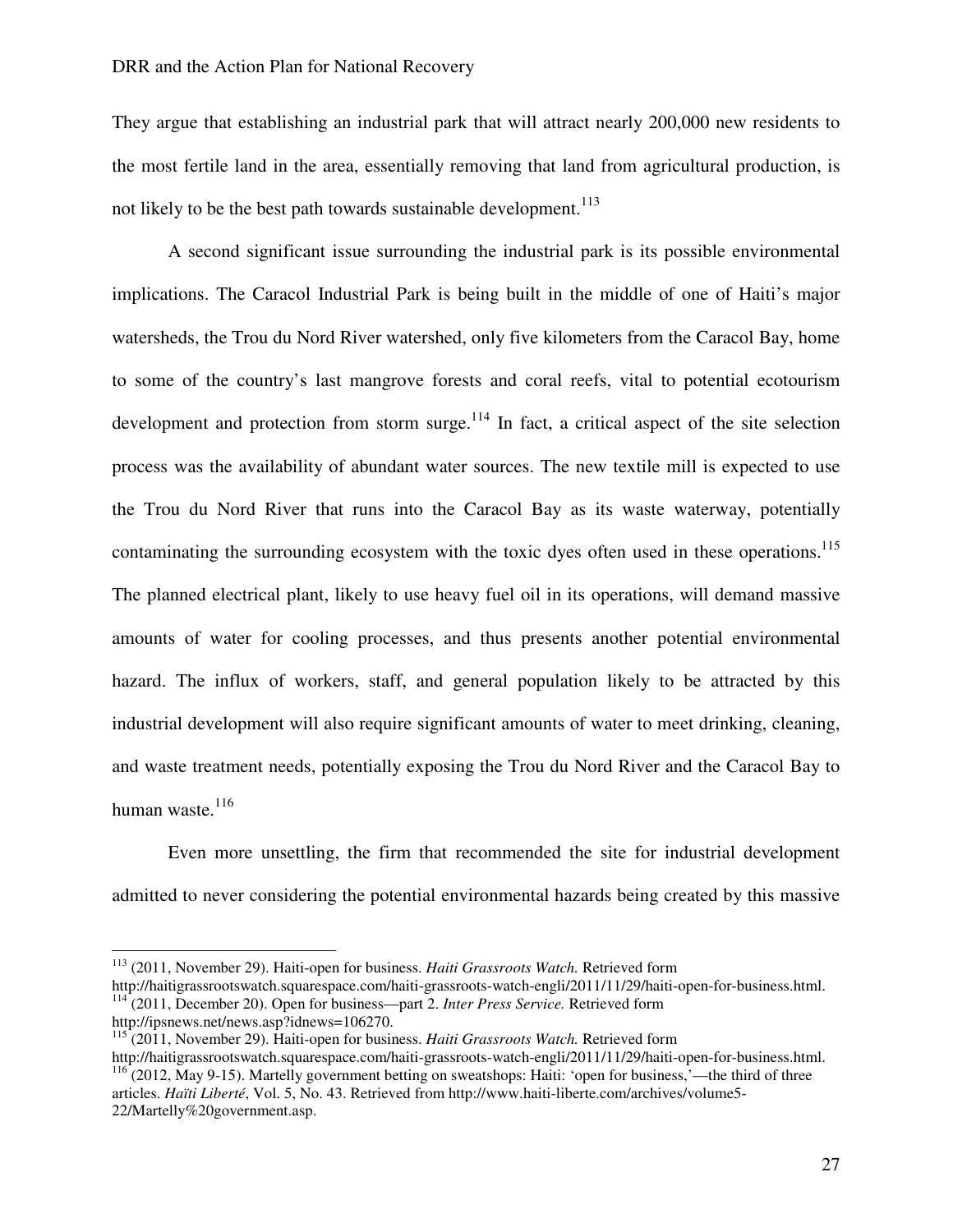They argue that establishing an industrial park that will attract nearly 200,000 new residents to the most fertile land in the area, essentially removing that land from agricultural production, is not likely to be the best path towards sustainable development.[113]

A second significant issue surrounding the industrial park is its possible environmental implications. The Caracol Industrial Park is being built in the middle of one of Haiti's major watersheds, the Trou du Nord River watershed, only five kilometers from the Caracol Bay, home to some of the country's last mangrove forests and coral reefs, vital to potential ecotourism development and protection from storm surge.[114] In fact, a critical aspect of the site selection process was the availability of abundant water sources. The new textile mill is expected to use the Trou du Nord River that runs into the Caracol Bay as its waste waterway, potentially contaminating the surrounding ecosystem with the toxic dyes often used in these operations.[115] The planned electrical plant, likely to use heavy fuel oil in its operations, will demand massive amounts of water for cooling processes, and thus presents another potential environmental hazard. The influx of workers, staff, and general population likely to be attracted by this industrial development will also require significant amounts of water to meet drinking, cleaning, and waste treatment needs, potentially exposing the Trou du Nord River and the Caracol Bay to human waste.[116]

Even more unsettling, the firm that recommended the site for industrial development admitted to never considering the potential environmental hazards being created by this massive

---

[113] (2011, November 29). Haiti-open for business. *Haiti Grassroots Watch.* Retrieved form http://haitigrassrootswatch.squarespace.com/haiti-grassroots-watch-engli/2011/11/29/haiti-open-for-business.html.

[114] (2011, December 20). Open for business—part 2. *Inter Press Service.* Retrieved form http://ipsnews.net/news.asp?idnews=106270.

[115] (2011, November 29). Haiti-open for business. *Haiti Grassroots Watch.* Retrieved form http://haitigrassrootswatch.squarespace.com/haiti-grassroots-watch-engli/2011/11/29/haiti-open-for-business.html.

[116] (2012, May 9-15). Martelly government betting on sweatshops: Haiti: 'open for business,'—the third of three articles. *Haïti Liberté*, Vol. 5, No. 43. Retrieved from http://www.haiti-liberte.com/archives/volume5-22/Martelly%20government.asp.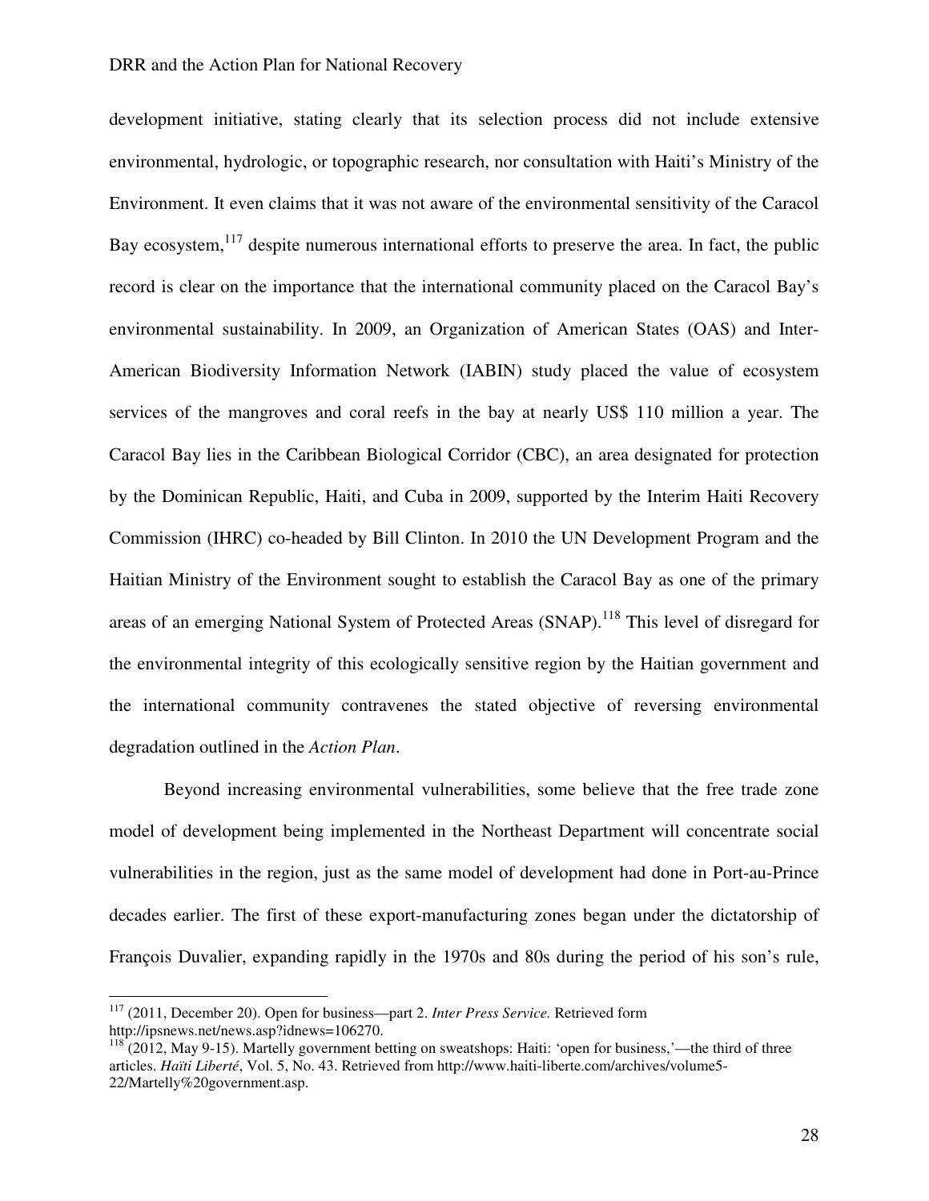development initiative, stating clearly that its selection process did not include extensive environmental, hydrologic, or topographic research, nor consultation with Haiti's Ministry of the Environment. It even claims that it was not aware of the environmental sensitivity of the Caracol Bay ecosystem,[117] despite numerous international efforts to preserve the area. In fact, the public record is clear on the importance that the international community placed on the Caracol Bay's environmental sustainability. In 2009, an Organization of American States (OAS) and Inter-American Biodiversity Information Network (IABIN) study placed the value of ecosystem services of the mangroves and coral reefs in the bay at nearly US$ 110 million a year. The Caracol Bay lies in the Caribbean Biological Corridor (CBC), an area designated for protection by the Dominican Republic, Haiti, and Cuba in 2009, supported by the Interim Haiti Recovery Commission (IHRC) co-headed by Bill Clinton. In 2010 the UN Development Program and the Haitian Ministry of the Environment sought to establish the Caracol Bay as one of the primary areas of an emerging National System of Protected Areas (SNAP).[118] This level of disregard for the environmental integrity of this ecologically sensitive region by the Haitian government and the international community contravenes the stated objective of reversing environmental degradation outlined in the *Action Plan*.

Beyond increasing environmental vulnerabilities, some believe that the free trade zone model of development being implemented in the Northeast Department will concentrate social vulnerabilities in the region, just as the same model of development had done in Port-au-Prince decades earlier. The first of these export-manufacturing zones began under the dictatorship of François Duvalier, expanding rapidly in the 1970s and 80s during the period of his son's rule,

---

[117] (2011, December 20). Open for business—part 2. *Inter Press Service.* Retrieved form http://ipsnews.net/news.asp?idnews=106270.

[118] (2012, May 9-15). Martelly government betting on sweatshops: Haiti: 'open for business,'—the third of three articles. *Haïti Liberté*, Vol. 5, No. 43. Retrieved from http://www.haiti-liberte.com/archives/volume5-22/Martelly%20government.asp.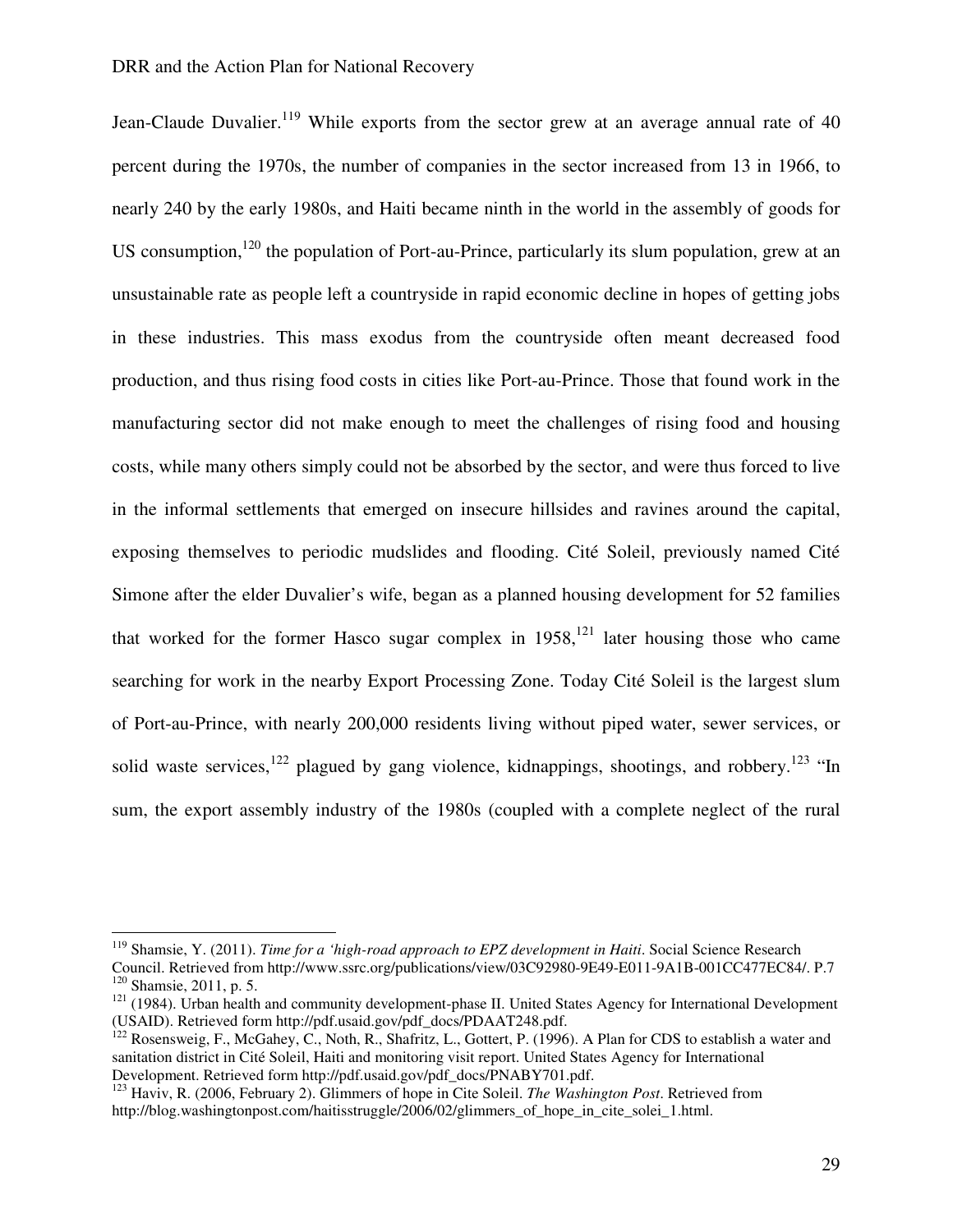Jean-Claude Duvalier.[119] While exports from the sector grew at an average annual rate of 40 percent during the 1970s, the number of companies in the sector increased from 13 in 1966, to nearly 240 by the early 1980s, and Haiti became ninth in the world in the assembly of goods for US consumption,[120] the population of Port-au-Prince, particularly its slum population, grew at an unsustainable rate as people left a countryside in rapid economic decline in hopes of getting jobs in these industries. This mass exodus from the countryside often meant decreased food production, and thus rising food costs in cities like Port-au-Prince. Those that found work in the manufacturing sector did not make enough to meet the challenges of rising food and housing costs, while many others simply could not be absorbed by the sector, and were thus forced to live in the informal settlements that emerged on insecure hillsides and ravines around the capital, exposing themselves to periodic mudslides and flooding. Cité Soleil, previously named Cité Simone after the elder Duvalier's wife, began as a planned housing development for 52 families that worked for the former Hasco sugar complex in 1958,[121] later housing those who came searching for work in the nearby Export Processing Zone. Today Cité Soleil is the largest slum of Port-au-Prince, with nearly 200,000 residents living without piped water, sewer services, or solid waste services,[122] plagued by gang violence, kidnappings, shootings, and robbery.[123] "In sum, the export assembly industry of the 1980s (coupled with a complete neglect of the rural

---

[119] Shamsie, Y. (2011). *Time for a 'high-road approach to EPZ development in Haiti*. Social Science Research Council. Retrieved from http://www.ssrc.org/publications/view/03C92980-9E49-E011-9A1B-001CC477EC84/. P.7

[120] Shamsie, 2011, p. 5.

[121] (1984). Urban health and community development-phase II. United States Agency for International Development (USAID). Retrieved form http://pdf.usaid.gov/pdf_docs/PDAAT248.pdf.

[122] Rosensweig, F., McGahey, C., Noth, R., Shafritz, L., Gottert, P. (1996). A Plan for CDS to establish a water and sanitation district in Cité Soleil, Haiti and monitoring visit report. United States Agency for International Development. Retrieved form http://pdf.usaid.gov/pdf_docs/PNABY701.pdf.

[123] Haviv, R. (2006, February 2). Glimmers of hope in Cite Soleil. *The Washington Post*. Retrieved from http://blog.washingtonpost.com/haitisstruggle/2006/02/glimmers_of_hope_in_cite_solei_1.html.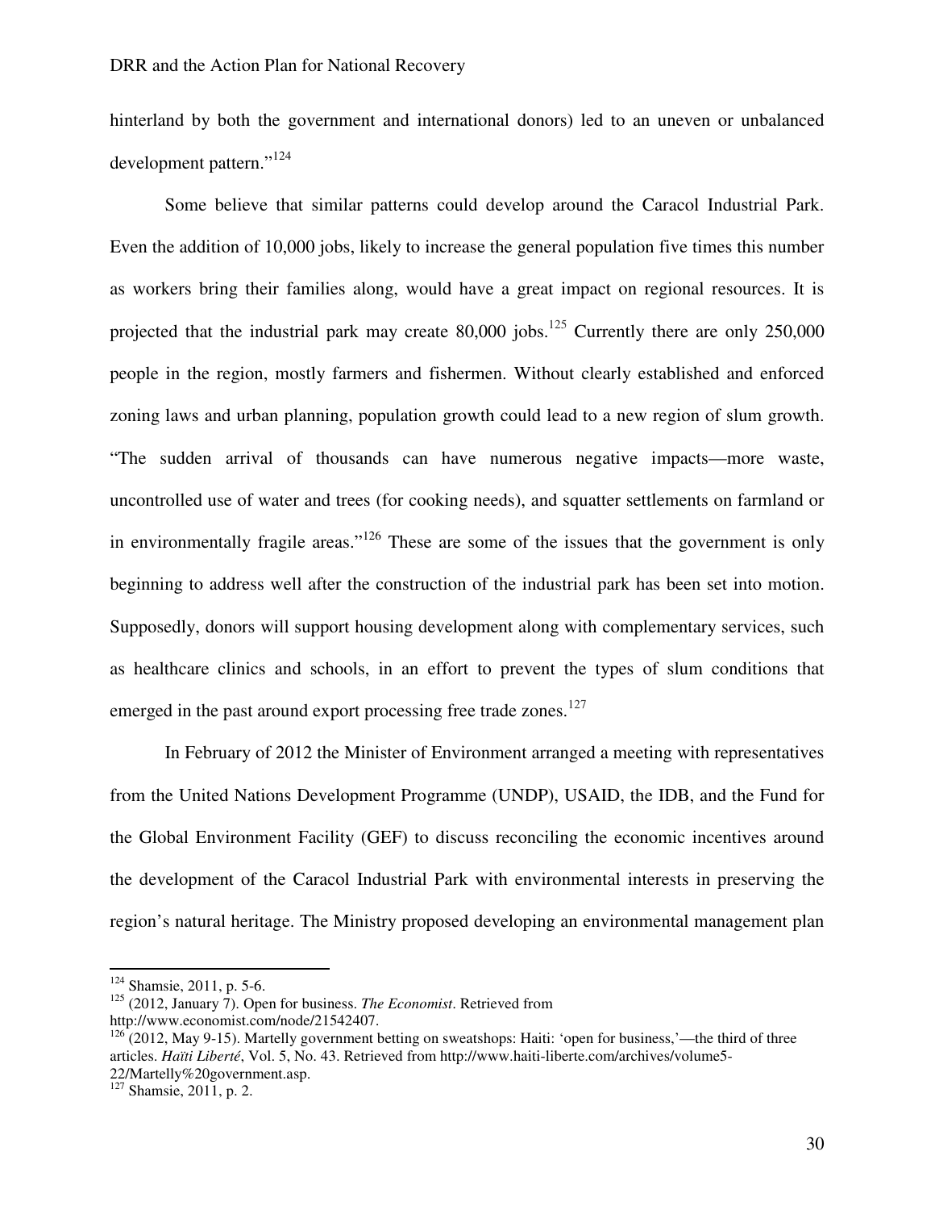hinterland by both the government and international donors) led to an uneven or unbalanced development pattern."[124]

Some believe that similar patterns could develop around the Caracol Industrial Park. Even the addition of 10,000 jobs, likely to increase the general population five times this number as workers bring their families along, would have a great impact on regional resources. It is projected that the industrial park may create 80,000 jobs.[125] Currently there are only 250,000 people in the region, mostly farmers and fishermen. Without clearly established and enforced zoning laws and urban planning, population growth could lead to a new region of slum growth. "The sudden arrival of thousands can have numerous negative impacts—more waste, uncontrolled use of water and trees (for cooking needs), and squatter settlements on farmland or in environmentally fragile areas."[126] These are some of the issues that the government is only beginning to address well after the construction of the industrial park has been set into motion. Supposedly, donors will support housing development along with complementary services, such as healthcare clinics and schools, in an effort to prevent the types of slum conditions that emerged in the past around export processing free trade zones.[127]

In February of 2012 the Minister of Environment arranged a meeting with representatives from the United Nations Development Programme (UNDP), USAID, the IDB, and the Fund for the Global Environment Facility (GEF) to discuss reconciling the economic incentives around the development of the Caracol Industrial Park with environmental interests in preserving the region's natural heritage. The Ministry proposed developing an environmental management plan

---

[124] Shamsie, 2011, p. 5-6.

[125] (2012, January 7). Open for business. *The Economist*. Retrieved from http://www.economist.com/node/21542407.

[126] (2012, May 9-15). Martelly government betting on sweatshops: Haiti: 'open for business,'—the third of three articles. *Haïti Liberté*, Vol. 5, No. 43. Retrieved from http://www.haiti-liberte.com/archives/volume5-22/Martelly%20government.asp.

[127] Shamsie, 2011, p. 2.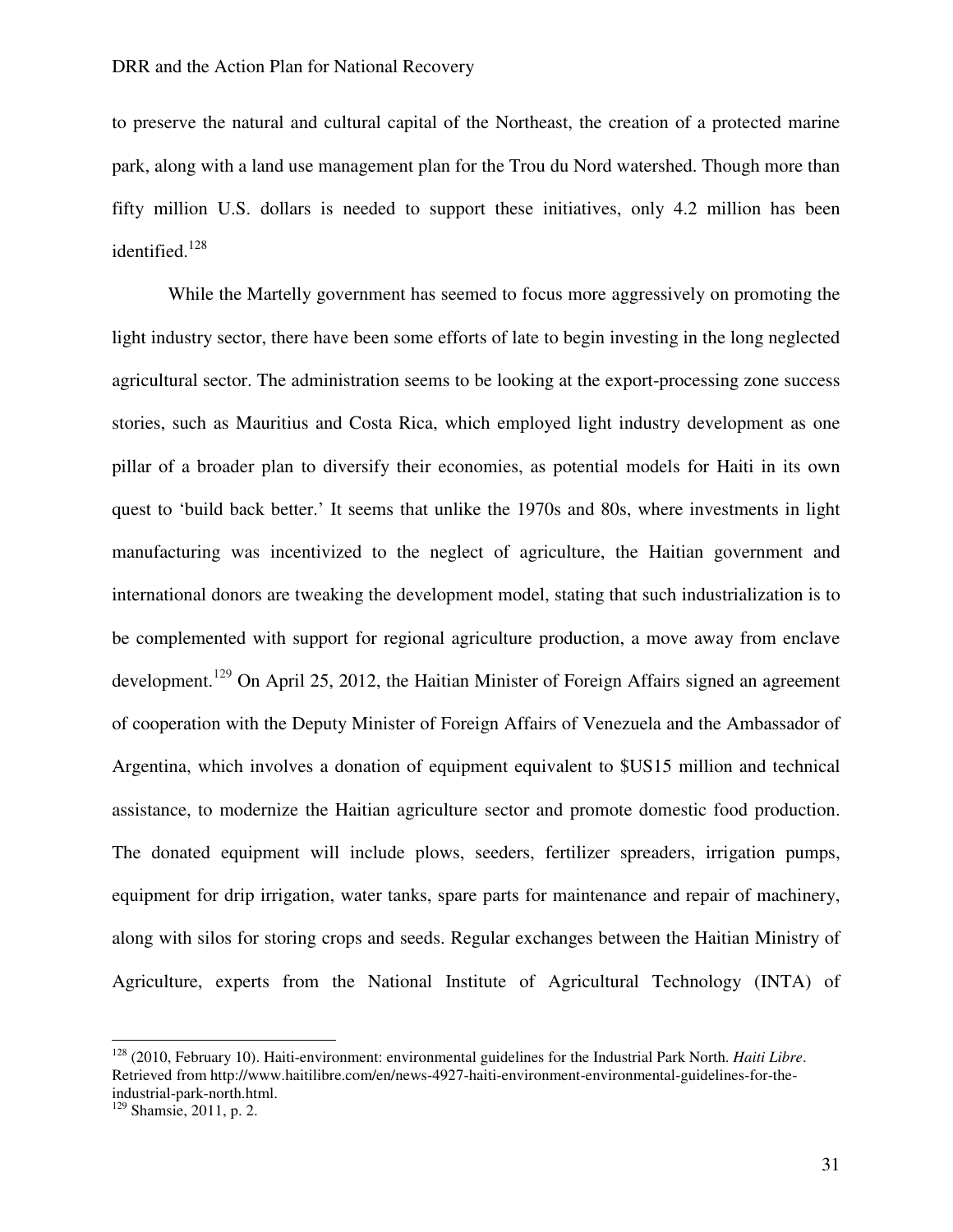to preserve the natural and cultural capital of the Northeast, the creation of a protected marine park, along with a land use management plan for the Trou du Nord watershed. Though more than fifty million U.S. dollars is needed to support these initiatives, only 4.2 million has been identified.[128]

While the Martelly government has seemed to focus more aggressively on promoting the light industry sector, there have been some efforts of late to begin investing in the long neglected agricultural sector. The administration seems to be looking at the export-processing zone success stories, such as Mauritius and Costa Rica, which employed light industry development as one pillar of a broader plan to diversify their economies, as potential models for Haiti in its own quest to 'build back better.' It seems that unlike the 1970s and 80s, where investments in light manufacturing was incentivized to the neglect of agriculture, the Haitian government and international donors are tweaking the development model, stating that such industrialization is to be complemented with support for regional agriculture production, a move away from enclave development.[129] On April 25, 2012, the Haitian Minister of Foreign Affairs signed an agreement of cooperation with the Deputy Minister of Foreign Affairs of Venezuela and the Ambassador of Argentina, which involves a donation of equipment equivalent to $US15 million and technical assistance, to modernize the Haitian agriculture sector and promote domestic food production. The donated equipment will include plows, seeders, fertilizer spreaders, irrigation pumps, equipment for drip irrigation, water tanks, spare parts for maintenance and repair of machinery, along with silos for storing crops and seeds. Regular exchanges between the Haitian Ministry of Agriculture, experts from the National Institute of Agricultural Technology (INTA) of

---

[128] (2010, February 10). Haiti-environment: environmental guidelines for the Industrial Park North. *Haiti Libre*. Retrieved from http://www.haitilibre.com/en/news-4927-haiti-environment-environmental-guidelines-for-the-industrial-park-north.html.

[129] Shamsie, 2011, p. 2.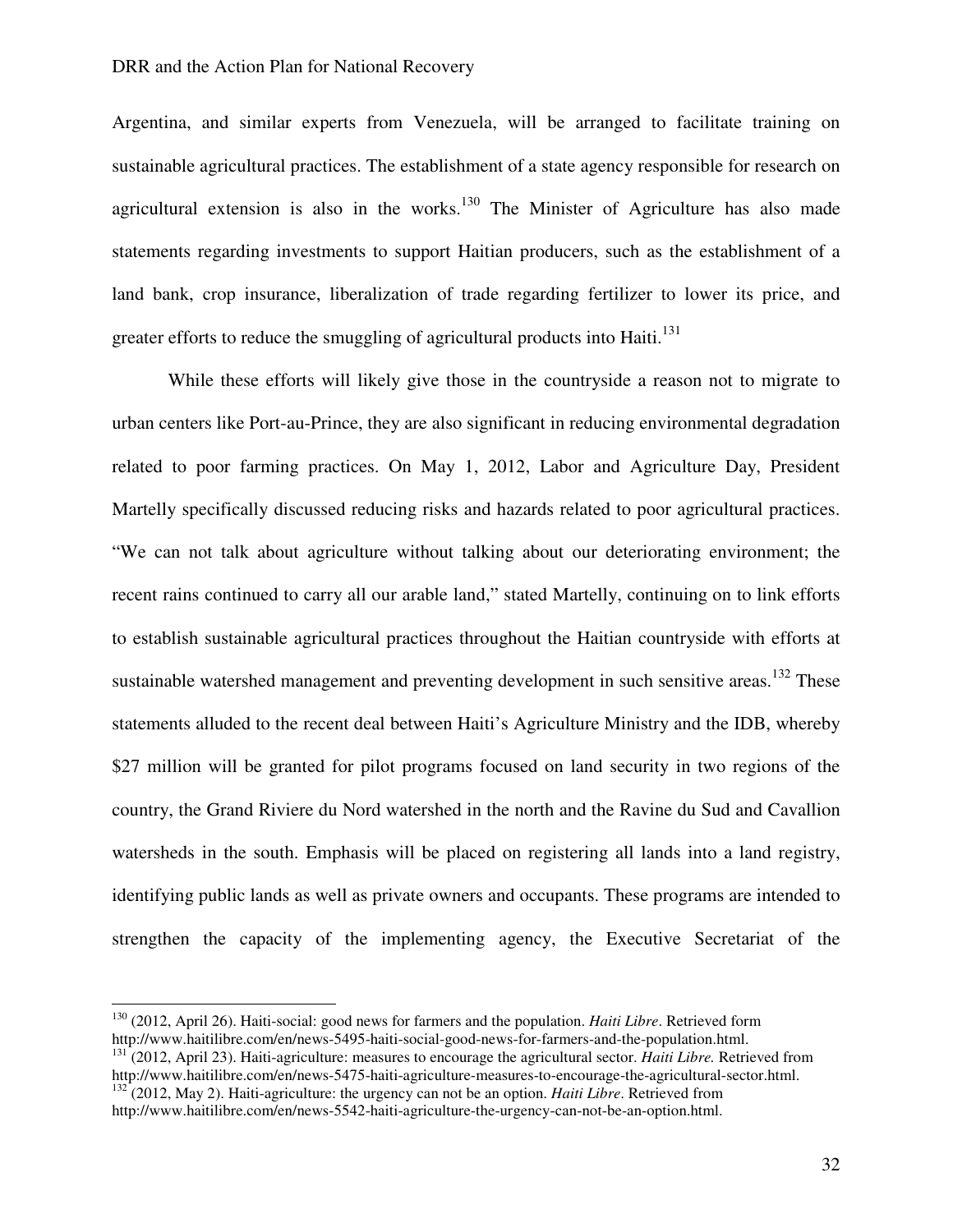Argentina, and similar experts from Venezuela, will be arranged to facilitate training on sustainable agricultural practices. The establishment of a state agency responsible for research on agricultural extension is also in the works.[130] The Minister of Agriculture has also made statements regarding investments to support Haitian producers, such as the establishment of a land bank, crop insurance, liberalization of trade regarding fertilizer to lower its price, and greater efforts to reduce the smuggling of agricultural products into Haiti.[131]

While these efforts will likely give those in the countryside a reason not to migrate to urban centers like Port-au-Prince, they are also significant in reducing environmental degradation related to poor farming practices. On May 1, 2012, Labor and Agriculture Day, President Martelly specifically discussed reducing risks and hazards related to poor agricultural practices. "We can not talk about agriculture without talking about our deteriorating environment; the recent rains continued to carry all our arable land," stated Martelly, continuing on to link efforts to establish sustainable agricultural practices throughout the Haitian countryside with efforts at sustainable watershed management and preventing development in such sensitive areas.[132] These statements alluded to the recent deal between Haiti's Agriculture Ministry and the IDB, whereby $27 million will be granted for pilot programs focused on land security in two regions of the country, the Grand Riviere du Nord watershed in the north and the Ravine du Sud and Cavallion watersheds in the south. Emphasis will be placed on registering all lands into a land registry, identifying public lands as well as private owners and occupants. These programs are intended to strengthen the capacity of the implementing agency, the Executive Secretariat of the

---

[130] (2012, April 26). Haiti-social: good news for farmers and the population. *Haiti Libre*. Retrieved form http://www.haitilibre.com/en/news-5495-haiti-social-good-news-for-farmers-and-the-population.html.

[131] (2012, April 23). Haiti-agriculture: measures to encourage the agricultural sector. *Haiti Libre.* Retrieved from http://www.haitilibre.com/en/news-5475-haiti-agriculture-measures-to-encourage-the-agricultural-sector.html.

[132] (2012, May 2). Haiti-agriculture: the urgency can not be an option. *Haiti Libre*. Retrieved from http://www.haitilibre.com/en/news-5542-haiti-agriculture-the-urgency-can-not-be-an-option.html.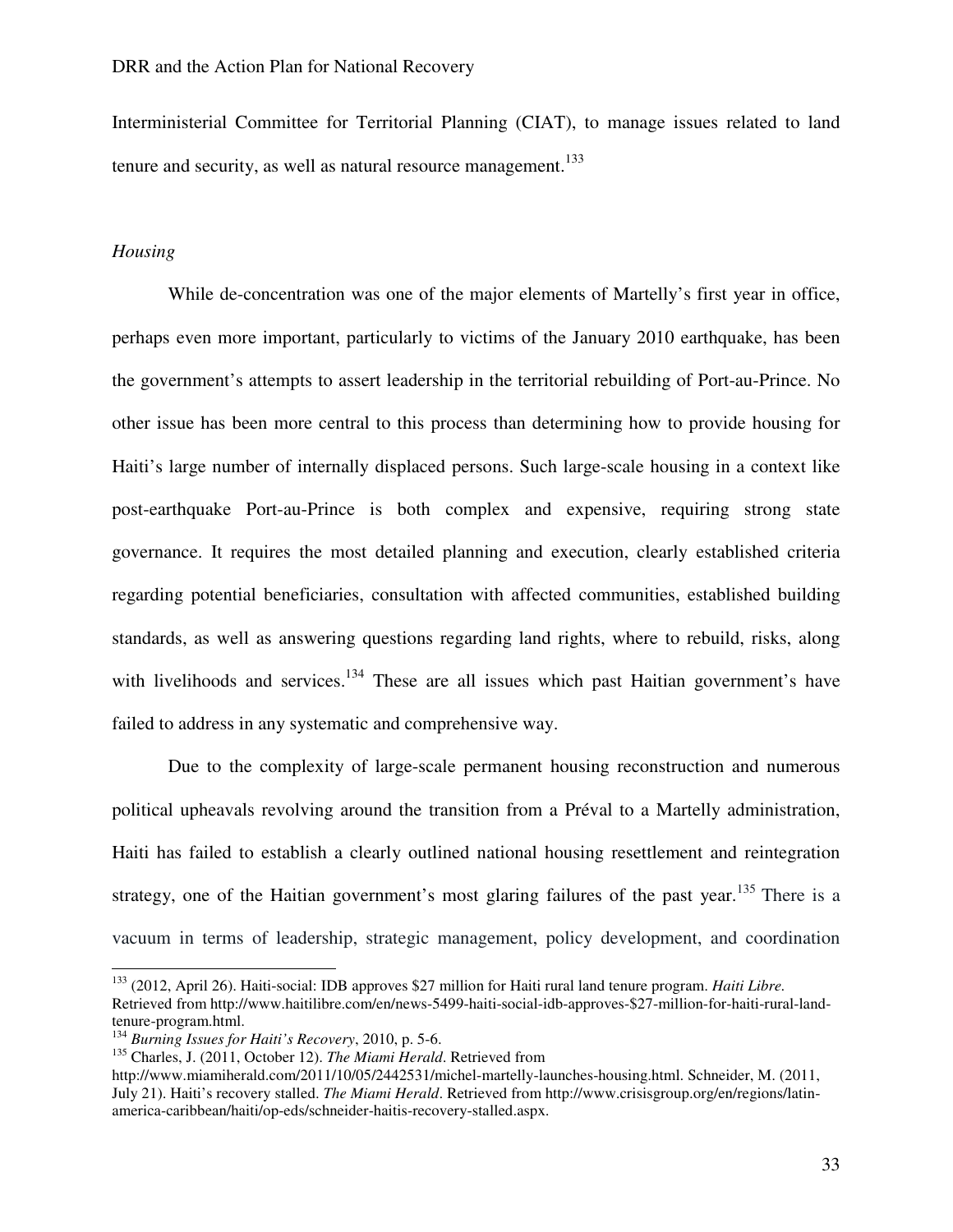Interministerial Committee for Territorial Planning (CIAT), to manage issues related to land tenure and security, as well as natural resource management.[133]

*Housing*

While de-concentration was one of the major elements of Martelly's first year in office, perhaps even more important, particularly to victims of the January 2010 earthquake, has been the government's attempts to assert leadership in the territorial rebuilding of Port-au-Prince. No other issue has been more central to this process than determining how to provide housing for Haiti's large number of internally displaced persons. Such large-scale housing in a context like post-earthquake Port-au-Prince is both complex and expensive, requiring strong state governance. It requires the most detailed planning and execution, clearly established criteria regarding potential beneficiaries, consultation with affected communities, established building standards, as well as answering questions regarding land rights, where to rebuild, risks, along with livelihoods and services.[134] These are all issues which past Haitian government's have failed to address in any systematic and comprehensive way.

Due to the complexity of large-scale permanent housing reconstruction and numerous political upheavals revolving around the transition from a Préval to a Martelly administration, Haiti has failed to establish a clearly outlined national housing resettlement and reintegration strategy, one of the Haitian government's most glaring failures of the past year.[135] There is a vacuum in terms of leadership, strategic management, policy development, and coordination

---

[133] (2012, April 26). Haiti-social: IDB approves $27 million for Haiti rural land tenure program. *Haiti Libre.* Retrieved from http://www.haitilibre.com/en/news-5499-haiti-social-idb-approves-$27-million-for-haiti-rural-land-tenure-program.html.

[134] *Burning Issues for Haiti's Recovery*, 2010, p. 5-6.

[135] Charles, J. (2011, October 12). *The Miami Herald*. Retrieved from http://www.miamiherald.com/2011/10/05/2442531/michel-martelly-launches-housing.html. Schneider, M. (2011, July 21). Haiti's recovery stalled. *The Miami Herald*. Retrieved from http://www.crisisgroup.org/en/regions/latin-america-caribbean/haiti/op-eds/schneider-haitis-recovery-stalled.aspx.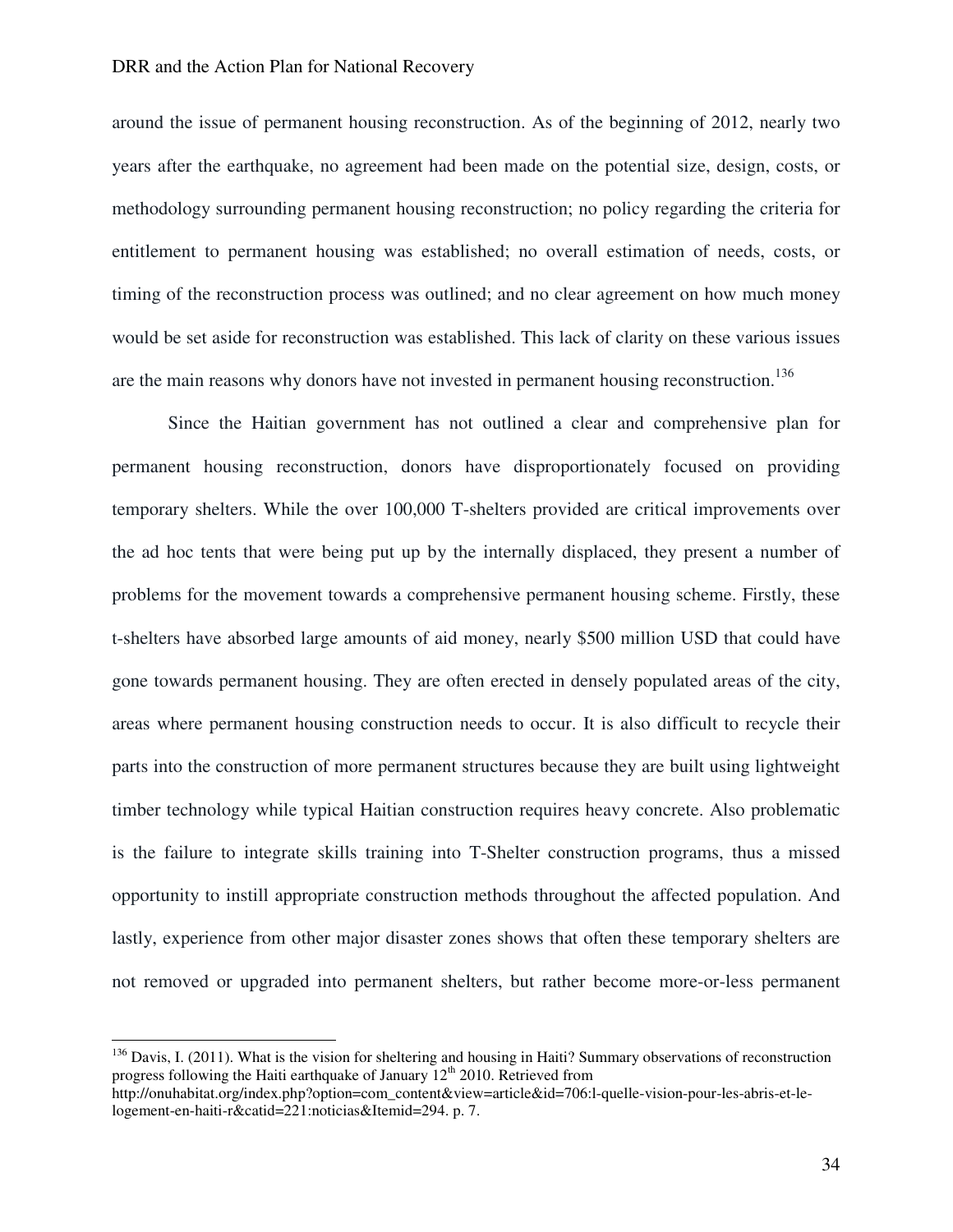around the issue of permanent housing reconstruction. As of the beginning of 2012, nearly two years after the earthquake, no agreement had been made on the potential size, design, costs, or methodology surrounding permanent housing reconstruction; no policy regarding the criteria for entitlement to permanent housing was established; no overall estimation of needs, costs, or timing of the reconstruction process was outlined; and no clear agreement on how much money would be set aside for reconstruction was established. This lack of clarity on these various issues are the main reasons why donors have not invested in permanent housing reconstruction.[136]

Since the Haitian government has not outlined a clear and comprehensive plan for permanent housing reconstruction, donors have disproportionately focused on providing temporary shelters. While the over 100,000 T-shelters provided are critical improvements over the ad hoc tents that were being put up by the internally displaced, they present a number of problems for the movement towards a comprehensive permanent housing scheme. Firstly, these t-shelters have absorbed large amounts of aid money, nearly $500 million USD that could have gone towards permanent housing. They are often erected in densely populated areas of the city, areas where permanent housing construction needs to occur. It is also difficult to recycle their parts into the construction of more permanent structures because they are built using lightweight timber technology while typical Haitian construction requires heavy concrete. Also problematic is the failure to integrate skills training into T-Shelter construction programs, thus a missed opportunity to instill appropriate construction methods throughout the affected population. And lastly, experience from other major disaster zones shows that often these temporary shelters are not removed or upgraded into permanent shelters, but rather become more-or-less permanent

[136] Davis, I. (2011). What is the vision for sheltering and housing in Haiti? Summary observations of reconstruction progress following the Haiti earthquake of January 12th 2010. Retrieved from http://onuhabitat.org/index.php?option=com_content&view=article&id=706:l-quelle-vision-pour-les-abris-et-le-logement-en-haiti-r&catid=221:noticias&Itemid=294. p. 7.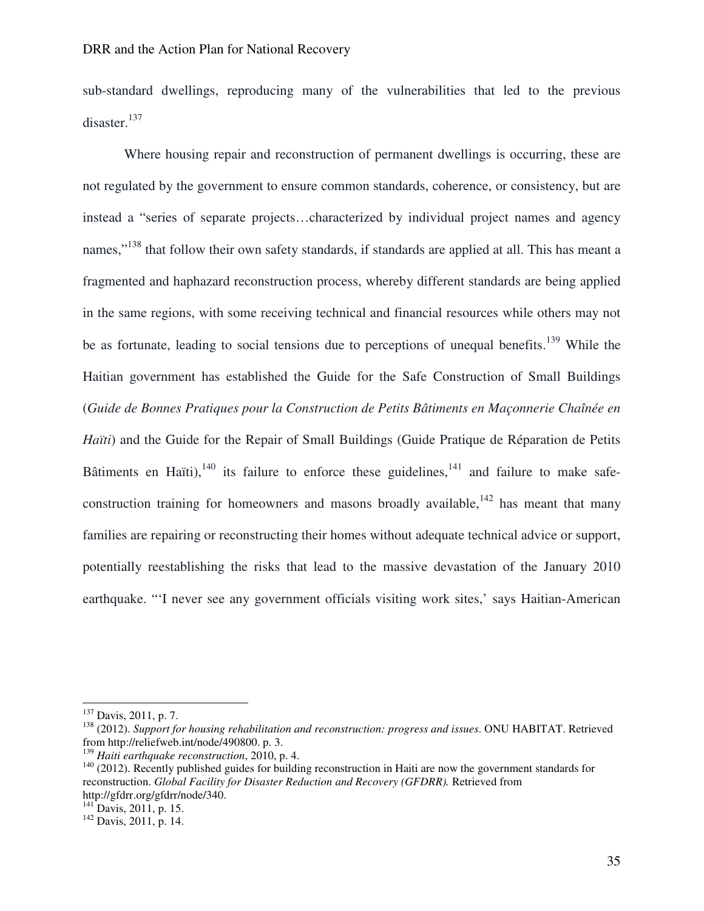sub-standard dwellings, reproducing many of the vulnerabilities that led to the previous disaster.[137]

Where housing repair and reconstruction of permanent dwellings is occurring, these are not regulated by the government to ensure common standards, coherence, or consistency, but are instead a "series of separate projects…characterized by individual project names and agency names,"[138] that follow their own safety standards, if standards are applied at all. This has meant a fragmented and haphazard reconstruction process, whereby different standards are being applied in the same regions, with some receiving technical and financial resources while others may not be as fortunate, leading to social tensions due to perceptions of unequal benefits.[139] While the Haitian government has established the Guide for the Safe Construction of Small Buildings (*Guide de Bonnes Pratiques pour la Construction de Petits Bâtiments en Maçonnerie Chaînée en Haïti*) and the Guide for the Repair of Small Buildings (Guide Pratique de Réparation de Petits Bâtiments en Haïti),[140] its failure to enforce these guidelines,[141] and failure to make safe-construction training for homeowners and masons broadly available,[142] has meant that many families are repairing or reconstructing their homes without adequate technical advice or support, potentially reestablishing the risks that lead to the massive devastation of the January 2010 earthquake. "'I never see any government officials visiting work sites,' says Haitian-American

---

[137] Davis, 2011, p. 7.

[138] (2012). *Support for housing rehabilitation and reconstruction: progress and issues*. ONU HABITAT. Retrieved from http://reliefweb.int/node/490800. p. 3.

[139] *Haiti earthquake reconstruction*, 2010, p. 4.

[140] (2012). Recently published guides for building reconstruction in Haiti are now the government standards for reconstruction. *Global Facility for Disaster Reduction and Recovery (GFDRR).* Retrieved from http://gfdrr.org/gfdrr/node/340.

[141] Davis, 2011, p. 15.

[142] Davis, 2011, p. 14.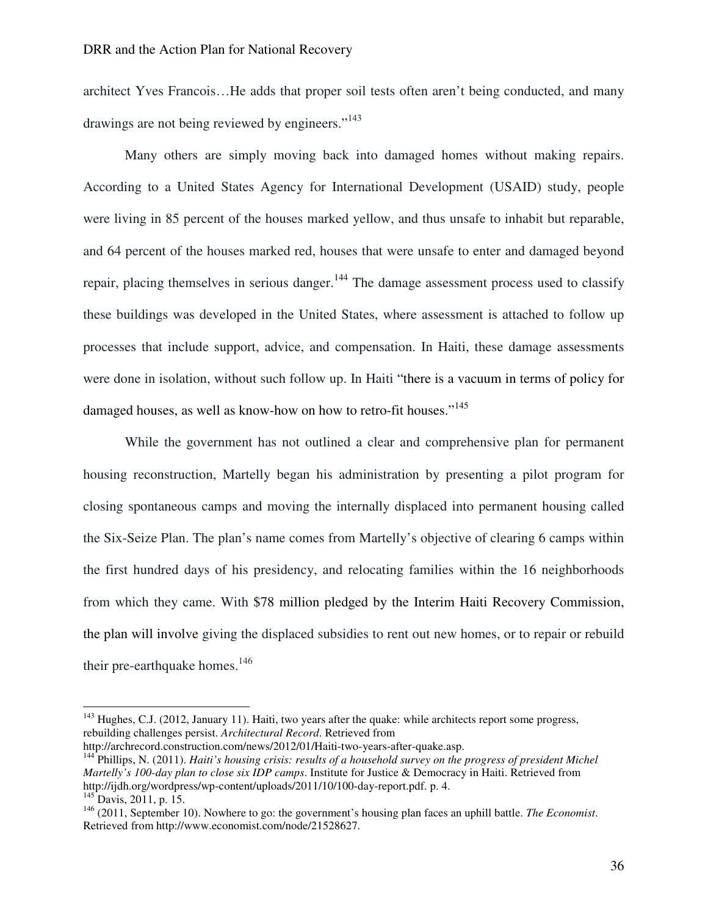architect Yves Francois…He adds that proper soil tests often aren't being conducted, and many drawings are not being reviewed by engineers."[143]

Many others are simply moving back into damaged homes without making repairs. According to a United States Agency for International Development (USAID) study, people were living in 85 percent of the houses marked yellow, and thus unsafe to inhabit but reparable, and 64 percent of the houses marked red, houses that were unsafe to enter and damaged beyond repair, placing themselves in serious danger.[144] The damage assessment process used to classify these buildings was developed in the United States, where assessment is attached to follow up processes that include support, advice, and compensation. In Haiti, these damage assessments were done in isolation, without such follow up. In Haiti "there is a vacuum in terms of policy for damaged houses, as well as know-how on how to retro-fit houses."[145]

While the government has not outlined a clear and comprehensive plan for permanent housing reconstruction, Martelly began his administration by presenting a pilot program for closing spontaneous camps and moving the internally displaced into permanent housing called the Six-Seize Plan. The plan's name comes from Martelly's objective of clearing 6 camps within the first hundred days of his presidency, and relocating families within the 16 neighborhoods from which they came. With $78 million pledged by the Interim Haiti Recovery Commission, the plan will involve giving the displaced subsidies to rent out new homes, or to repair or rebuild their pre-earthquake homes.[146]

---

[143] Hughes, C.J. (2012, January 11). Haiti, two years after the quake: while architects report some progress, rebuilding challenges persist. *Architectural Record*. Retrieved from http://archrecord.construction.com/news/2012/01/Haiti-two-years-after-quake.asp.

[144] Phillips, N. (2011). *Haiti's housing crisis: results of a household survey on the progress of president Michel Martelly's 100-day plan to close six IDP camps*. Institute for Justice & Democracy in Haiti. Retrieved from http://ijdh.org/wordpress/wp-content/uploads/2011/10/100-day-report.pdf. p. 4.

[145] Davis, 2011, p. 15.

[146] (2011, September 10). Nowhere to go: the government's housing plan faces an uphill battle. *The Economist*. Retrieved from http://www.economist.com/node/21528627.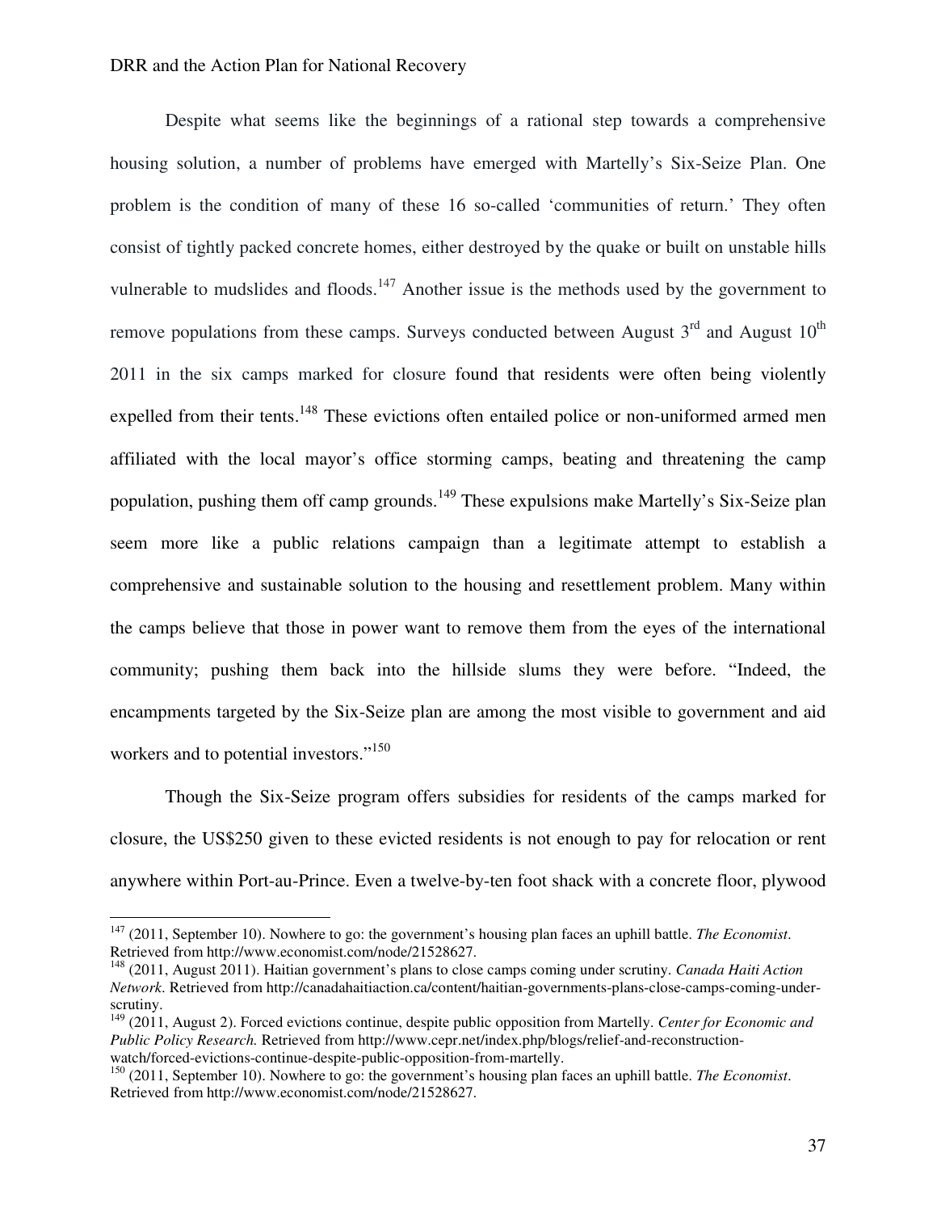Despite what seems like the beginnings of a rational step towards a comprehensive housing solution, a number of problems have emerged with Martelly's Six-Seize Plan. One problem is the condition of many of these 16 so-called 'communities of return.' They often consist of tightly packed concrete homes, either destroyed by the quake or built on unstable hills vulnerable to mudslides and floods.[147] Another issue is the methods used by the government to remove populations from these camps. Surveys conducted between August 3rd and August 10th 2011 in the six camps marked for closure found that residents were often being violently expelled from their tents.[148] These evictions often entailed police or non-uniformed armed men affiliated with the local mayor's office storming camps, beating and threatening the camp population, pushing them off camp grounds.[149] These expulsions make Martelly's Six-Seize plan seem more like a public relations campaign than a legitimate attempt to establish a comprehensive and sustainable solution to the housing and resettlement problem. Many within the camps believe that those in power want to remove them from the eyes of the international community; pushing them back into the hillside slums they were before. "Indeed, the encampments targeted by the Six-Seize plan are among the most visible to government and aid workers and to potential investors."[150]

Though the Six-Seize program offers subsidies for residents of the camps marked for closure, the US$250 given to these evicted residents is not enough to pay for relocation or rent anywhere within Port-au-Prince. Even a twelve-by-ten foot shack with a concrete floor, plywood

---

[147] (2011, September 10). Nowhere to go: the government's housing plan faces an uphill battle. *The Economist*. Retrieved from http://www.economist.com/node/21528627.

[148] (2011, August 2011). Haitian government's plans to close camps coming under scrutiny. *Canada Haiti Action Network*. Retrieved from http://canadahaitiaction.ca/content/haitian-governments-plans-close-camps-coming-under-scrutiny.

[149] (2011, August 2). Forced evictions continue, despite public opposition from Martelly. *Center for Economic and Public Policy Research.* Retrieved from http://www.cepr.net/index.php/blogs/relief-and-reconstruction-watch/forced-evictions-continue-despite-public-opposition-from-martelly.

[150] (2011, September 10). Nowhere to go: the government's housing plan faces an uphill battle. *The Economist*. Retrieved from http://www.economist.com/node/21528627.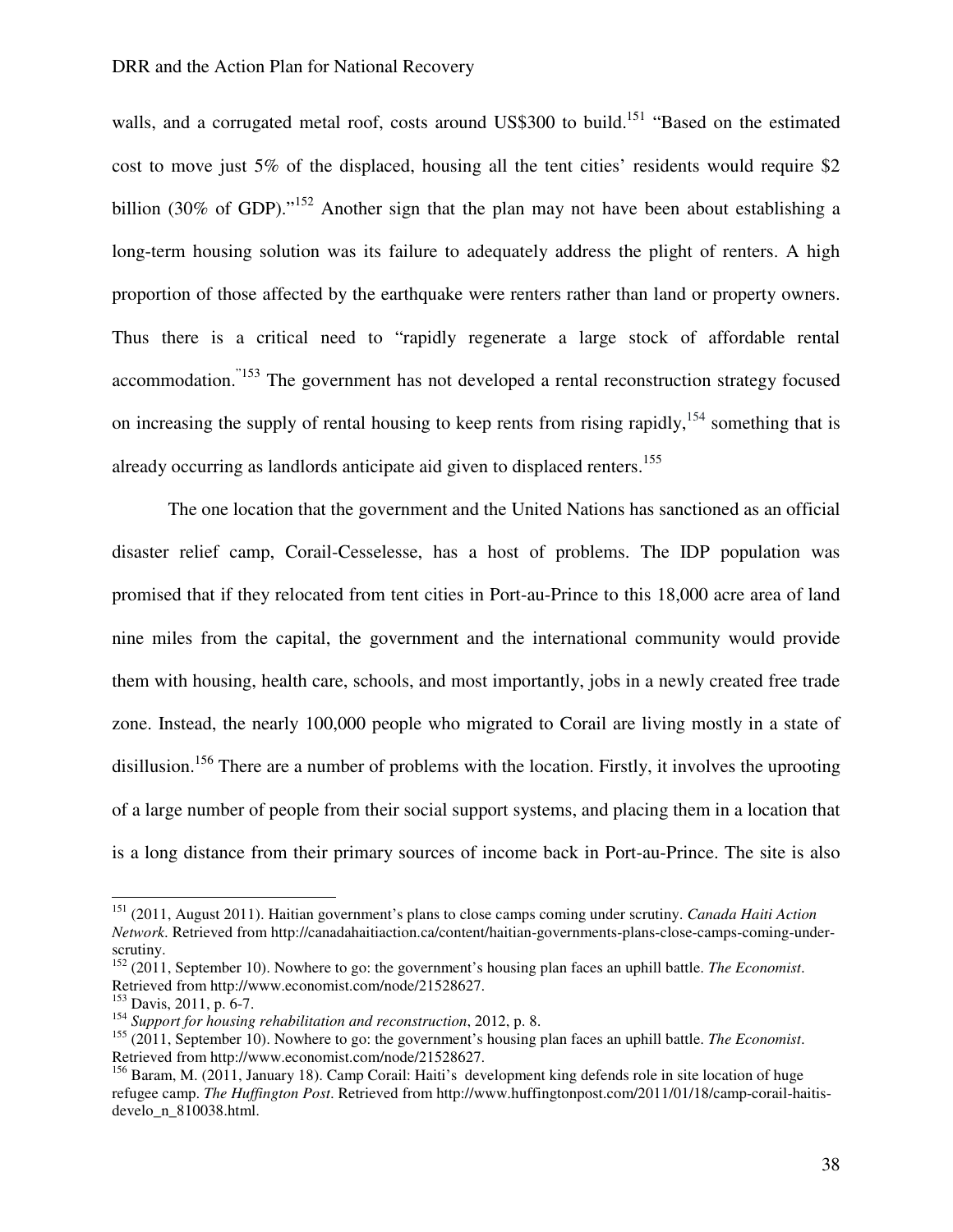walls, and a corrugated metal roof, costs around US$300 to build.[151] "Based on the estimated cost to move just 5% of the displaced, housing all the tent cities' residents would require $2 billion (30% of GDP)."[152] Another sign that the plan may not have been about establishing a long-term housing solution was its failure to adequately address the plight of renters. A high proportion of those affected by the earthquake were renters rather than land or property owners. Thus there is a critical need to "rapidly regenerate a large stock of affordable rental accommodation."[153] The government has not developed a rental reconstruction strategy focused on increasing the supply of rental housing to keep rents from rising rapidly,[154] something that is already occurring as landlords anticipate aid given to displaced renters.[155]

The one location that the government and the United Nations has sanctioned as an official disaster relief camp, Corail-Cesselesse, has a host of problems. The IDP population was promised that if they relocated from tent cities in Port-au-Prince to this 18,000 acre area of land nine miles from the capital, the government and the international community would provide them with housing, health care, schools, and most importantly, jobs in a newly created free trade zone. Instead, the nearly 100,000 people who migrated to Corail are living mostly in a state of disillusion.[156] There are a number of problems with the location. Firstly, it involves the uprooting of a large number of people from their social support systems, and placing them in a location that is a long distance from their primary sources of income back in Port-au-Prince. The site is also

---

[151] (2011, August 2011). Haitian government's plans to close camps coming under scrutiny. *Canada Haiti Action Network*. Retrieved from http://canadahaitiaction.ca/content/haitian-governments-plans-close-camps-coming-under-scrutiny.

[152] (2011, September 10). Nowhere to go: the government's housing plan faces an uphill battle. *The Economist*. Retrieved from http://www.economist.com/node/21528627.

[153] Davis, 2011, p. 6-7.

[154] *Support for housing rehabilitation and reconstruction*, 2012, p. 8.

[155] (2011, September 10). Nowhere to go: the government's housing plan faces an uphill battle. *The Economist*. Retrieved from http://www.economist.com/node/21528627.

[156] Baram, M. (2011, January 18). Camp Corail: Haiti's development king defends role in site location of huge refugee camp. *The Huffington Post*. Retrieved from http://www.huffingtonpost.com/2011/01/18/camp-corail-haitis-develo_n_810038.html.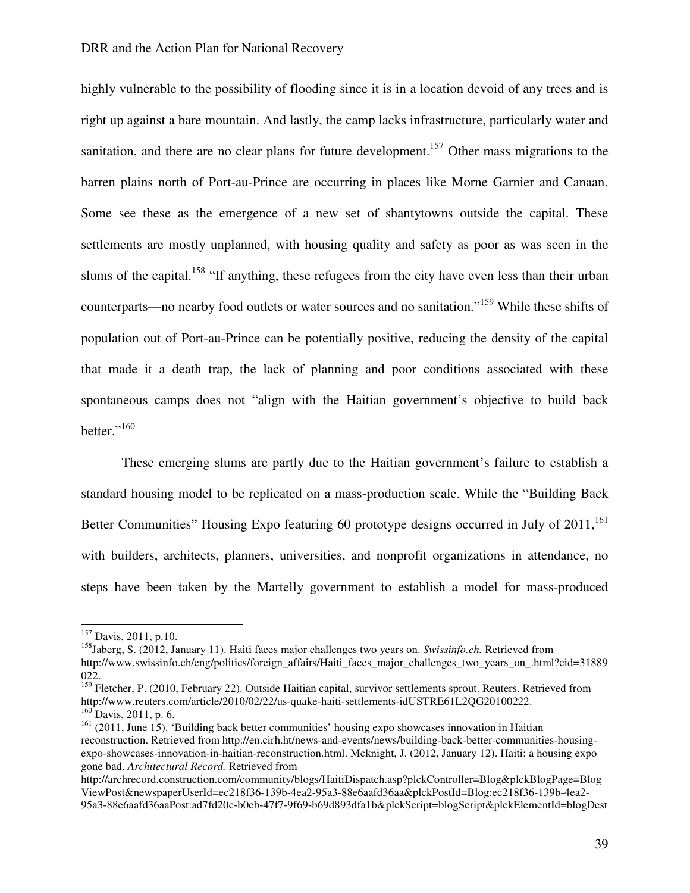highly vulnerable to the possibility of flooding since it is in a location devoid of any trees and is right up against a bare mountain. And lastly, the camp lacks infrastructure, particularly water and sanitation, and there are no clear plans for future development.[157] Other mass migrations to the barren plains north of Port-au-Prince are occurring in places like Morne Garnier and Canaan. Some see these as the emergence of a new set of shantytowns outside the capital. These settlements are mostly unplanned, with housing quality and safety as poor as was seen in the slums of the capital.[158] "If anything, these refugees from the city have even less than their urban counterparts—no nearby food outlets or water sources and no sanitation."[159] While these shifts of population out of Port-au-Prince can be potentially positive, reducing the density of the capital that made it a death trap, the lack of planning and poor conditions associated with these spontaneous camps does not "align with the Haitian government's objective to build back better."[160]

These emerging slums are partly due to the Haitian government's failure to establish a standard housing model to be replicated on a mass-production scale. While the "Building Back Better Communities" Housing Expo featuring 60 prototype designs occurred in July of 2011,[161] with builders, architects, planners, universities, and nonprofit organizations in attendance, no steps have been taken by the Martelly government to establish a model for mass-produced

---

[157] Davis, 2011, p.10.

[158] Jaberg, S. (2012, January 11). Haiti faces major challenges two years on. *Swissinfo.ch.* Retrieved from http://www.swissinfo.ch/eng/politics/foreign_affairs/Haiti_faces_major_challenges_two_years_on_.html?cid=31889022.

[159] Fletcher, P. (2010, February 22). Outside Haitian capital, survivor settlements sprout. Reuters. Retrieved from http://www.reuters.com/article/2010/02/22/us-quake-haiti-settlements-idUSTRE61L2QG20100222.

[160] Davis, 2011, p. 6.

[161] (2011, June 15). 'Building back better communities' housing expo showcases innovation in Haitian reconstruction. Retrieved from http://en.cirh.ht/news-and-events/news/building-back-better-communities-housing-expo-showcases-innovation-in-haitian-reconstruction.html. Mcknight, J. (2012, January 12). Haiti: a housing expo gone bad. *Architectural Record.* Retrieved from http://archrecord.construction.com/community/blogs/HaitiDispatch.asp?plckController=Blog&plckBlogPage=BlogViewPost&newspaperUserId=ec218f36-139b-4ea2-95a3-88e6aafd36aa&plckPostId=Blog:ec218f36-139b-4ea2-95a3-88e6aafd36aaPost:ad7fd20c-b0cb-47f7-9f69-b69d893dfa1b&plckScript=blogScript&plckElementId=blogDest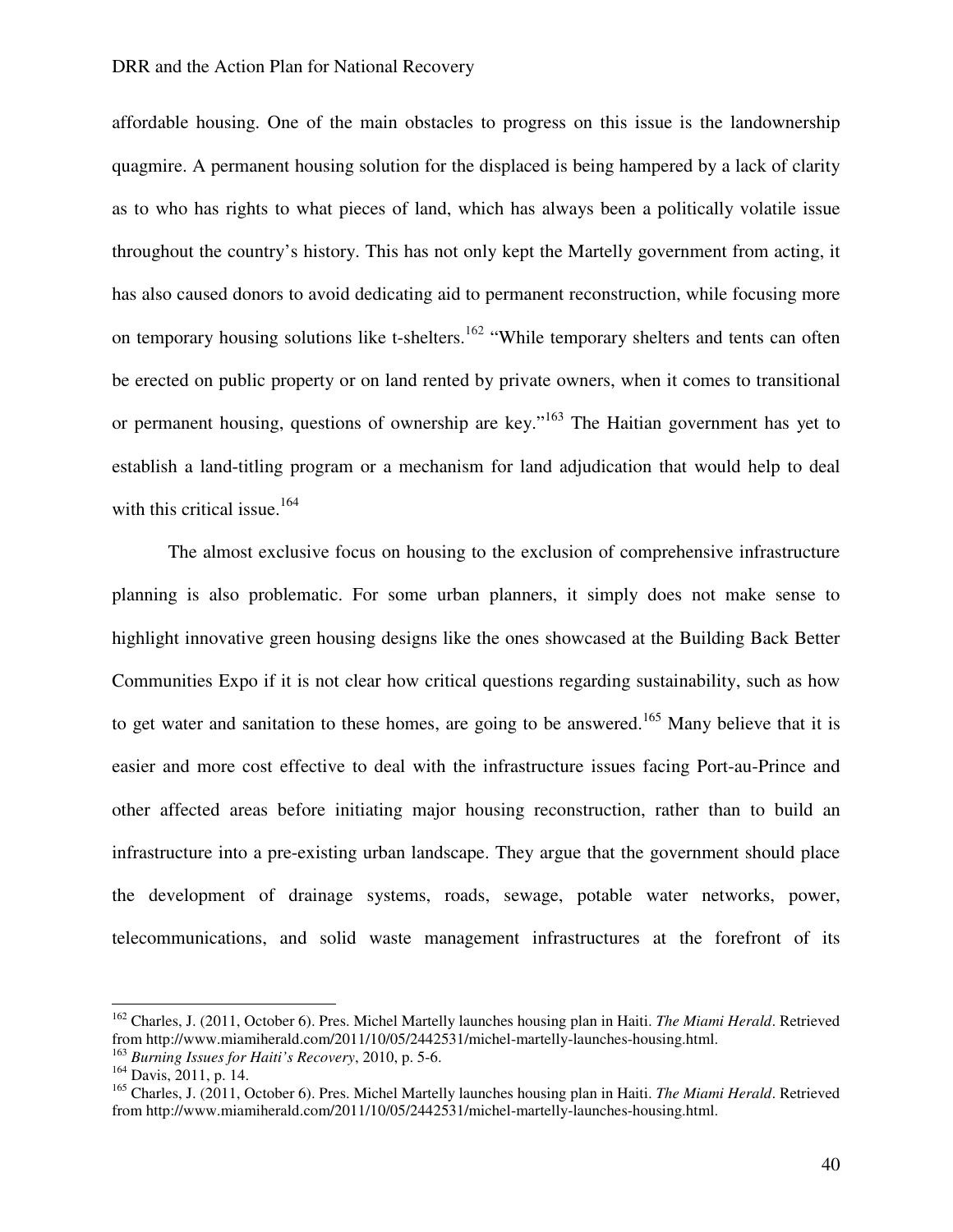affordable housing. One of the main obstacles to progress on this issue is the landownership quagmire. A permanent housing solution for the displaced is being hampered by a lack of clarity as to who has rights to what pieces of land, which has always been a politically volatile issue throughout the country's history. This has not only kept the Martelly government from acting, it has also caused donors to avoid dedicating aid to permanent reconstruction, while focusing more on temporary housing solutions like t-shelters.[162] "While temporary shelters and tents can often be erected on public property or on land rented by private owners, when it comes to transitional or permanent housing, questions of ownership are key."[163] The Haitian government has yet to establish a land-titling program or a mechanism for land adjudication that would help to deal with this critical issue.[164]

The almost exclusive focus on housing to the exclusion of comprehensive infrastructure planning is also problematic. For some urban planners, it simply does not make sense to highlight innovative green housing designs like the ones showcased at the Building Back Better Communities Expo if it is not clear how critical questions regarding sustainability, such as how to get water and sanitation to these homes, are going to be answered.[165] Many believe that it is easier and more cost effective to deal with the infrastructure issues facing Port-au-Prince and other affected areas before initiating major housing reconstruction, rather than to build an infrastructure into a pre-existing urban landscape. They argue that the government should place the development of drainage systems, roads, sewage, potable water networks, power, telecommunications, and solid waste management infrastructures at the forefront of its

---

[162] Charles, J. (2011, October 6). Pres. Michel Martelly launches housing plan in Haiti. *The Miami Herald*. Retrieved from http://www.miamiherald.com/2011/10/05/2442531/michel-martelly-launches-housing.html.

[163] *Burning Issues for Haiti's Recovery*, 2010, p. 5-6.

[164] Davis, 2011, p. 14.

[165] Charles, J. (2011, October 6). Pres. Michel Martelly launches housing plan in Haiti. *The Miami Herald*. Retrieved from http://www.miamiherald.com/2011/10/05/2442531/michel-martelly-launches-housing.html.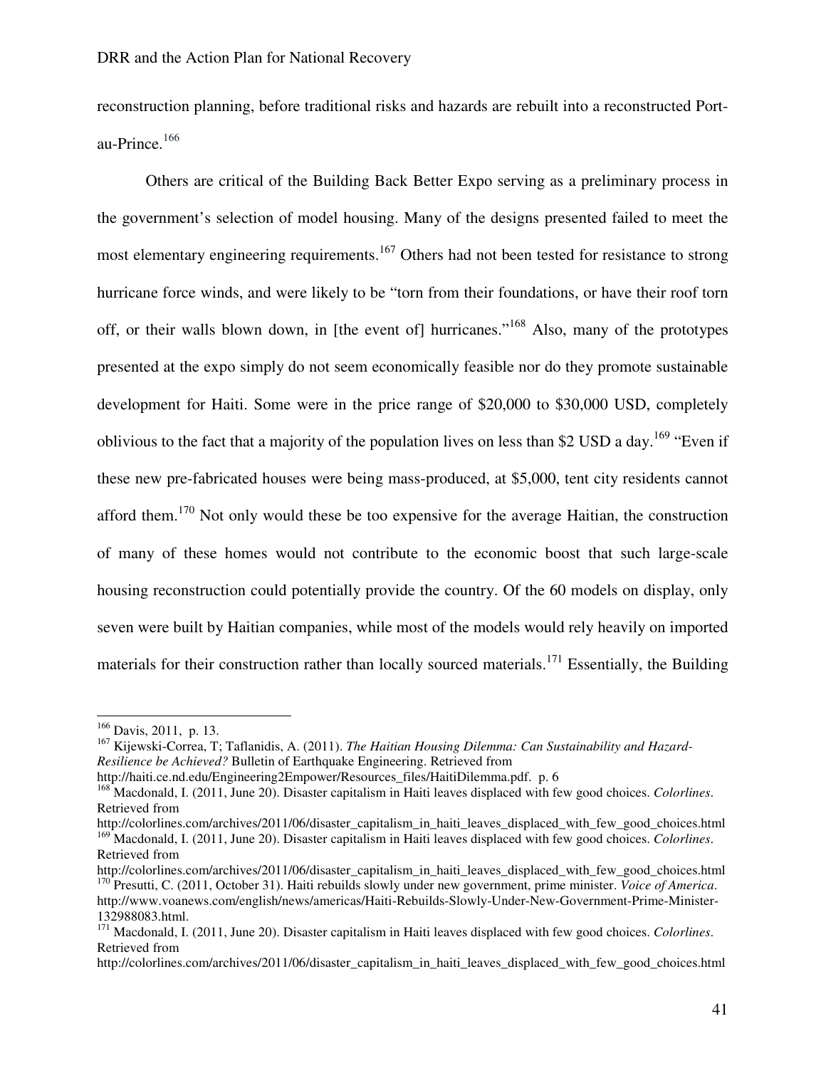reconstruction planning, before traditional risks and hazards are rebuilt into a reconstructed Port-au-Prince.[166]

Others are critical of the Building Back Better Expo serving as a preliminary process in the government's selection of model housing. Many of the designs presented failed to meet the most elementary engineering requirements.[167] Others had not been tested for resistance to strong hurricane force winds, and were likely to be "torn from their foundations, or have their roof torn off, or their walls blown down, in [the event of] hurricanes."[168] Also, many of the prototypes presented at the expo simply do not seem economically feasible nor do they promote sustainable development for Haiti. Some were in the price range of $20,000 to $30,000 USD, completely oblivious to the fact that a majority of the population lives on less than $2 USD a day.[169] "Even if these new pre-fabricated houses were being mass-produced, at $5,000, tent city residents cannot afford them.[170] Not only would these be too expensive for the average Haitian, the construction of many of these homes would not contribute to the economic boost that such large-scale housing reconstruction could potentially provide the country. Of the 60 models on display, only seven were built by Haitian companies, while most of the models would rely heavily on imported materials for their construction rather than locally sourced materials.[171] Essentially, the Building

---

[166] Davis, 2011, p. 13.

[167] Kijewski-Correa, T; Taflanidis, A. (2011). *The Haitian Housing Dilemma: Can Sustainability and Hazard-Resilience be Achieved?* Bulletin of Earthquake Engineering. Retrieved from http://haiti.ce.nd.edu/Engineering2Empower/Resources_files/HaitiDilemma.pdf. p. 6

[168] Macdonald, I. (2011, June 20). Disaster capitalism in Haiti leaves displaced with few good choices. *Colorlines*. Retrieved from http://colorlines.com/archives/2011/06/disaster_capitalism_in_haiti_leaves_displaced_with_few_good_choices.html

[169] Macdonald, I. (2011, June 20). Disaster capitalism in Haiti leaves displaced with few good choices. *Colorlines*. Retrieved from http://colorlines.com/archives/2011/06/disaster_capitalism_in_haiti_leaves_displaced_with_few_good_choices.html

[170] Presutti, C. (2011, October 31). Haiti rebuilds slowly under new government, prime minister. *Voice of America*. http://www.voanews.com/english/news/americas/Haiti-Rebuilds-Slowly-Under-New-Government-Prime-Minister-132988083.html.

[171] Macdonald, I. (2011, June 20). Disaster capitalism in Haiti leaves displaced with few good choices. *Colorlines*. Retrieved from http://colorlines.com/archives/2011/06/disaster_capitalism_in_haiti_leaves_displaced_with_few_good_choices.html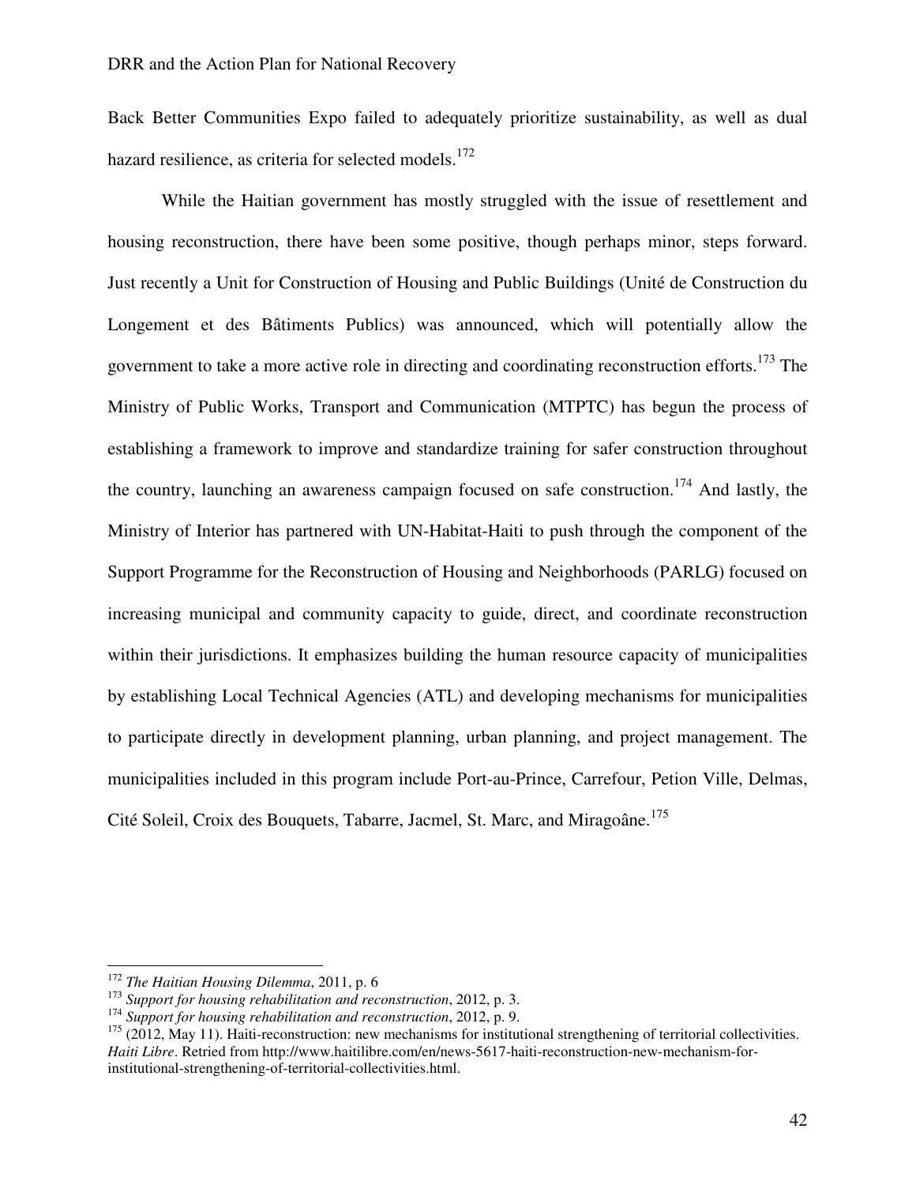Back Better Communities Expo failed to adequately prioritize sustainability, as well as dual hazard resilience, as criteria for selected models.[172]

While the Haitian government has mostly struggled with the issue of resettlement and housing reconstruction, there have been some positive, though perhaps minor, steps forward. Just recently a Unit for Construction of Housing and Public Buildings (Unité de Construction du Longement et des Bâtiments Publics) was announced, which will potentially allow the government to take a more active role in directing and coordinating reconstruction efforts.[173] The Ministry of Public Works, Transport and Communication (MTPTC) has begun the process of establishing a framework to improve and standardize training for safer construction throughout the country, launching an awareness campaign focused on safe construction.[174] And lastly, the Ministry of Interior has partnered with UN-Habitat-Haiti to push through the component of the Support Programme for the Reconstruction of Housing and Neighborhoods (PARLG) focused on increasing municipal and community capacity to guide, direct, and coordinate reconstruction within their jurisdictions. It emphasizes building the human resource capacity of municipalities by establishing Local Technical Agencies (ATL) and developing mechanisms for municipalities to participate directly in development planning, urban planning, and project management. The municipalities included in this program include Port-au-Prince, Carrefour, Petion Ville, Delmas, Cité Soleil, Croix des Bouquets, Tabarre, Jacmel, St. Marc, and Miragoâne.[175]

---

[172] *The Haitian Housing Dilemma*, 2011, p. 6

[173] *Support for housing rehabilitation and reconstruction*, 2012, p. 3.

[174] *Support for housing rehabilitation and reconstruction*, 2012, p. 9.

[175] (2012, May 11). Haiti-reconstruction: new mechanisms for institutional strengthening of territorial collectivities. *Haiti Libre*. Retried from http://www.haitilibre.com/en/news-5617-haiti-reconstruction-new-mechanism-for-institutional-strengthening-of-territorial-collectivities.html.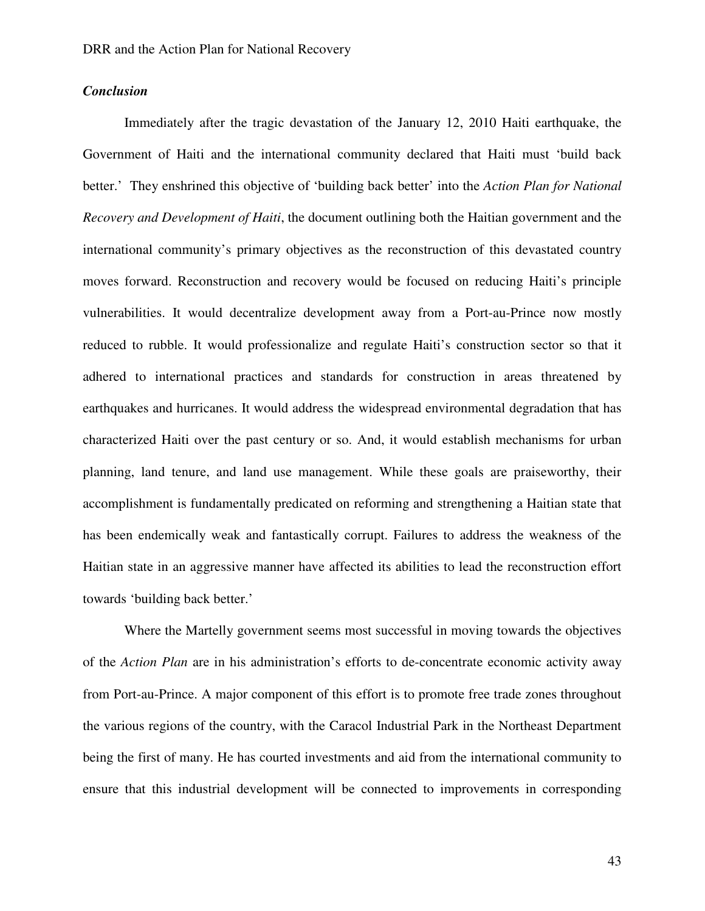### *Conclusion*

Immediately after the tragic devastation of the January 12, 2010 Haiti earthquake, the Government of Haiti and the international community declared that Haiti must 'build back better.' They enshrined this objective of 'building back better' into the *Action Plan for National Recovery and Development of Haiti*, the document outlining both the Haitian government and the international community's primary objectives as the reconstruction of this devastated country moves forward. Reconstruction and recovery would be focused on reducing Haiti's principle vulnerabilities. It would decentralize development away from a Port-au-Prince now mostly reduced to rubble. It would professionalize and regulate Haiti's construction sector so that it adhered to international practices and standards for construction in areas threatened by earthquakes and hurricanes. It would address the widespread environmental degradation that has characterized Haiti over the past century or so. And, it would establish mechanisms for urban planning, land tenure, and land use management. While these goals are praiseworthy, their accomplishment is fundamentally predicated on reforming and strengthening a Haitian state that has been endemically weak and fantastically corrupt. Failures to address the weakness of the Haitian state in an aggressive manner have affected its abilities to lead the reconstruction effort towards 'building back better.'

Where the Martelly government seems most successful in moving towards the objectives of the *Action Plan* are in his administration's efforts to de-concentrate economic activity away from Port-au-Prince. A major component of this effort is to promote free trade zones throughout the various regions of the country, with the Caracol Industrial Park in the Northeast Department being the first of many. He has courted investments and aid from the international community to ensure that this industrial development will be connected to improvements in corresponding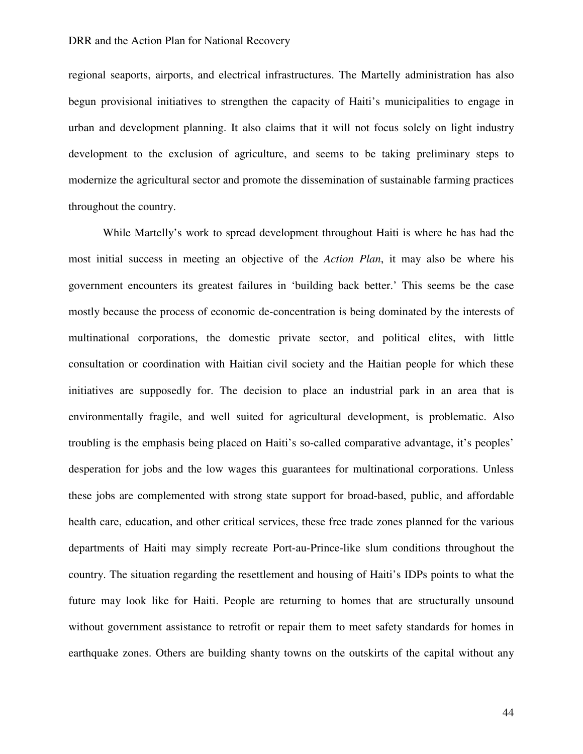regional seaports, airports, and electrical infrastructures. The Martelly administration has also begun provisional initiatives to strengthen the capacity of Haiti's municipalities to engage in urban and development planning. It also claims that it will not focus solely on light industry development to the exclusion of agriculture, and seems to be taking preliminary steps to modernize the agricultural sector and promote the dissemination of sustainable farming practices throughout the country.

While Martelly's work to spread development throughout Haiti is where he has had the most initial success in meeting an objective of the *Action Plan*, it may also be where his government encounters its greatest failures in 'building back better.' This seems be the case mostly because the process of economic de-concentration is being dominated by the interests of multinational corporations, the domestic private sector, and political elites, with little consultation or coordination with Haitian civil society and the Haitian people for which these initiatives are supposedly for. The decision to place an industrial park in an area that is environmentally fragile, and well suited for agricultural development, is problematic. Also troubling is the emphasis being placed on Haiti's so-called comparative advantage, it's peoples' desperation for jobs and the low wages this guarantees for multinational corporations. Unless these jobs are complemented with strong state support for broad-based, public, and affordable health care, education, and other critical services, these free trade zones planned for the various departments of Haiti may simply recreate Port-au-Prince-like slum conditions throughout the country. The situation regarding the resettlement and housing of Haiti's IDPs points to what the future may look like for Haiti. People are returning to homes that are structurally unsound without government assistance to retrofit or repair them to meet safety standards for homes in earthquake zones. Others are building shanty towns on the outskirts of the capital without any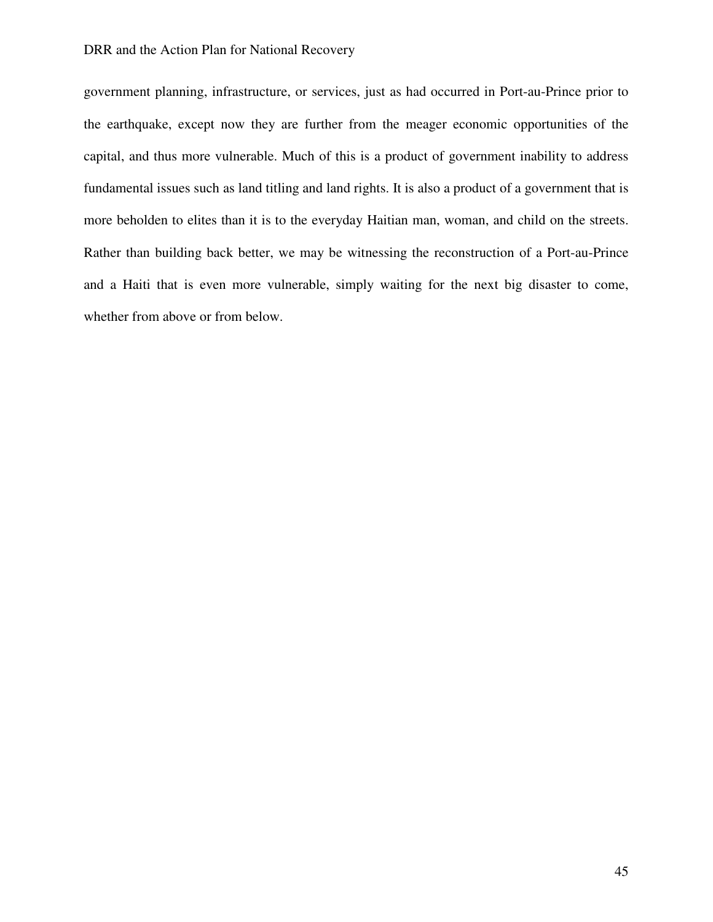government planning, infrastructure, or services, just as had occurred in Port-au-Prince prior to the earthquake, except now they are further from the meager economic opportunities of the capital, and thus more vulnerable. Much of this is a product of government inability to address fundamental issues such as land titling and land rights. It is also a product of a government that is more beholden to elites than it is to the everyday Haitian man, woman, and child on the streets. Rather than building back better, we may be witnessing the reconstruction of a Port-au-Prince and a Haiti that is even more vulnerable, simply waiting for the next big disaster to come, whether from above or from below.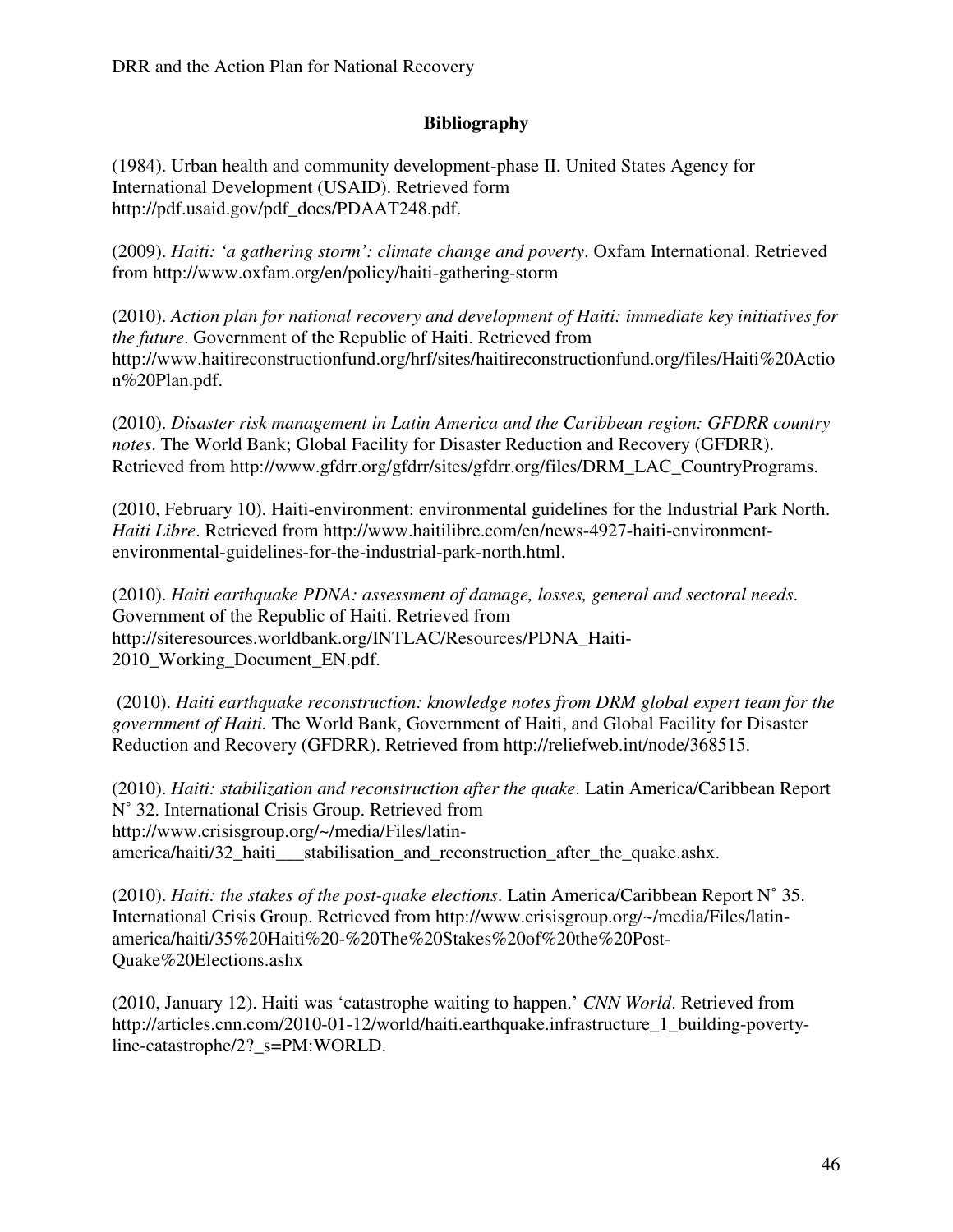# Bibliography

(1984). Urban health and community development-phase II. United States Agency for International Development (USAID). Retrieved form http://pdf.usaid.gov/pdf_docs/PDAAT248.pdf.

(2009). *Haiti: 'a gathering storm': climate change and poverty*. Oxfam International. Retrieved from http://www.oxfam.org/en/policy/haiti-gathering-storm

(2010). *Action plan for national recovery and development of Haiti: immediate key initiatives for the future*. Government of the Republic of Haiti. Retrieved from http://www.haitireconstructionfund.org/hrf/sites/haitireconstructionfund.org/files/Haiti%20Action%20Plan.pdf.

(2010). *Disaster risk management in Latin America and the Caribbean region: GFDRR country notes*. The World Bank; Global Facility for Disaster Reduction and Recovery (GFDRR). Retrieved from http://www.gfdrr.org/gfdrr/sites/gfdrr.org/files/DRM_LAC_CountryPrograms.

(2010, February 10). Haiti-environment: environmental guidelines for the Industrial Park North. *Haiti Libre*. Retrieved from http://www.haitilibre.com/en/news-4927-haiti-environment-environmental-guidelines-for-the-industrial-park-north.html.

(2010). *Haiti earthquake PDNA: assessment of damage, losses, general and sectoral needs*. Government of the Republic of Haiti. Retrieved from http://siteresources.worldbank.org/INTLAC/Resources/PDNA_Haiti-2010_Working_Document_EN.pdf.

(2010). *Haiti earthquake reconstruction: knowledge notes from DRM global expert team for the government of Haiti.* The World Bank, Government of Haiti, and Global Facility for Disaster Reduction and Recovery (GFDRR). Retrieved from http://reliefweb.int/node/368515.

(2010). *Haiti: stabilization and reconstruction after the quake*. Latin America/Caribbean Report N˚ 32. International Crisis Group. Retrieved from http://www.crisisgroup.org/~/media/Files/latin-america/haiti/32_haiti___stabilisation_and_reconstruction_after_the_quake.ashx.

(2010). *Haiti: the stakes of the post-quake elections*. Latin America/Caribbean Report N˚ 35. International Crisis Group. Retrieved from http://www.crisisgroup.org/~/media/Files/latin-america/haiti/35%20Haiti%20-%20The%20Stakes%20of%20the%20Post-Quake%20Elections.ashx

(2010, January 12). Haiti was 'catastrophe waiting to happen.' *CNN World*. Retrieved from http://articles.cnn.com/2010-01-12/world/haiti.earthquake.infrastructure_1_building-poverty-line-catastrophe/2?_s=PM:WORLD.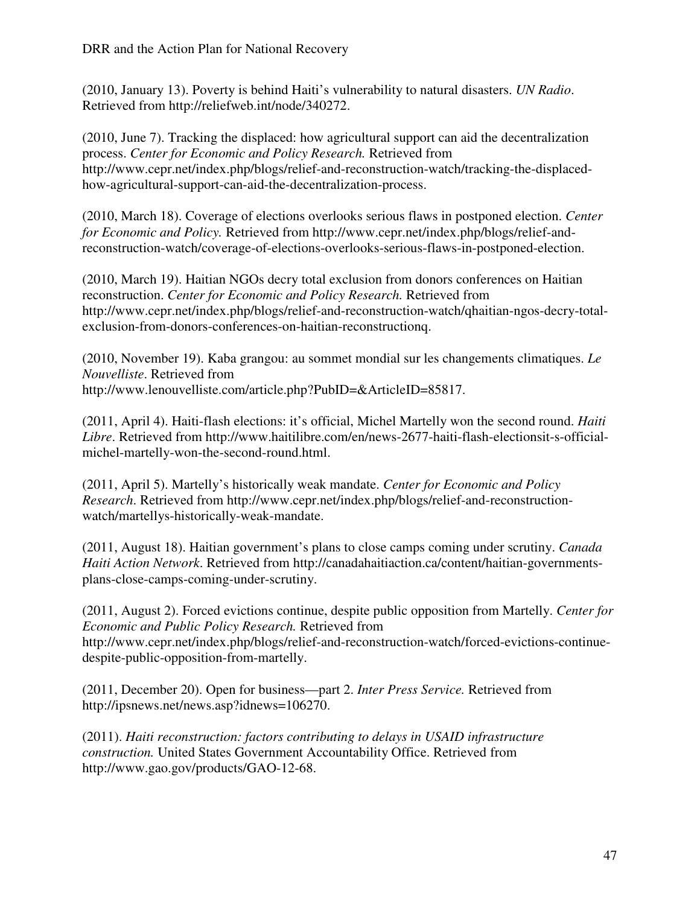(2010, January 13). Poverty is behind Haiti's vulnerability to natural disasters. *UN Radio*. Retrieved from http://reliefweb.int/node/340272.

(2010, June 7). Tracking the displaced: how agricultural support can aid the decentralization process. *Center for Economic and Policy Research.* Retrieved from http://www.cepr.net/index.php/blogs/relief-and-reconstruction-watch/tracking-the-displaced-how-agricultural-support-can-aid-the-decentralization-process.

(2010, March 18). Coverage of elections overlooks serious flaws in postponed election. *Center for Economic and Policy.* Retrieved from http://www.cepr.net/index.php/blogs/relief-and-reconstruction-watch/coverage-of-elections-overlooks-serious-flaws-in-postponed-election.

(2010, March 19). Haitian NGOs decry total exclusion from donors conferences on Haitian reconstruction. *Center for Economic and Policy Research.* Retrieved from http://www.cepr.net/index.php/blogs/relief-and-reconstruction-watch/qhaitian-ngos-decry-total-exclusion-from-donors-conferences-on-haitian-reconstructionq.

(2010, November 19). Kaba grangou: au sommet mondial sur les changements climatiques. *Le Nouvelliste*. Retrieved from http://www.lenouvelliste.com/article.php?PubID=&ArticleID=85817.

(2011, April 4). Haiti-flash elections: it's official, Michel Martelly won the second round. *Haiti Libre*. Retrieved from http://www.haitilibre.com/en/news-2677-haiti-flash-electionsit-s-official-michel-martelly-won-the-second-round.html.

(2011, April 5). Martelly's historically weak mandate. *Center for Economic and Policy Research*. Retrieved from http://www.cepr.net/index.php/blogs/relief-and-reconstruction-watch/martellys-historically-weak-mandate.

(2011, August 18). Haitian government's plans to close camps coming under scrutiny. *Canada Haiti Action Network*. Retrieved from http://canadahaitiaction.ca/content/haitian-governments-plans-close-camps-coming-under-scrutiny.

(2011, August 2). Forced evictions continue, despite public opposition from Martelly. *Center for Economic and Public Policy Research.* Retrieved from http://www.cepr.net/index.php/blogs/relief-and-reconstruction-watch/forced-evictions-continue-despite-public-opposition-from-martelly.

(2011, December 20). Open for business—part 2. *Inter Press Service.* Retrieved from http://ipsnews.net/news.asp?idnews=106270.

(2011). *Haiti reconstruction: factors contributing to delays in USAID infrastructure construction.* United States Government Accountability Office. Retrieved from http://www.gao.gov/products/GAO-12-68.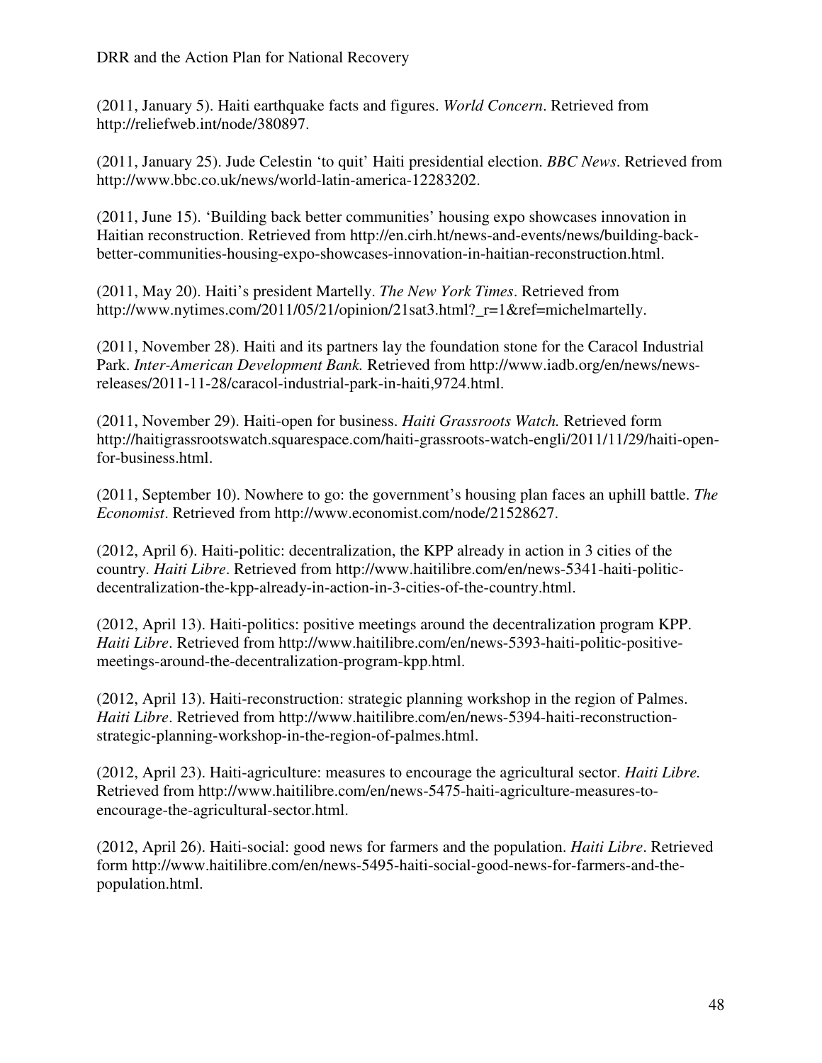(2011, January 5). Haiti earthquake facts and figures. *World Concern*. Retrieved from http://reliefweb.int/node/380897.

(2011, January 25). Jude Celestin 'to quit' Haiti presidential election. *BBC News*. Retrieved from http://www.bbc.co.uk/news/world-latin-america-12283202.

(2011, June 15). 'Building back better communities' housing expo showcases innovation in Haitian reconstruction. Retrieved from http://en.cirh.ht/news-and-events/news/building-back-better-communities-housing-expo-showcases-innovation-in-haitian-reconstruction.html.

(2011, May 20). Haiti's president Martelly. *The New York Times*. Retrieved from http://www.nytimes.com/2011/05/21/opinion/21sat3.html?_r=1&ref=michelmartelly.

(2011, November 28). Haiti and its partners lay the foundation stone for the Caracol Industrial Park. *Inter-American Development Bank.* Retrieved from http://www.iadb.org/en/news/news-releases/2011-11-28/caracol-industrial-park-in-haiti,9724.html.

(2011, November 29). Haiti-open for business. *Haiti Grassroots Watch.* Retrieved form http://haitigrassrootswatch.squarespace.com/haiti-grassroots-watch-engli/2011/11/29/haiti-open-for-business.html.

(2011, September 10). Nowhere to go: the government's housing plan faces an uphill battle. *The Economist*. Retrieved from http://www.economist.com/node/21528627.

(2012, April 6). Haiti-politic: decentralization, the KPP already in action in 3 cities of the country. *Haiti Libre*. Retrieved from http://www.haitilibre.com/en/news-5341-haiti-politic-decentralization-the-kpp-already-in-action-in-3-cities-of-the-country.html.

(2012, April 13). Haiti-politics: positive meetings around the decentralization program KPP. *Haiti Libre*. Retrieved from http://www.haitilibre.com/en/news-5393-haiti-politic-positive-meetings-around-the-decentralization-program-kpp.html.

(2012, April 13). Haiti-reconstruction: strategic planning workshop in the region of Palmes. *Haiti Libre*. Retrieved from http://www.haitilibre.com/en/news-5394-haiti-reconstruction-strategic-planning-workshop-in-the-region-of-palmes.html.

(2012, April 23). Haiti-agriculture: measures to encourage the agricultural sector. *Haiti Libre.* Retrieved from http://www.haitilibre.com/en/news-5475-haiti-agriculture-measures-to-encourage-the-agricultural-sector.html.

(2012, April 26). Haiti-social: good news for farmers and the population. *Haiti Libre*. Retrieved form http://www.haitilibre.com/en/news-5495-haiti-social-good-news-for-farmers-and-the-population.html.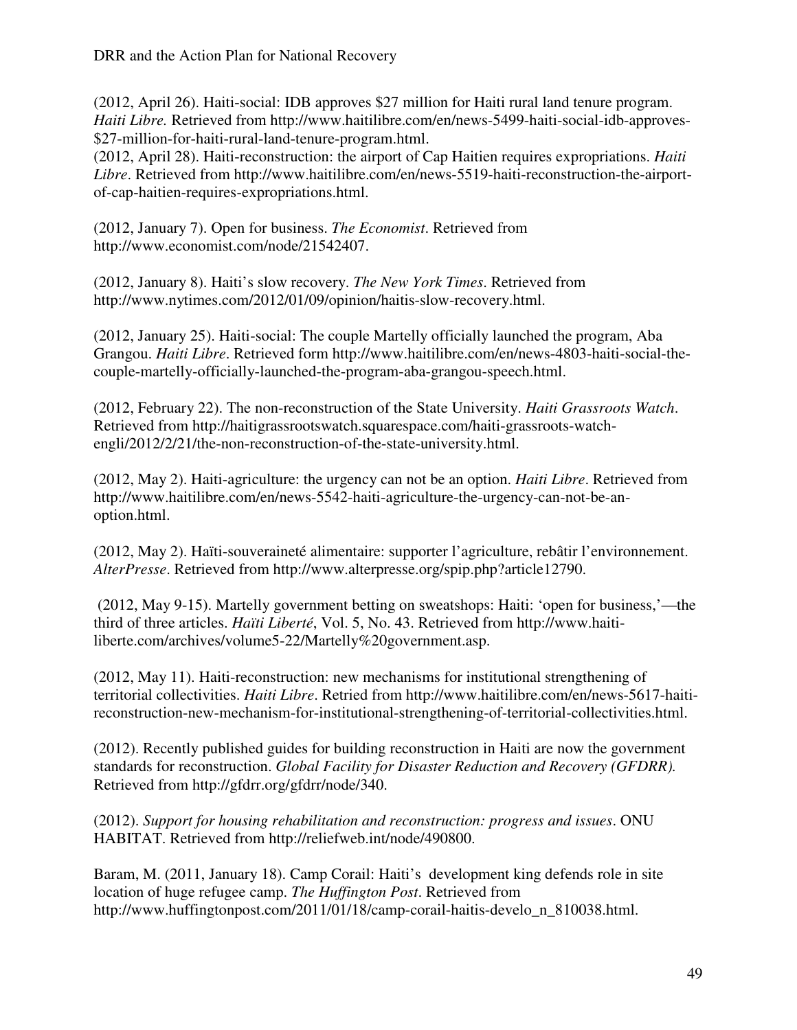(2012, April 26). Haiti-social: IDB approves $27 million for Haiti rural land tenure program. *Haiti Libre.* Retrieved from http://www.haitilibre.com/en/news-5499-haiti-social-idb-approves-$27-million-for-haiti-rural-land-tenure-program.html.

(2012, April 28). Haiti-reconstruction: the airport of Cap Haitien requires expropriations. *Haiti Libre*. Retrieved from http://www.haitilibre.com/en/news-5519-haiti-reconstruction-the-airport-of-cap-haitien-requires-expropriations.html.

(2012, January 7). Open for business. *The Economist*. Retrieved from http://www.economist.com/node/21542407.

(2012, January 8). Haiti's slow recovery. *The New York Times*. Retrieved from http://www.nytimes.com/2012/01/09/opinion/haitis-slow-recovery.html.

(2012, January 25). Haiti-social: The couple Martelly officially launched the program, Aba Grangou. *Haiti Libre*. Retrieved form http://www.haitilibre.com/en/news-4803-haiti-social-the-couple-martelly-officially-launched-the-program-aba-grangou-speech.html.

(2012, February 22). The non-reconstruction of the State University. *Haiti Grassroots Watch*. Retrieved from http://haitigrassrootswatch.squarespace.com/haiti-grassroots-watch-engli/2012/2/21/the-non-reconstruction-of-the-state-university.html.

(2012, May 2). Haiti-agriculture: the urgency can not be an option. *Haiti Libre*. Retrieved from http://www.haitilibre.com/en/news-5542-haiti-agriculture-the-urgency-can-not-be-an-option.html.

(2012, May 2). Haïti-souveraineté alimentaire: supporter l'agriculture, rebâtir l'environnement. *AlterPresse*. Retrieved from http://www.alterpresse.org/spip.php?article12790.

(2012, May 9-15). Martelly government betting on sweatshops: Haiti: 'open for business,'—the third of three articles. *Haïti Liberté*, Vol. 5, No. 43. Retrieved from http://www.haiti-liberte.com/archives/volume5-22/Martelly%20government.asp.

(2012, May 11). Haiti-reconstruction: new mechanisms for institutional strengthening of territorial collectivities. *Haiti Libre*. Retried from http://www.haitilibre.com/en/news-5617-haiti-reconstruction-new-mechanism-for-institutional-strengthening-of-territorial-collectivities.html.

(2012). Recently published guides for building reconstruction in Haiti are now the government standards for reconstruction. *Global Facility for Disaster Reduction and Recovery (GFDRR).* Retrieved from http://gfdrr.org/gfdrr/node/340.

(2012). *Support for housing rehabilitation and reconstruction: progress and issues*. ONU HABITAT. Retrieved from http://reliefweb.int/node/490800.

Baram, M. (2011, January 18). Camp Corail: Haiti's development king defends role in site location of huge refugee camp. *The Huffington Post*. Retrieved from http://www.huffingtonpost.com/2011/01/18/camp-corail-haitis-develo_n_810038.html.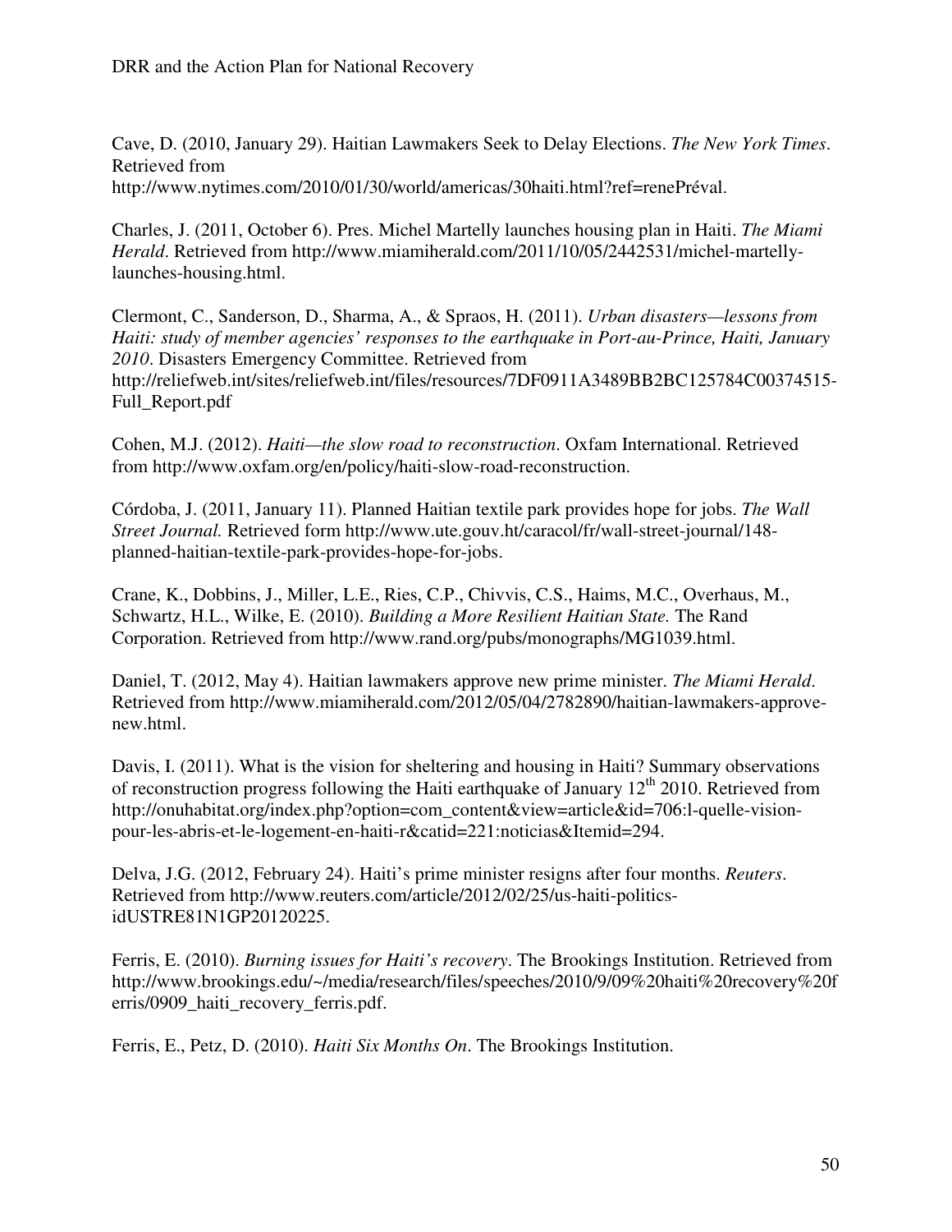Cave, D. (2010, January 29). Haitian Lawmakers Seek to Delay Elections. *The New York Times*. Retrieved from http://www.nytimes.com/2010/01/30/world/americas/30haiti.html?ref=renePréval.

Charles, J. (2011, October 6). Pres. Michel Martelly launches housing plan in Haiti. *The Miami Herald*. Retrieved from http://www.miamiherald.com/2011/10/05/2442531/michel-martelly-launches-housing.html.

Clermont, C., Sanderson, D., Sharma, A., & Spraos, H. (2011). *Urban disasters—lessons from Haiti: study of member agencies' responses to the earthquake in Port-au-Prince, Haiti, January 2010*. Disasters Emergency Committee. Retrieved from http://reliefweb.int/sites/reliefweb.int/files/resources/7DF0911A3489BB2BC125784C00374515-Full_Report.pdf

Cohen, M.J. (2012). *Haiti—the slow road to reconstruction*. Oxfam International. Retrieved from http://www.oxfam.org/en/policy/haiti-slow-road-reconstruction.

Córdoba, J. (2011, January 11). Planned Haitian textile park provides hope for jobs. *The Wall Street Journal.* Retrieved form http://www.ute.gouv.ht/caracol/fr/wall-street-journal/148-planned-haitian-textile-park-provides-hope-for-jobs.

Crane, K., Dobbins, J., Miller, L.E., Ries, C.P., Chivvis, C.S., Haims, M.C., Overhaus, M., Schwartz, H.L., Wilke, E. (2010). *Building a More Resilient Haitian State.* The Rand Corporation. Retrieved from http://www.rand.org/pubs/monographs/MG1039.html.

Daniel, T. (2012, May 4). Haitian lawmakers approve new prime minister. *The Miami Herald*. Retrieved from http://www.miamiherald.com/2012/05/04/2782890/haitian-lawmakers-approve-new.html.

Davis, I. (2011). What is the vision for sheltering and housing in Haiti? Summary observations of reconstruction progress following the Haiti earthquake of January 12th 2010. Retrieved from http://onuhabitat.org/index.php?option=com_content&view=article&id=706:l-quelle-vision-pour-les-abris-et-le-logement-en-haiti-r&catid=221:noticias&Itemid=294.

Delva, J.G. (2012, February 24). Haiti's prime minister resigns after four months. *Reuters*. Retrieved from http://www.reuters.com/article/2012/02/25/us-haiti-politics-idUSTRE81N1GP20120225.

Ferris, E. (2010). *Burning issues for Haiti's recovery*. The Brookings Institution. Retrieved from http://www.brookings.edu/~/media/research/files/speeches/2010/9/09%20haiti%20recovery%20ferris/0909_haiti_recovery_ferris.pdf.

Ferris, E., Petz, D. (2010). *Haiti Six Months On*. The Brookings Institution.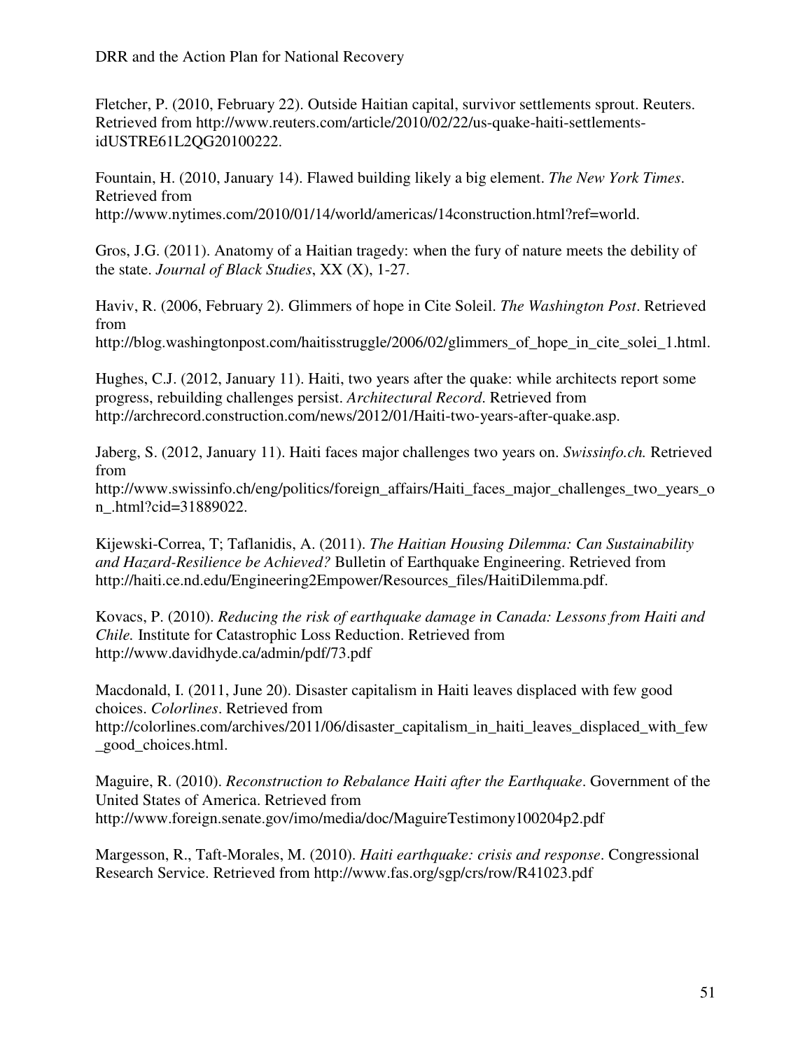Fletcher, P. (2010, February 22). Outside Haitian capital, survivor settlements sprout. Reuters. Retrieved from http://www.reuters.com/article/2010/02/22/us-quake-haiti-settlements-idUSTRE61L2QG20100222.

Fountain, H. (2010, January 14). Flawed building likely a big element. *The New York Times*. Retrieved from http://www.nytimes.com/2010/01/14/world/americas/14construction.html?ref=world.

Gros, J.G. (2011). Anatomy of a Haitian tragedy: when the fury of nature meets the debility of the state. *Journal of Black Studies*, XX (X), 1-27.

Haviv, R. (2006, February 2). Glimmers of hope in Cite Soleil. *The Washington Post*. Retrieved from http://blog.washingtonpost.com/haitisstruggle/2006/02/glimmers_of_hope_in_cite_solei_1.html.

Hughes, C.J. (2012, January 11). Haiti, two years after the quake: while architects report some progress, rebuilding challenges persist. *Architectural Record*. Retrieved from http://archrecord.construction.com/news/2012/01/Haiti-two-years-after-quake.asp.

Jaberg, S. (2012, January 11). Haiti faces major challenges two years on. *Swissinfo.ch.* Retrieved from http://www.swissinfo.ch/eng/politics/foreign_affairs/Haiti_faces_major_challenges_two_years_on_.html?cid=31889022.

Kijewski-Correa, T; Taflanidis, A. (2011). *The Haitian Housing Dilemma: Can Sustainability and Hazard-Resilience be Achieved?* Bulletin of Earthquake Engineering. Retrieved from http://haiti.ce.nd.edu/Engineering2Empower/Resources_files/HaitiDilemma.pdf.

Kovacs, P. (2010). *Reducing the risk of earthquake damage in Canada: Lessons from Haiti and Chile.* Institute for Catastrophic Loss Reduction. Retrieved from http://www.davidhyde.ca/admin/pdf/73.pdf

Macdonald, I. (2011, June 20). Disaster capitalism in Haiti leaves displaced with few good choices. *Colorlines*. Retrieved from http://colorlines.com/archives/2011/06/disaster_capitalism_in_haiti_leaves_displaced_with_few_good_choices.html.

Maguire, R. (2010). *Reconstruction to Rebalance Haiti after the Earthquake*. Government of the United States of America. Retrieved from http://www.foreign.senate.gov/imo/media/doc/MaguireTestimony100204p2.pdf

Margesson, R., Taft-Morales, M. (2010). *Haiti earthquake: crisis and response*. Congressional Research Service. Retrieved from http://www.fas.org/sgp/crs/row/R41023.pdf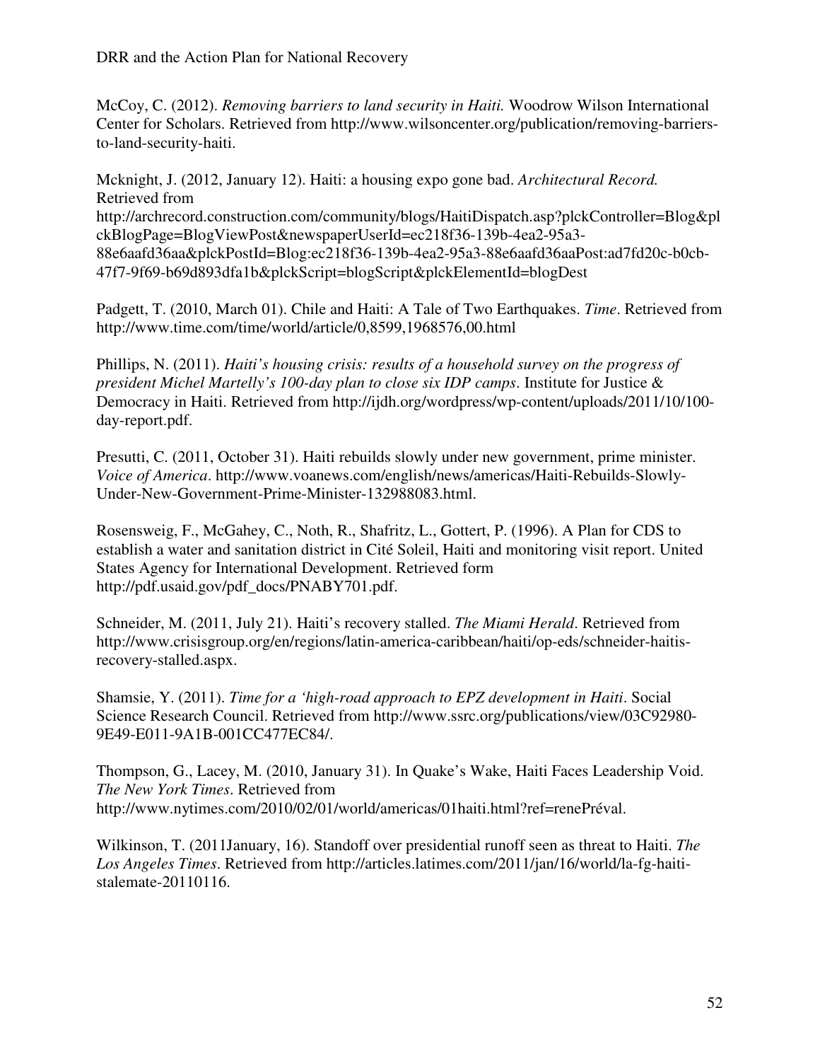McCoy, C. (2012). *Removing barriers to land security in Haiti.* Woodrow Wilson International Center for Scholars. Retrieved from http://www.wilsoncenter.org/publication/removing-barriers-to-land-security-haiti.

Mcknight, J. (2012, January 12). Haiti: a housing expo gone bad. *Architectural Record.* Retrieved from http://archrecord.construction.com/community/blogs/HaitiDispatch.asp?plckController=Blog&plckBlogPage=BlogViewPost&newspaperUserId=ec218f36-139b-4ea2-95a3-88e6aafd36aa&plckPostId=Blog:ec218f36-139b-4ea2-95a3-88e6aafd36aaPost:ad7fd20c-b0cb-47f7-9f69-b69d893dfa1b&plckScript=blogScript&plckElementId=blogDest

Padgett, T. (2010, March 01). Chile and Haiti: A Tale of Two Earthquakes. *Time*. Retrieved from http://www.time.com/time/world/article/0,8599,1968576,00.html

Phillips, N. (2011). *Haiti's housing crisis: results of a household survey on the progress of president Michel Martelly's 100-day plan to close six IDP camps*. Institute for Justice & Democracy in Haiti. Retrieved from http://ijdh.org/wordpress/wp-content/uploads/2011/10/100-day-report.pdf.

Presutti, C. (2011, October 31). Haiti rebuilds slowly under new government, prime minister. *Voice of America*. http://www.voanews.com/english/news/americas/Haiti-Rebuilds-Slowly-Under-New-Government-Prime-Minister-132988083.html.

Rosensweig, F., McGahey, C., Noth, R., Shafritz, L., Gottert, P. (1996). A Plan for CDS to establish a water and sanitation district in Cité Soleil, Haiti and monitoring visit report. United States Agency for International Development. Retrieved form http://pdf.usaid.gov/pdf_docs/PNABY701.pdf.

Schneider, M. (2011, July 21). Haiti's recovery stalled. *The Miami Herald*. Retrieved from http://www.crisisgroup.org/en/regions/latin-america-caribbean/haiti/op-eds/schneider-haitis-recovery-stalled.aspx.

Shamsie, Y. (2011). *Time for a 'high-road approach to EPZ development in Haiti*. Social Science Research Council. Retrieved from http://www.ssrc.org/publications/view/03C92980-9E49-E011-9A1B-001CC477EC84/.

Thompson, G., Lacey, M. (2010, January 31). In Quake's Wake, Haiti Faces Leadership Void. *The New York Times*. Retrieved from http://www.nytimes.com/2010/02/01/world/americas/01haiti.html?ref=renePréval.

Wilkinson, T. (2011January, 16). Standoff over presidential runoff seen as threat to Haiti. *The Los Angeles Times*. Retrieved from http://articles.latimes.com/2011/jan/16/world/la-fg-haiti-stalemate-20110116.